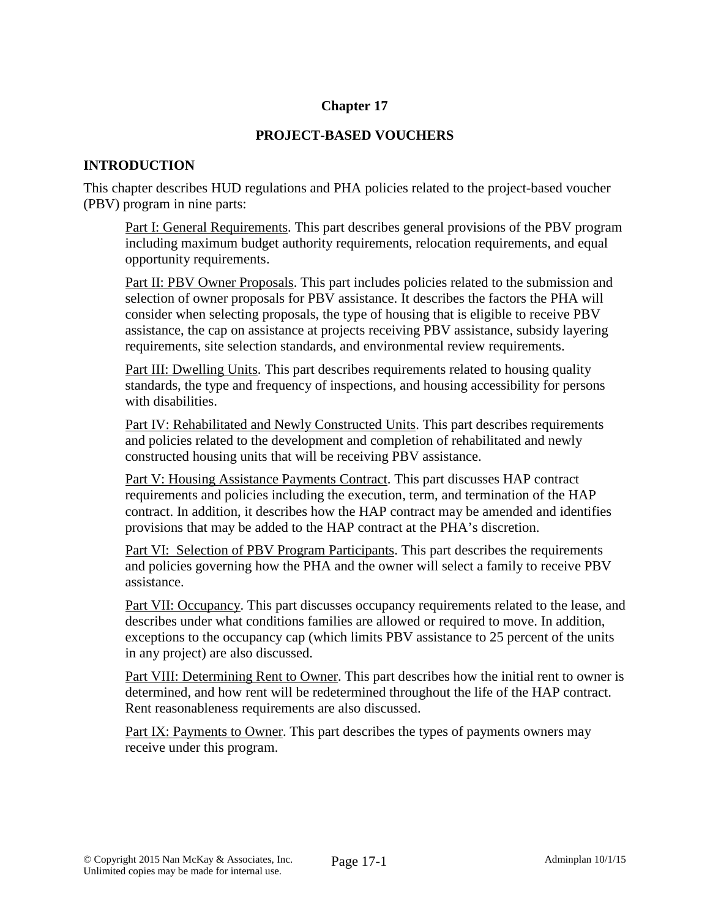# Chapter 17

## PROJECT-BASED VOUCHERS

### INTRODUCTION

This chapter describes HUD regulations and PHA policies related to the project-based voucher (PBV) program in nine parts:

Part I: General Requirements. This part describes general provisions of the PBV program including maximum budget authority requirements, relocation requirements, and equal opportunity requirements.

Part II: PBV Owner Proposals. This part includes policies related to the submission and selection of owner proposals for PBV assistance. It describes the factors the PHA will consider when selecting proposals, the type of housing that is eligible to receive PBV assistance, the cap on assistance at projects receiving PBV assistance, subsidy layering requirements, site selection standards, and environmental review requirements.

Part III: Dwelling Units. This part describes requirements related to housing quality standards, the type and frequency of inspections, and housing accessibility for persons with disabilities.

Part IV: Rehabilitated and Newly Constructed Units. This part describes requirements and policies related to the development and completion of rehabilitated and newly constructed housing units that will be receiving PBV assistance.

Part V: Housing Assistance Payments Contract. This part discusses HAP contract requirements and policies including the execution, term, and termination of the HAP contract. In addition, it describes how the HAP contract may be amended and identifies provisions that may be added to the HAP contract at the PHA's discretion.

Part VI: Selection of PBV Program Participants. This part describes the requirements and policies governing how the PHA and the owner will select a family to receive PBV assistance.

Part VII: Occupancy. This part discusses occupancy requirements related to the lease, and describes under what conditions families are allowed or required to move. In addition, exceptions to the occupancy cap (which limits PBV assistance to 25 percent of the units in any project) are also discussed.

Part VIII: Determining Rent to Owner. This part describes how the initial rent to owner is determined, and how rent will be redetermined throughout the life of the HAP contract. Rent reasonableness requirements are also discussed.

Part IX: Payments to Owner. This part describes the types of payments owners may receive under this program.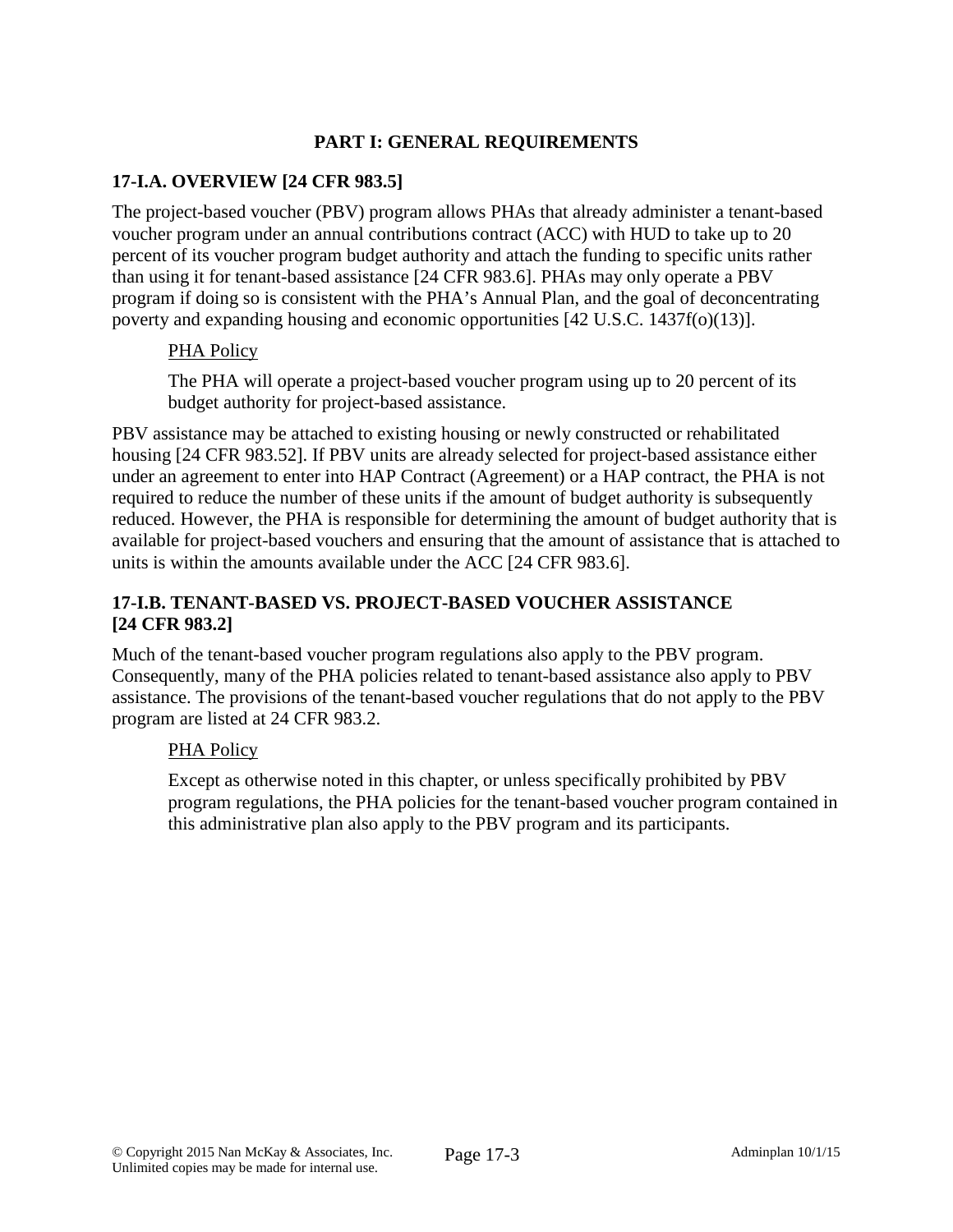## PART I: GENERAL REQUIREMENTS

### 17-I.A. OVERVIEW [24 CFR 983.5]

The project-based voucher (PBV) program allows PHAs that already administer a tenant-based voucher program under an annual contributions contract (ACC) with HUD to take up to 20 percent of its voucher program budget authority and attach the funding to specific units rather than using it for tenant-based assistance [24 CFR 983.6]. PHAs may only operate a PBV program if doing so is consistent with the PHA's Annual Plan, and the goal of deconcentrating poverty and expanding housing and economic opportunities [42 U.S.C. 1437f(o)(13)].

> PHA Policy
>
> The PHA will operate a project-based voucher program using up to 20 percent of its budget authority for project-based assistance.

PBV assistance may be attached to existing housing or newly constructed or rehabilitated housing [24 CFR 983.52]. If PBV units are already selected for project-based assistance either under an agreement to enter into HAP Contract (Agreement) or a HAP contract, the PHA is not required to reduce the number of these units if the amount of budget authority is subsequently reduced. However, the PHA is responsible for determining the amount of budget authority that is available for project-based vouchers and ensuring that the amount of assistance that is attached to units is within the amounts available under the ACC [24 CFR 983.6].

### 17-I.B. TENANT-BASED VS. PROJECT-BASED VOUCHER ASSISTANCE [24 CFR 983.2]

Much of the tenant-based voucher program regulations also apply to the PBV program. Consequently, many of the PHA policies related to tenant-based assistance also apply to PBV assistance. The provisions of the tenant-based voucher regulations that do not apply to the PBV program are listed at 24 CFR 983.2.

> PHA Policy
>
> Except as otherwise noted in this chapter, or unless specifically prohibited by PBV program regulations, the PHA policies for the tenant-based voucher program contained in this administrative plan also apply to the PBV program and its participants.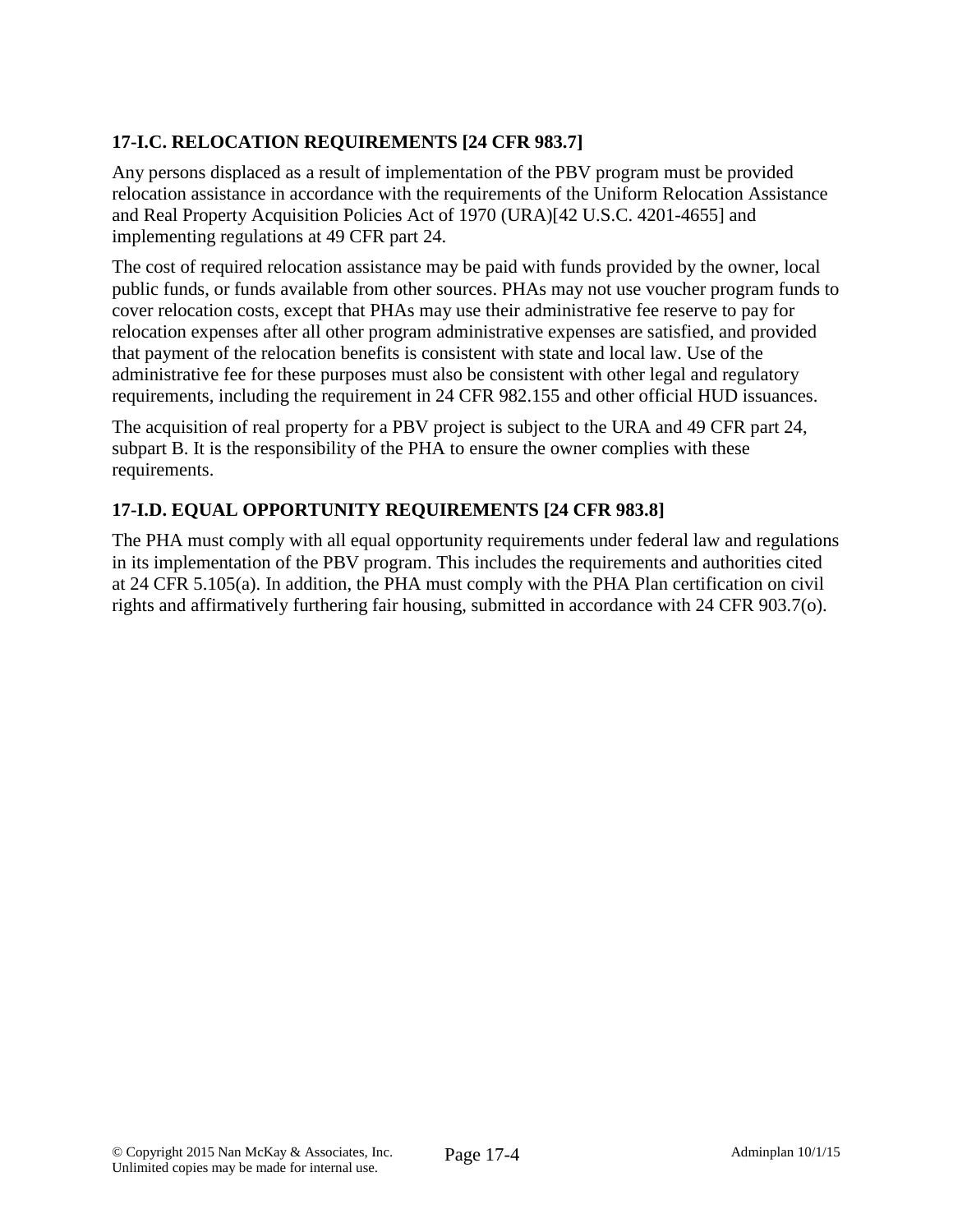### 17-I.C. RELOCATION REQUIREMENTS [24 CFR 983.7]

Any persons displaced as a result of implementation of the PBV program must be provided relocation assistance in accordance with the requirements of the Uniform Relocation Assistance and Real Property Acquisition Policies Act of 1970 (URA)[42 U.S.C. 4201-4655] and implementing regulations at 49 CFR part 24.

The cost of required relocation assistance may be paid with funds provided by the owner, local public funds, or funds available from other sources. PHAs may not use voucher program funds to cover relocation costs, except that PHAs may use their administrative fee reserve to pay for relocation expenses after all other program administrative expenses are satisfied, and provided that payment of the relocation benefits is consistent with state and local law. Use of the administrative fee for these purposes must also be consistent with other legal and regulatory requirements, including the requirement in 24 CFR 982.155 and other official HUD issuances.

The acquisition of real property for a PBV project is subject to the URA and 49 CFR part 24, subpart B. It is the responsibility of the PHA to ensure the owner complies with these requirements.

### 17-I.D. EQUAL OPPORTUNITY REQUIREMENTS [24 CFR 983.8]

The PHA must comply with all equal opportunity requirements under federal law and regulations in its implementation of the PBV program. This includes the requirements and authorities cited at 24 CFR 5.105(a). In addition, the PHA must comply with the PHA Plan certification on civil rights and affirmatively furthering fair housing, submitted in accordance with 24 CFR 903.7(o).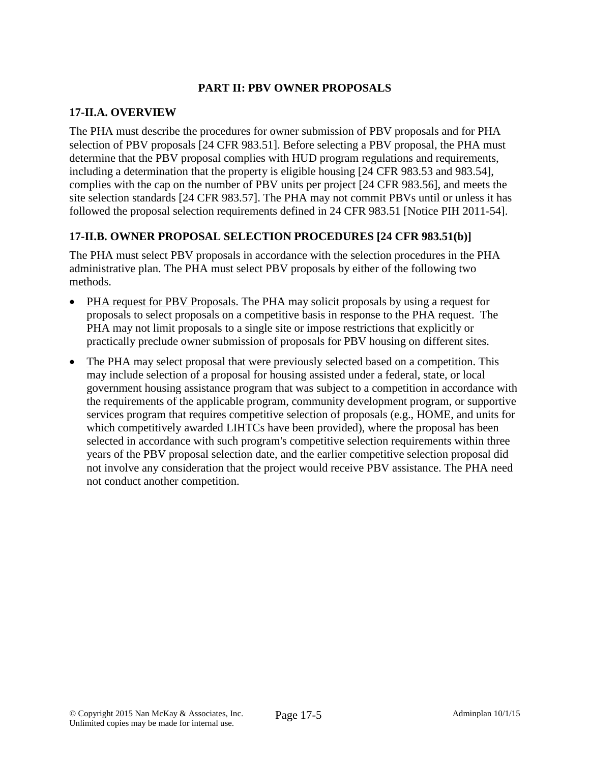## PART II: PBV OWNER PROPOSALS

### 17-II.A. OVERVIEW

The PHA must describe the procedures for owner submission of PBV proposals and for PHA selection of PBV proposals [24 CFR 983.51]. Before selecting a PBV proposal, the PHA must determine that the PBV proposal complies with HUD program regulations and requirements, including a determination that the property is eligible housing [24 CFR 983.53 and 983.54], complies with the cap on the number of PBV units per project [24 CFR 983.56], and meets the site selection standards [24 CFR 983.57]. The PHA may not commit PBVs until or unless it has followed the proposal selection requirements defined in 24 CFR 983.51 [Notice PIH 2011-54].

### 17-II.B. OWNER PROPOSAL SELECTION PROCEDURES [24 CFR 983.51(b)]

The PHA must select PBV proposals in accordance with the selection procedures in the PHA administrative plan. The PHA must select PBV proposals by either of the following two methods.

- PHA request for PBV Proposals. The PHA may solicit proposals by using a request for proposals to select proposals on a competitive basis in response to the PHA request. The PHA may not limit proposals to a single site or impose restrictions that explicitly or practically preclude owner submission of proposals for PBV housing on different sites.
- The PHA may select proposal that were previously selected based on a competition. This may include selection of a proposal for housing assisted under a federal, state, or local government housing assistance program that was subject to a competition in accordance with the requirements of the applicable program, community development program, or supportive services program that requires competitive selection of proposals (e.g., HOME, and units for which competitively awarded LIHTCs have been provided), where the proposal has been selected in accordance with such program's competitive selection requirements within three years of the PBV proposal selection date, and the earlier competitive selection proposal did not involve any consideration that the project would receive PBV assistance. The PHA need not conduct another competition.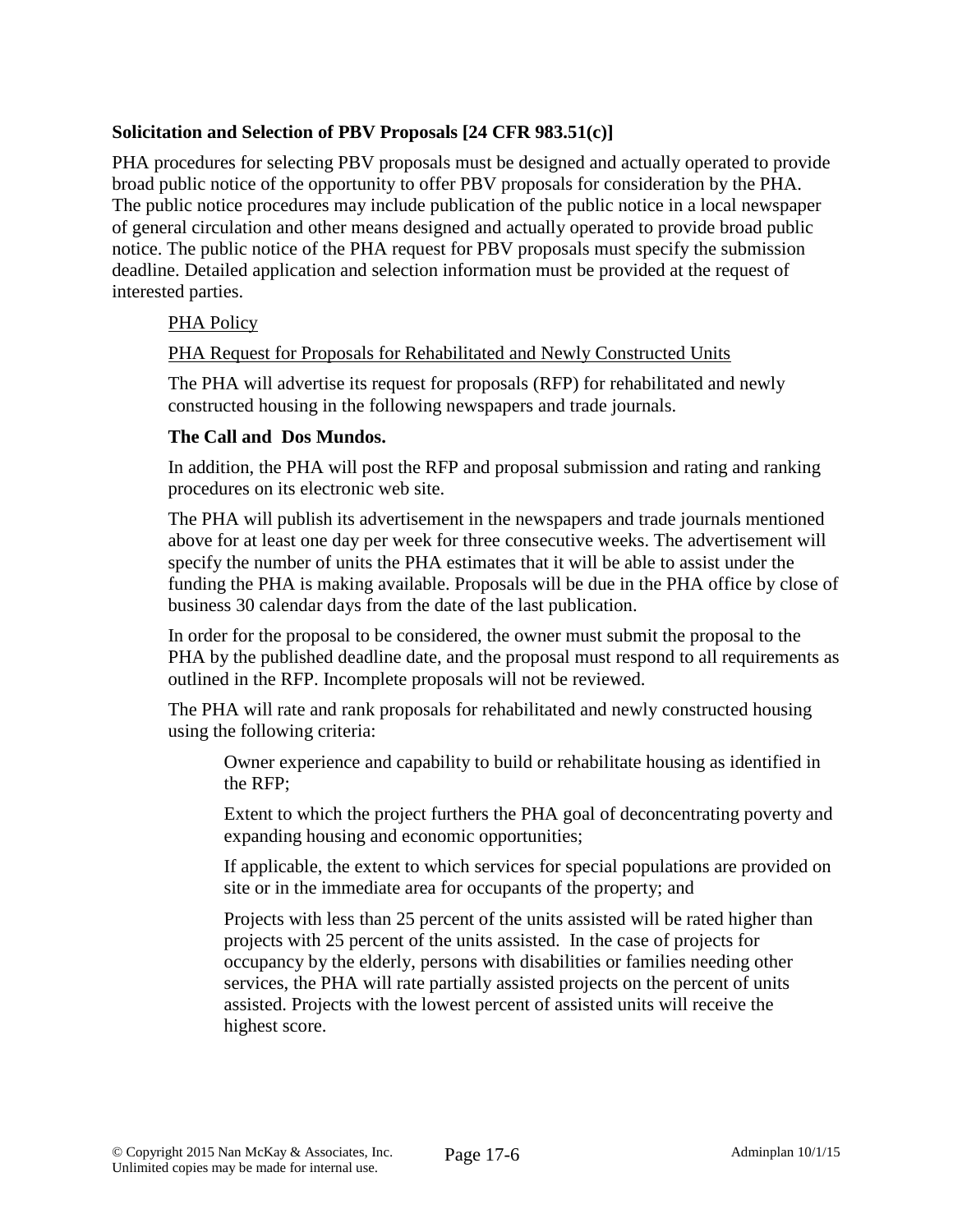**Solicitation and Selection of PBV Proposals [24 CFR 983.51(c)]**

PHA procedures for selecting PBV proposals must be designed and actually operated to provide broad public notice of the opportunity to offer PBV proposals for consideration by the PHA. The public notice procedures may include publication of the public notice in a local newspaper of general circulation and other means designed and actually operated to provide broad public notice. The public notice of the PHA request for PBV proposals must specify the submission deadline. Detailed application and selection information must be provided at the request of interested parties.

PHA Policy

PHA Request for Proposals for Rehabilitated and Newly Constructed Units

The PHA will advertise its request for proposals (RFP) for rehabilitated and newly constructed housing in the following newspapers and trade journals.

**The Call and Dos Mundos.**

In addition, the PHA will post the RFP and proposal submission and rating and ranking procedures on its electronic web site.

The PHA will publish its advertisement in the newspapers and trade journals mentioned above for at least one day per week for three consecutive weeks. The advertisement will specify the number of units the PHA estimates that it will be able to assist under the funding the PHA is making available. Proposals will be due in the PHA office by close of business 30 calendar days from the date of the last publication.

In order for the proposal to be considered, the owner must submit the proposal to the PHA by the published deadline date, and the proposal must respond to all requirements as outlined in the RFP. Incomplete proposals will not be reviewed.

The PHA will rate and rank proposals for rehabilitated and newly constructed housing using the following criteria:

Owner experience and capability to build or rehabilitate housing as identified in the RFP;

Extent to which the project furthers the PHA goal of deconcentrating poverty and expanding housing and economic opportunities;

If applicable, the extent to which services for special populations are provided on site or in the immediate area for occupants of the property; and

Projects with less than 25 percent of the units assisted will be rated higher than projects with 25 percent of the units assisted. In the case of projects for occupancy by the elderly, persons with disabilities or families needing other services, the PHA will rate partially assisted projects on the percent of units assisted. Projects with the lowest percent of assisted units will receive the highest score.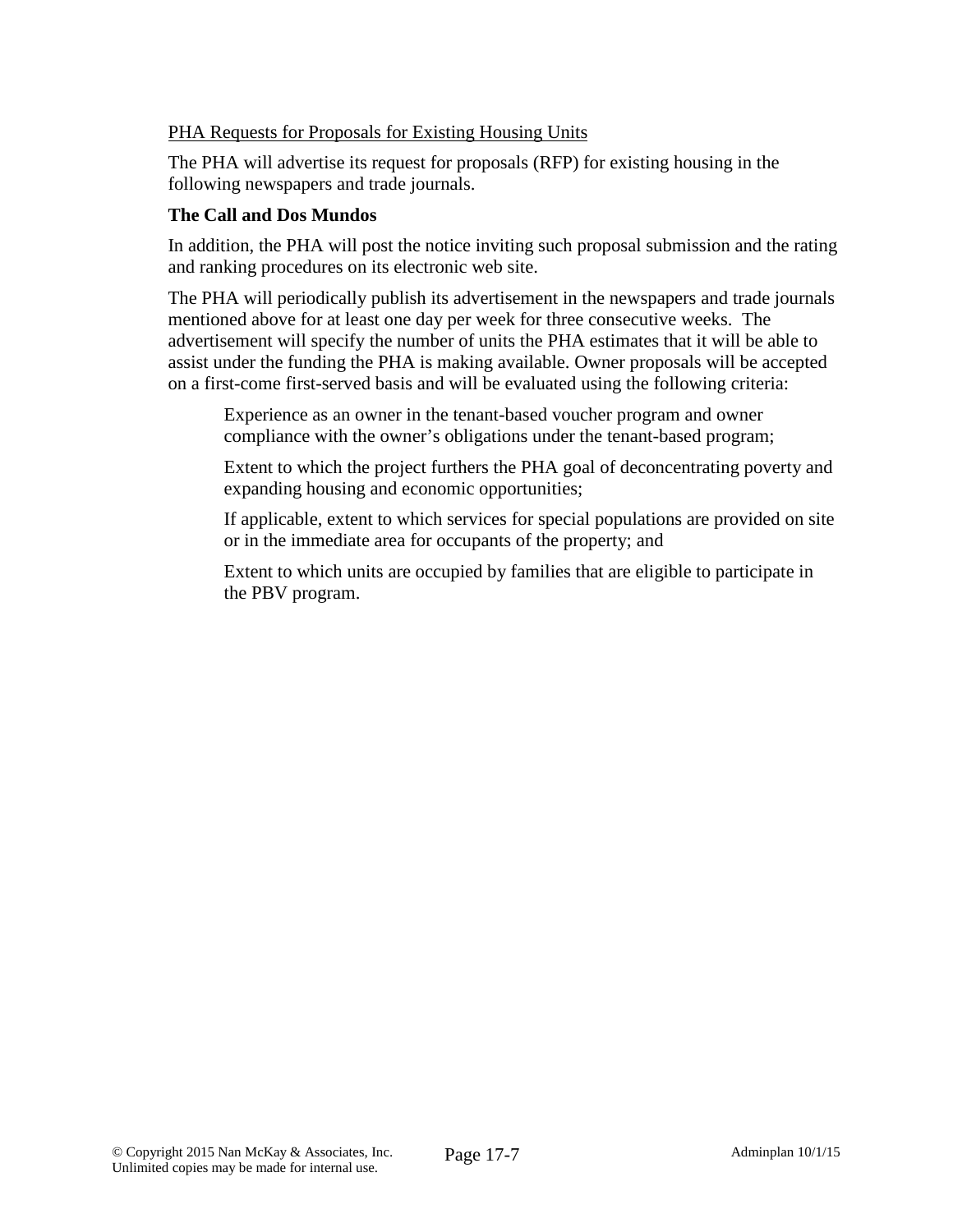<u>PHA Requests for Proposals for Existing Housing Units</u>

The PHA will advertise its request for proposals (RFP) for existing housing in the following newspapers and trade journals.

**The Call and Dos Mundos**

In addition, the PHA will post the notice inviting such proposal submission and the rating and ranking procedures on its electronic web site.

The PHA will periodically publish its advertisement in the newspapers and trade journals mentioned above for at least one day per week for three consecutive weeks. The advertisement will specify the number of units the PHA estimates that it will be able to assist under the funding the PHA is making available. Owner proposals will be accepted on a first-come first-served basis and will be evaluated using the following criteria:

> Experience as an owner in the tenant-based voucher program and owner compliance with the owner's obligations under the tenant-based program;
>
> Extent to which the project furthers the PHA goal of deconcentrating poverty and expanding housing and economic opportunities;
>
> If applicable, extent to which services for special populations are provided on site or in the immediate area for occupants of the property; and
>
> Extent to which units are occupied by families that are eligible to participate in the PBV program.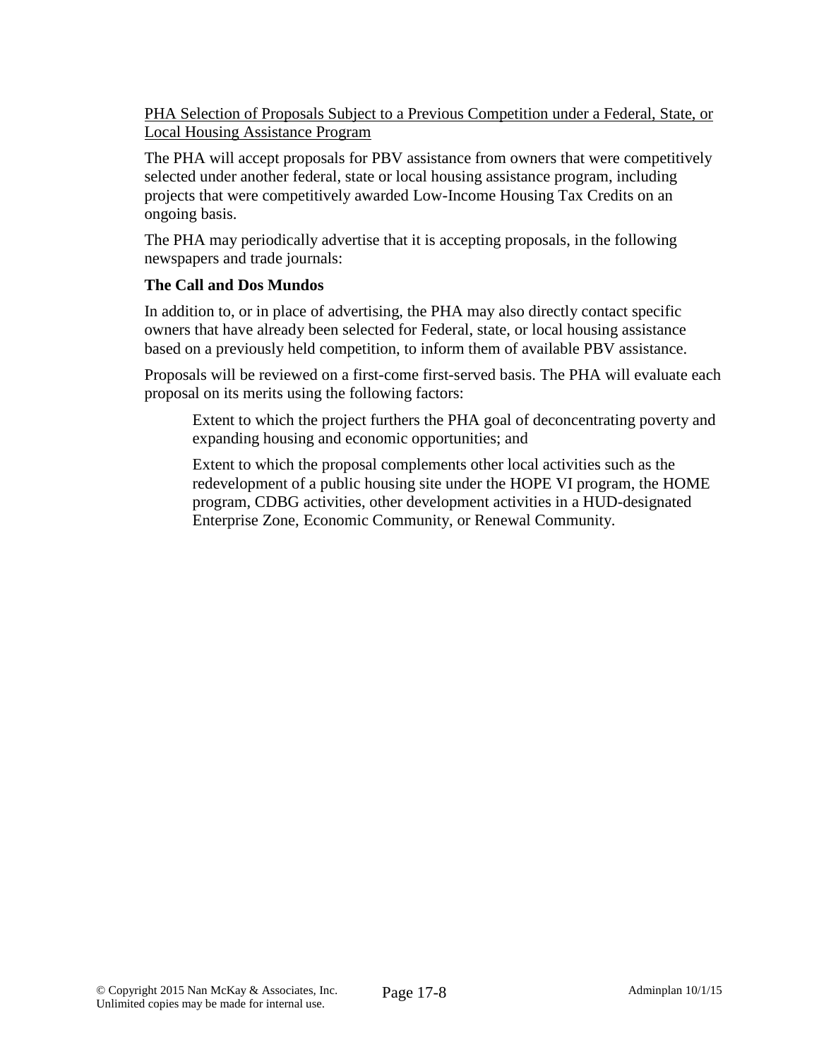PHA Selection of Proposals Subject to a Previous Competition under a Federal, State, or Local Housing Assistance Program

The PHA will accept proposals for PBV assistance from owners that were competitively selected under another federal, state or local housing assistance program, including projects that were competitively awarded Low-Income Housing Tax Credits on an ongoing basis.

The PHA may periodically advertise that it is accepting proposals, in the following newspapers and trade journals:

**The Call and Dos Mundos**

In addition to, or in place of advertising, the PHA may also directly contact specific owners that have already been selected for Federal, state, or local housing assistance based on a previously held competition, to inform them of available PBV assistance.

Proposals will be reviewed on a first-come first-served basis. The PHA will evaluate each proposal on its merits using the following factors:

Extent to which the project furthers the PHA goal of deconcentrating poverty and expanding housing and economic opportunities; and

Extent to which the proposal complements other local activities such as the redevelopment of a public housing site under the HOPE VI program, the HOME program, CDBG activities, other development activities in a HUD-designated Enterprise Zone, Economic Community, or Renewal Community.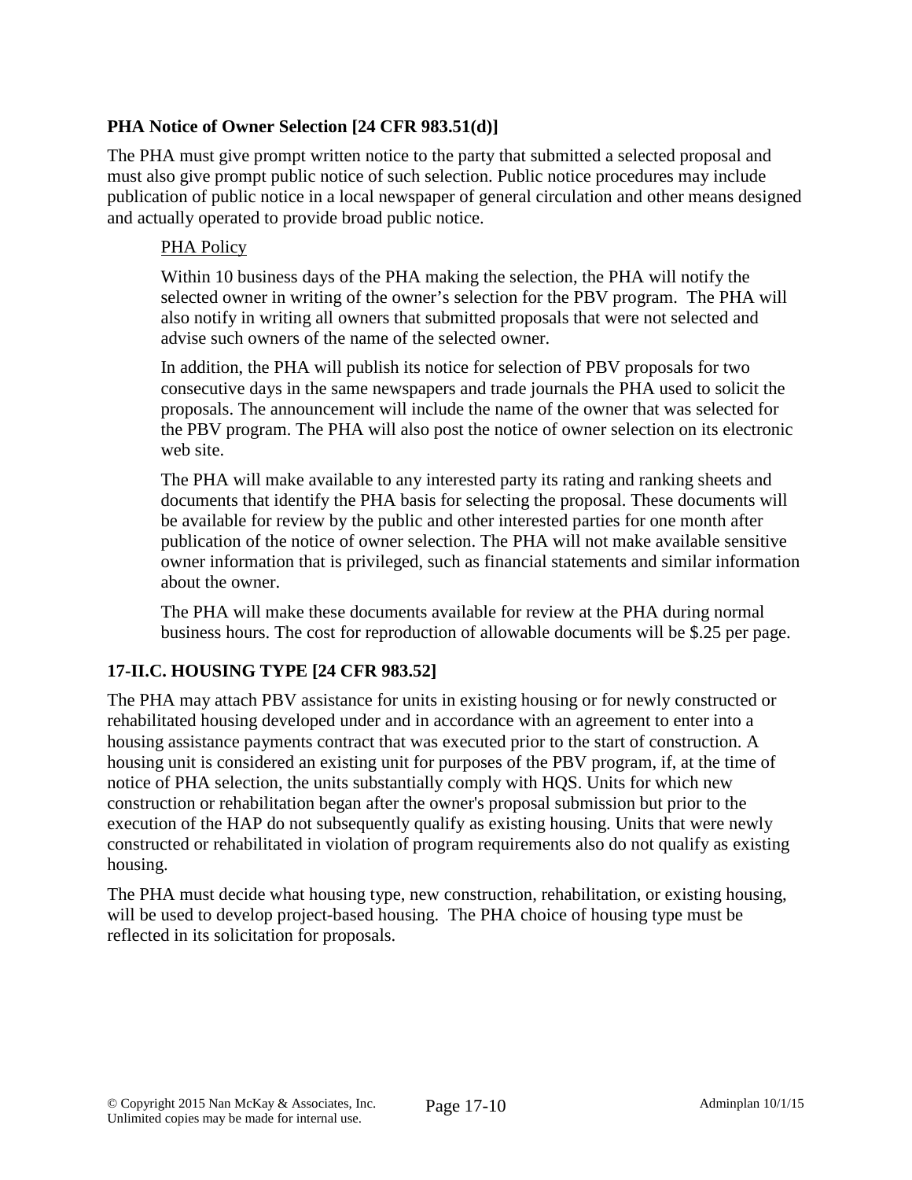### PHA Notice of Owner Selection [24 CFR 983.51(d)]

The PHA must give prompt written notice to the party that submitted a selected proposal and must also give prompt public notice of such selection. Public notice procedures may include publication of public notice in a local newspaper of general circulation and other means designed and actually operated to provide broad public notice.

<u>PHA Policy</u>

Within 10 business days of the PHA making the selection, the PHA will notify the selected owner in writing of the owner's selection for the PBV program. The PHA will also notify in writing all owners that submitted proposals that were not selected and advise such owners of the name of the selected owner.

In addition, the PHA will publish its notice for selection of PBV proposals for two consecutive days in the same newspapers and trade journals the PHA used to solicit the proposals. The announcement will include the name of the owner that was selected for the PBV program. The PHA will also post the notice of owner selection on its electronic web site.

The PHA will make available to any interested party its rating and ranking sheets and documents that identify the PHA basis for selecting the proposal. These documents will be available for review by the public and other interested parties for one month after publication of the notice of owner selection. The PHA will not make available sensitive owner information that is privileged, such as financial statements and similar information about the owner.

The PHA will make these documents available for review at the PHA during normal business hours. The cost for reproduction of allowable documents will be $.25 per page.

### 17-II.C. HOUSING TYPE [24 CFR 983.52]

The PHA may attach PBV assistance for units in existing housing or for newly constructed or rehabilitated housing developed under and in accordance with an agreement to enter into a housing assistance payments contract that was executed prior to the start of construction. A housing unit is considered an existing unit for purposes of the PBV program, if, at the time of notice of PHA selection, the units substantially comply with HQS. Units for which new construction or rehabilitation began after the owner's proposal submission but prior to the execution of the HAP do not subsequently qualify as existing housing. Units that were newly constructed or rehabilitated in violation of program requirements also do not qualify as existing housing.

The PHA must decide what housing type, new construction, rehabilitation, or existing housing, will be used to develop project-based housing. The PHA choice of housing type must be reflected in its solicitation for proposals.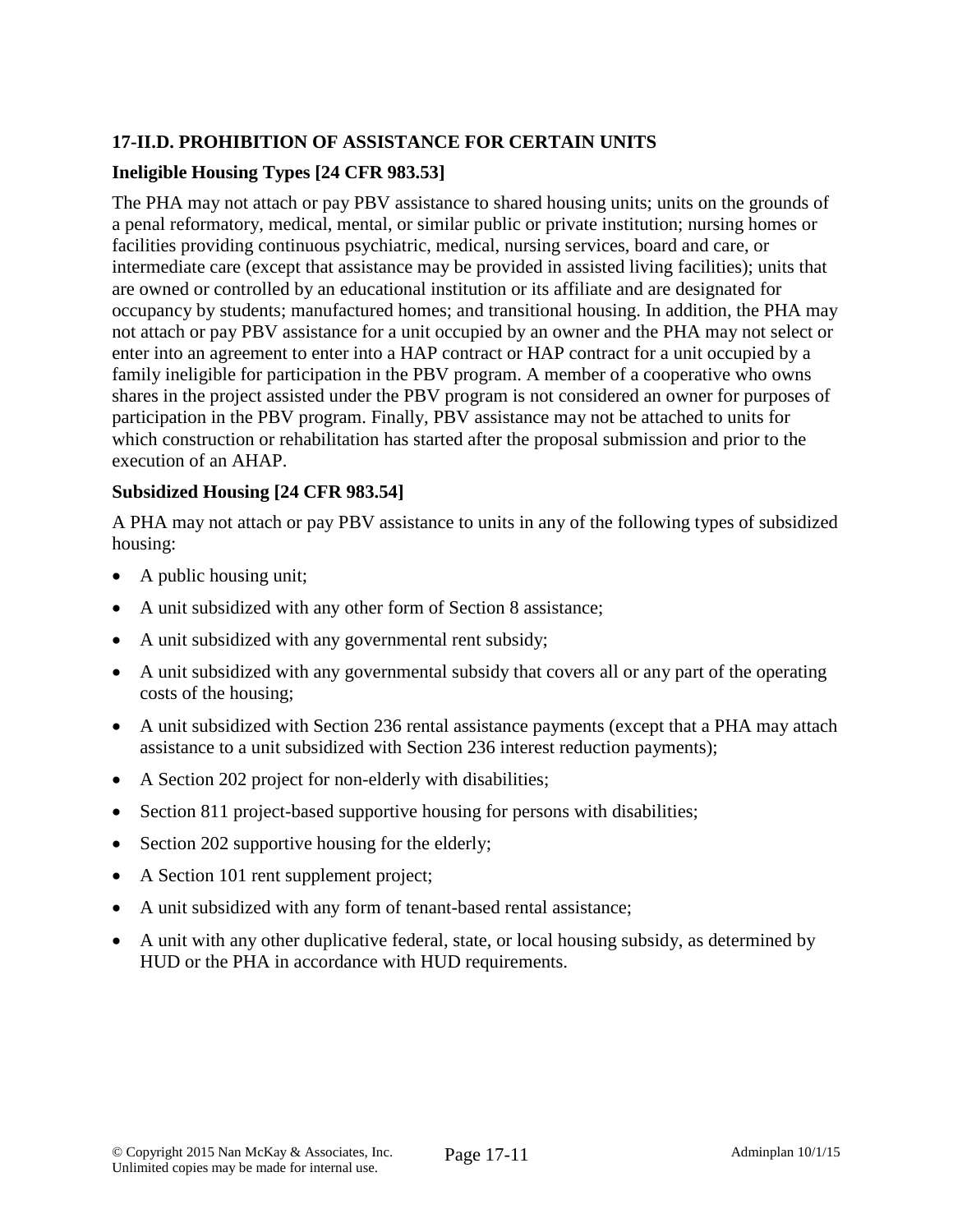## 17-II.D. PROHIBITION OF ASSISTANCE FOR CERTAIN UNITS

### Ineligible Housing Types [24 CFR 983.53]

The PHA may not attach or pay PBV assistance to shared housing units; units on the grounds of a penal reformatory, medical, mental, or similar public or private institution; nursing homes or facilities providing continuous psychiatric, medical, nursing services, board and care, or intermediate care (except that assistance may be provided in assisted living facilities); units that are owned or controlled by an educational institution or its affiliate and are designated for occupancy by students; manufactured homes; and transitional housing. In addition, the PHA may not attach or pay PBV assistance for a unit occupied by an owner and the PHA may not select or enter into an agreement to enter into a HAP contract or HAP contract for a unit occupied by a family ineligible for participation in the PBV program. A member of a cooperative who owns shares in the project assisted under the PBV program is not considered an owner for purposes of participation in the PBV program. Finally, PBV assistance may not be attached to units for which construction or rehabilitation has started after the proposal submission and prior to the execution of an AHAP.

### Subsidized Housing [24 CFR 983.54]

A PHA may not attach or pay PBV assistance to units in any of the following types of subsidized housing:

- A public housing unit;
- A unit subsidized with any other form of Section 8 assistance;
- A unit subsidized with any governmental rent subsidy;
- A unit subsidized with any governmental subsidy that covers all or any part of the operating costs of the housing;
- A unit subsidized with Section 236 rental assistance payments (except that a PHA may attach assistance to a unit subsidized with Section 236 interest reduction payments);
- A Section 202 project for non-elderly with disabilities;
- Section 811 project-based supportive housing for persons with disabilities;
- Section 202 supportive housing for the elderly;
- A Section 101 rent supplement project;
- A unit subsidized with any form of tenant-based rental assistance;
- A unit with any other duplicative federal, state, or local housing subsidy, as determined by HUD or the PHA in accordance with HUD requirements.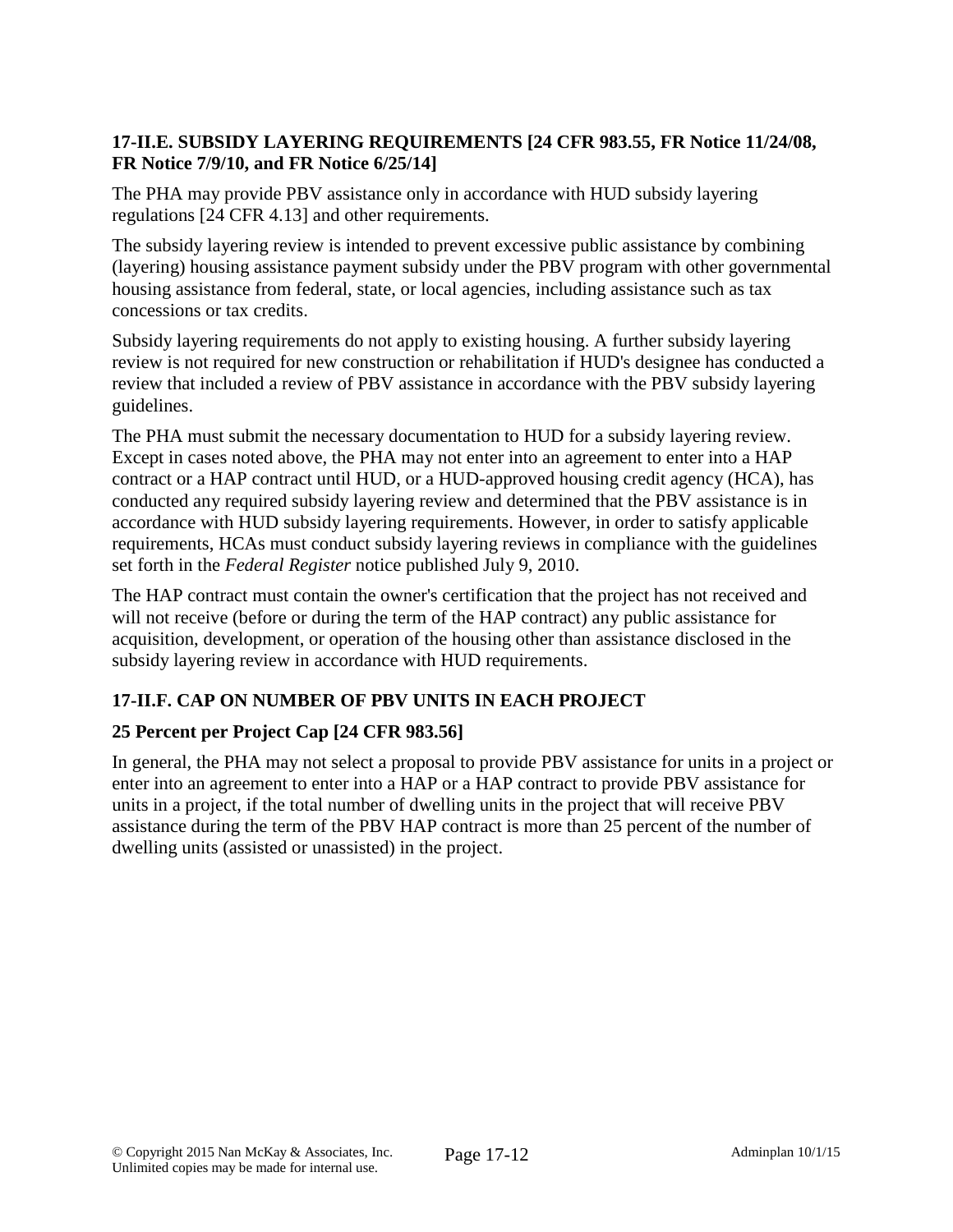### 17-II.E. SUBSIDY LAYERING REQUIREMENTS [24 CFR 983.55, FR Notice 11/24/08, FR Notice 7/9/10, and FR Notice 6/25/14]

The PHA may provide PBV assistance only in accordance with HUD subsidy layering regulations [24 CFR 4.13] and other requirements.

The subsidy layering review is intended to prevent excessive public assistance by combining (layering) housing assistance payment subsidy under the PBV program with other governmental housing assistance from federal, state, or local agencies, including assistance such as tax concessions or tax credits.

Subsidy layering requirements do not apply to existing housing. A further subsidy layering review is not required for new construction or rehabilitation if HUD's designee has conducted a review that included a review of PBV assistance in accordance with the PBV subsidy layering guidelines.

The PHA must submit the necessary documentation to HUD for a subsidy layering review. Except in cases noted above, the PHA may not enter into an agreement to enter into a HAP contract or a HAP contract until HUD, or a HUD-approved housing credit agency (HCA), has conducted any required subsidy layering review and determined that the PBV assistance is in accordance with HUD subsidy layering requirements. However, in order to satisfy applicable requirements, HCAs must conduct subsidy layering reviews in compliance with the guidelines set forth in the *Federal Register* notice published July 9, 2010.

The HAP contract must contain the owner's certification that the project has not received and will not receive (before or during the term of the HAP contract) any public assistance for acquisition, development, or operation of the housing other than assistance disclosed in the subsidy layering review in accordance with HUD requirements.

### 17-II.F. CAP ON NUMBER OF PBV UNITS IN EACH PROJECT

#### 25 Percent per Project Cap [24 CFR 983.56]

In general, the PHA may not select a proposal to provide PBV assistance for units in a project or enter into an agreement to enter into a HAP or a HAP contract to provide PBV assistance for units in a project, if the total number of dwelling units in the project that will receive PBV assistance during the term of the PBV HAP contract is more than 25 percent of the number of dwelling units (assisted or unassisted) in the project.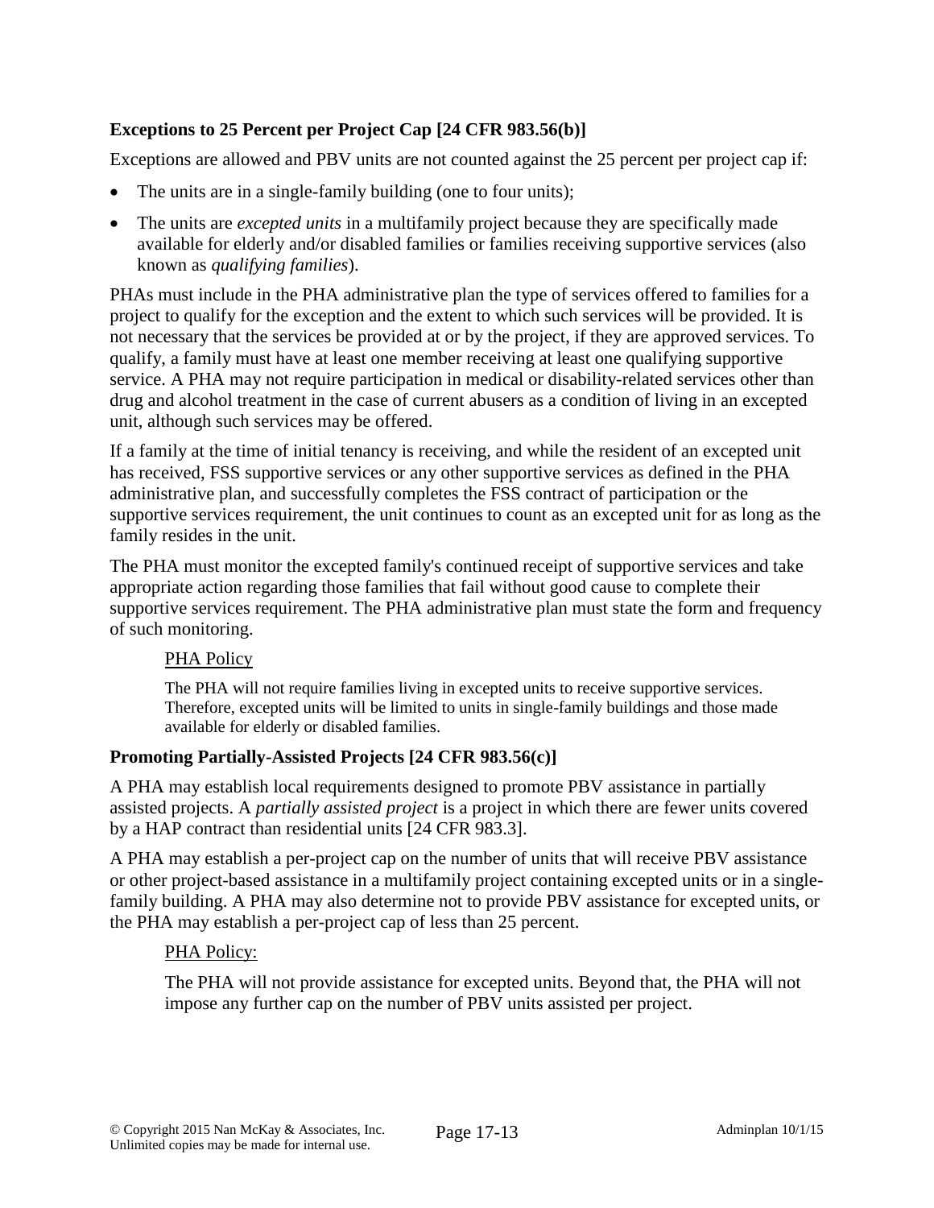### Exceptions to 25 Percent per Project Cap [24 CFR 983.56(b)]

Exceptions are allowed and PBV units are not counted against the 25 percent per project cap if:

- The units are in a single-family building (one to four units);
- The units are *excepted units* in a multifamily project because they are specifically made available for elderly and/or disabled families or families receiving supportive services (also known as *qualifying families*).

PHAs must include in the PHA administrative plan the type of services offered to families for a project to qualify for the exception and the extent to which such services will be provided. It is not necessary that the services be provided at or by the project, if they are approved services. To qualify, a family must have at least one member receiving at least one qualifying supportive service. A PHA may not require participation in medical or disability-related services other than drug and alcohol treatment in the case of current abusers as a condition of living in an excepted unit, although such services may be offered.

If a family at the time of initial tenancy is receiving, and while the resident of an excepted unit has received, FSS supportive services or any other supportive services as defined in the PHA administrative plan, and successfully completes the FSS contract of participation or the supportive services requirement, the unit continues to count as an excepted unit for as long as the family resides in the unit.

The PHA must monitor the excepted family's continued receipt of supportive services and take appropriate action regarding those families that fail without good cause to complete their supportive services requirement. The PHA administrative plan must state the form and frequency of such monitoring.

<u>PHA Policy</u>

> The PHA will not require families living in excepted units to receive supportive services. Therefore, excepted units will be limited to units in single-family buildings and those made available for elderly or disabled families.

### Promoting Partially-Assisted Projects [24 CFR 983.56(c)]

A PHA may establish local requirements designed to promote PBV assistance in partially assisted projects. A *partially assisted project* is a project in which there are fewer units covered by a HAP contract than residential units [24 CFR 983.3].

A PHA may establish a per-project cap on the number of units that will receive PBV assistance or other project-based assistance in a multifamily project containing excepted units or in a single-family building. A PHA may also determine not to provide PBV assistance for excepted units, or the PHA may establish a per-project cap of less than 25 percent.

<u>PHA Policy:</u>

> The PHA will not provide assistance for excepted units. Beyond that, the PHA will not impose any further cap on the number of PBV units assisted per project.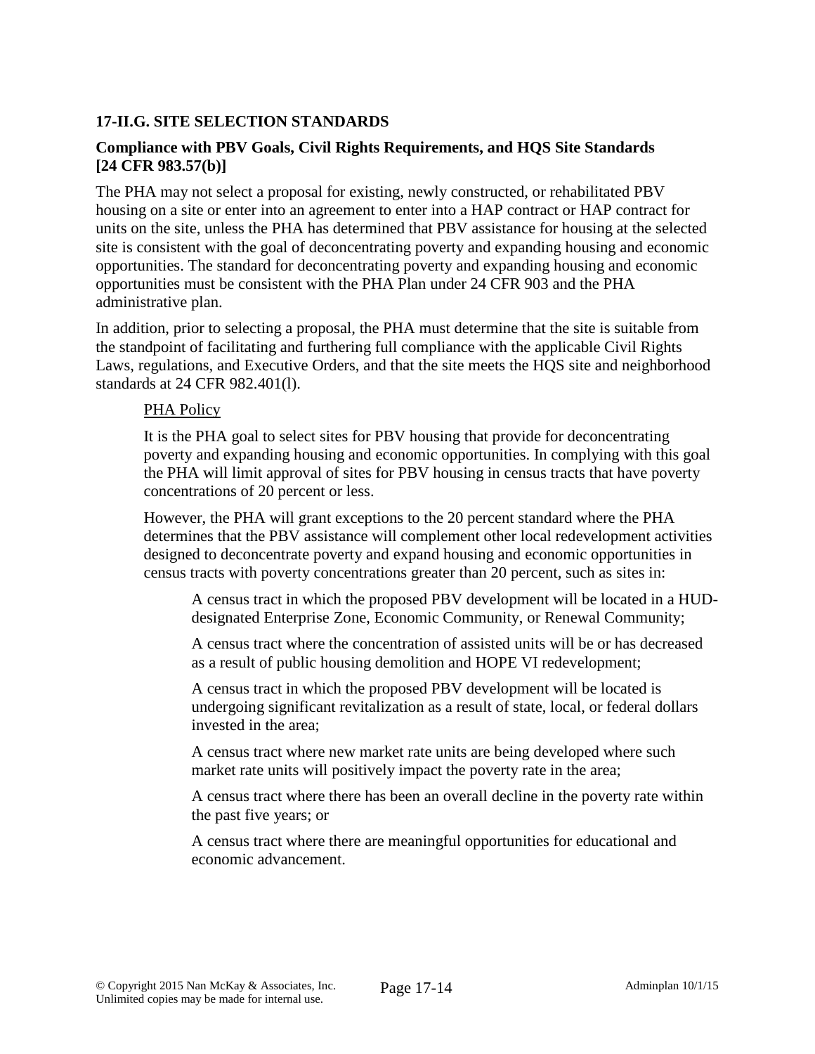## 17-II.G. SITE SELECTION STANDARDS

### Compliance with PBV Goals, Civil Rights Requirements, and HQS Site Standards [24 CFR 983.57(b)]

The PHA may not select a proposal for existing, newly constructed, or rehabilitated PBV housing on a site or enter into an agreement to enter into a HAP contract or HAP contract for units on the site, unless the PHA has determined that PBV assistance for housing at the selected site is consistent with the goal of deconcentrating poverty and expanding housing and economic opportunities. The standard for deconcentrating poverty and expanding housing and economic opportunities must be consistent with the PHA Plan under 24 CFR 903 and the PHA administrative plan.

In addition, prior to selecting a proposal, the PHA must determine that the site is suitable from the standpoint of facilitating and furthering full compliance with the applicable Civil Rights Laws, regulations, and Executive Orders, and that the site meets the HQS site and neighborhood standards at 24 CFR 982.401(l).

PHA Policy

It is the PHA goal to select sites for PBV housing that provide for deconcentrating poverty and expanding housing and economic opportunities. In complying with this goal the PHA will limit approval of sites for PBV housing in census tracts that have poverty concentrations of 20 percent or less.

However, the PHA will grant exceptions to the 20 percent standard where the PHA determines that the PBV assistance will complement other local redevelopment activities designed to deconcentrate poverty and expand housing and economic opportunities in census tracts with poverty concentrations greater than 20 percent, such as sites in:

A census tract in which the proposed PBV development will be located in a HUD-designated Enterprise Zone, Economic Community, or Renewal Community;

A census tract where the concentration of assisted units will be or has decreased as a result of public housing demolition and HOPE VI redevelopment;

A census tract in which the proposed PBV development will be located is undergoing significant revitalization as a result of state, local, or federal dollars invested in the area;

A census tract where new market rate units are being developed where such market rate units will positively impact the poverty rate in the area;

A census tract where there has been an overall decline in the poverty rate within the past five years; or

A census tract where there are meaningful opportunities for educational and economic advancement.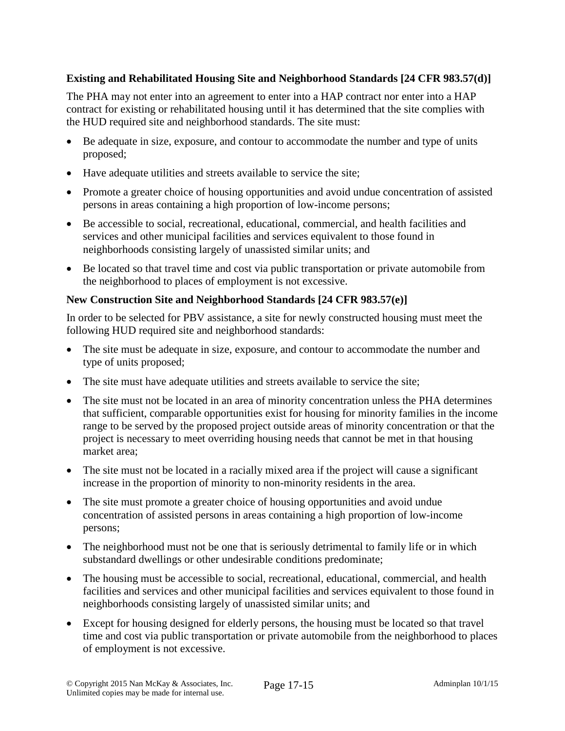**Existing and Rehabilitated Housing Site and Neighborhood Standards [24 CFR 983.57(d)]**

The PHA may not enter into an agreement to enter into a HAP contract nor enter into a HAP contract for existing or rehabilitated housing until it has determined that the site complies with the HUD required site and neighborhood standards. The site must:

- Be adequate in size, exposure, and contour to accommodate the number and type of units proposed;
- Have adequate utilities and streets available to service the site;
- Promote a greater choice of housing opportunities and avoid undue concentration of assisted persons in areas containing a high proportion of low-income persons;
- Be accessible to social, recreational, educational, commercial, and health facilities and services and other municipal facilities and services equivalent to those found in neighborhoods consisting largely of unassisted similar units; and
- Be located so that travel time and cost via public transportation or private automobile from the neighborhood to places of employment is not excessive.

**New Construction Site and Neighborhood Standards [24 CFR 983.57(e)]**

In order to be selected for PBV assistance, a site for newly constructed housing must meet the following HUD required site and neighborhood standards:

- The site must be adequate in size, exposure, and contour to accommodate the number and type of units proposed;
- The site must have adequate utilities and streets available to service the site;
- The site must not be located in an area of minority concentration unless the PHA determines that sufficient, comparable opportunities exist for housing for minority families in the income range to be served by the proposed project outside areas of minority concentration or that the project is necessary to meet overriding housing needs that cannot be met in that housing market area;
- The site must not be located in a racially mixed area if the project will cause a significant increase in the proportion of minority to non-minority residents in the area.
- The site must promote a greater choice of housing opportunities and avoid undue concentration of assisted persons in areas containing a high proportion of low-income persons;
- The neighborhood must not be one that is seriously detrimental to family life or in which substandard dwellings or other undesirable conditions predominate;
- The housing must be accessible to social, recreational, educational, commercial, and health facilities and services and other municipal facilities and services equivalent to those found in neighborhoods consisting largely of unassisted similar units; and
- Except for housing designed for elderly persons, the housing must be located so that travel time and cost via public transportation or private automobile from the neighborhood to places of employment is not excessive.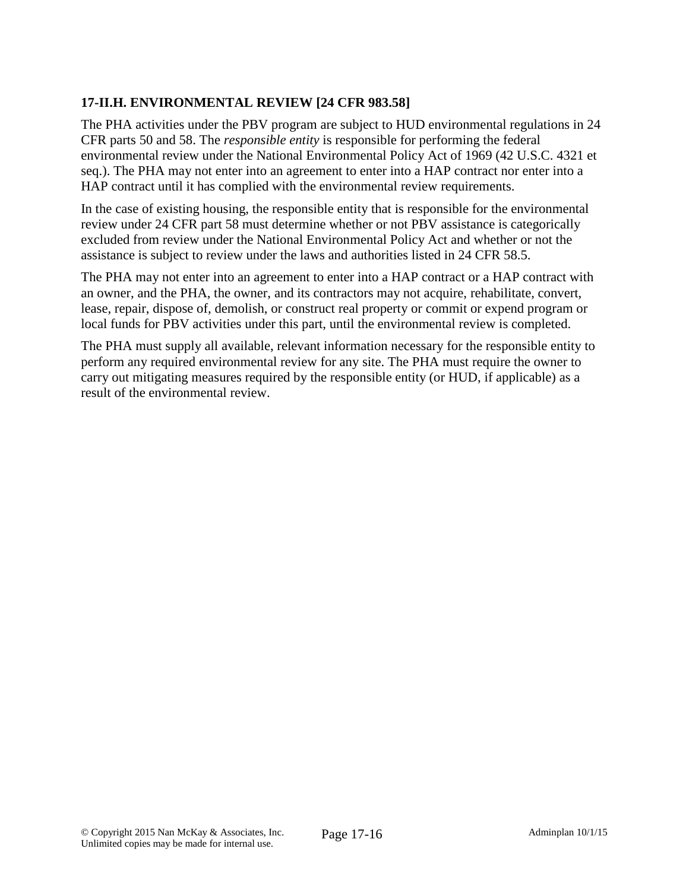### 17-II.H. ENVIRONMENTAL REVIEW [24 CFR 983.58]

The PHA activities under the PBV program are subject to HUD environmental regulations in 24 CFR parts 50 and 58. The *responsible entity* is responsible for performing the federal environmental review under the National Environmental Policy Act of 1969 (42 U.S.C. 4321 et seq.). The PHA may not enter into an agreement to enter into a HAP contract nor enter into a HAP contract until it has complied with the environmental review requirements.

In the case of existing housing, the responsible entity that is responsible for the environmental review under 24 CFR part 58 must determine whether or not PBV assistance is categorically excluded from review under the National Environmental Policy Act and whether or not the assistance is subject to review under the laws and authorities listed in 24 CFR 58.5.

The PHA may not enter into an agreement to enter into a HAP contract or a HAP contract with an owner, and the PHA, the owner, and its contractors may not acquire, rehabilitate, convert, lease, repair, dispose of, demolish, or construct real property or commit or expend program or local funds for PBV activities under this part, until the environmental review is completed.

The PHA must supply all available, relevant information necessary for the responsible entity to perform any required environmental review for any site. The PHA must require the owner to carry out mitigating measures required by the responsible entity (or HUD, if applicable) as a result of the environmental review.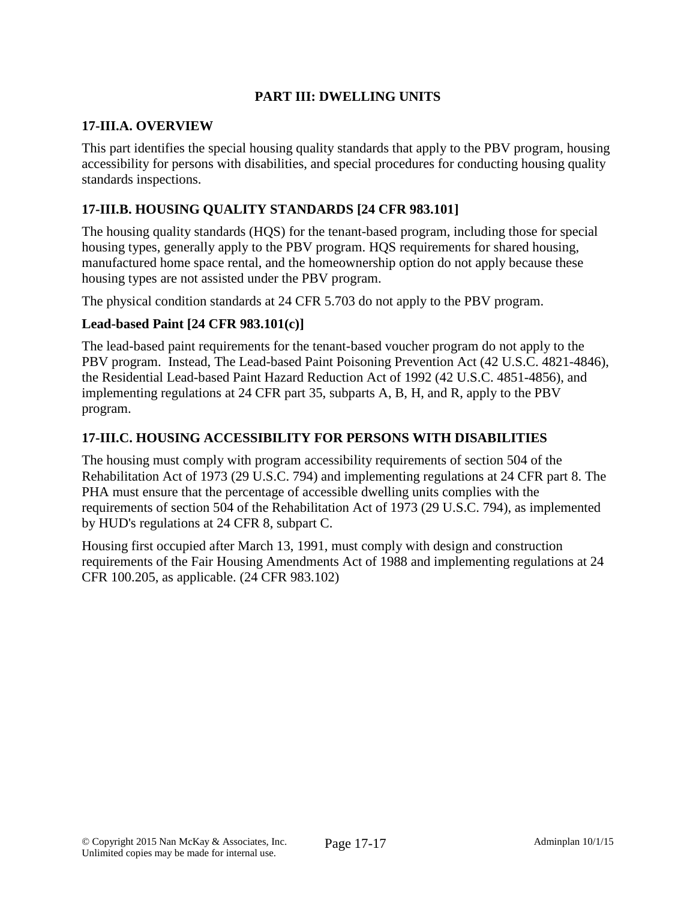## PART III: DWELLING UNITS

### 17-III.A. OVERVIEW

This part identifies the special housing quality standards that apply to the PBV program, housing accessibility for persons with disabilities, and special procedures for conducting housing quality standards inspections.

### 17-III.B. HOUSING QUALITY STANDARDS [24 CFR 983.101]

The housing quality standards (HQS) for the tenant-based program, including those for special housing types, generally apply to the PBV program. HQS requirements for shared housing, manufactured home space rental, and the homeownership option do not apply because these housing types are not assisted under the PBV program.

The physical condition standards at 24 CFR 5.703 do not apply to the PBV program.

#### Lead-based Paint [24 CFR 983.101(c)]

The lead-based paint requirements for the tenant-based voucher program do not apply to the PBV program. Instead, The Lead-based Paint Poisoning Prevention Act (42 U.S.C. 4821-4846), the Residential Lead-based Paint Hazard Reduction Act of 1992 (42 U.S.C. 4851-4856), and implementing regulations at 24 CFR part 35, subparts A, B, H, and R, apply to the PBV program.

### 17-III.C. HOUSING ACCESSIBILITY FOR PERSONS WITH DISABILITIES

The housing must comply with program accessibility requirements of section 504 of the Rehabilitation Act of 1973 (29 U.S.C. 794) and implementing regulations at 24 CFR part 8. The PHA must ensure that the percentage of accessible dwelling units complies with the requirements of section 504 of the Rehabilitation Act of 1973 (29 U.S.C. 794), as implemented by HUD's regulations at 24 CFR 8, subpart C.

Housing first occupied after March 13, 1991, must comply with design and construction requirements of the Fair Housing Amendments Act of 1988 and implementing regulations at 24 CFR 100.205, as applicable. (24 CFR 983.102)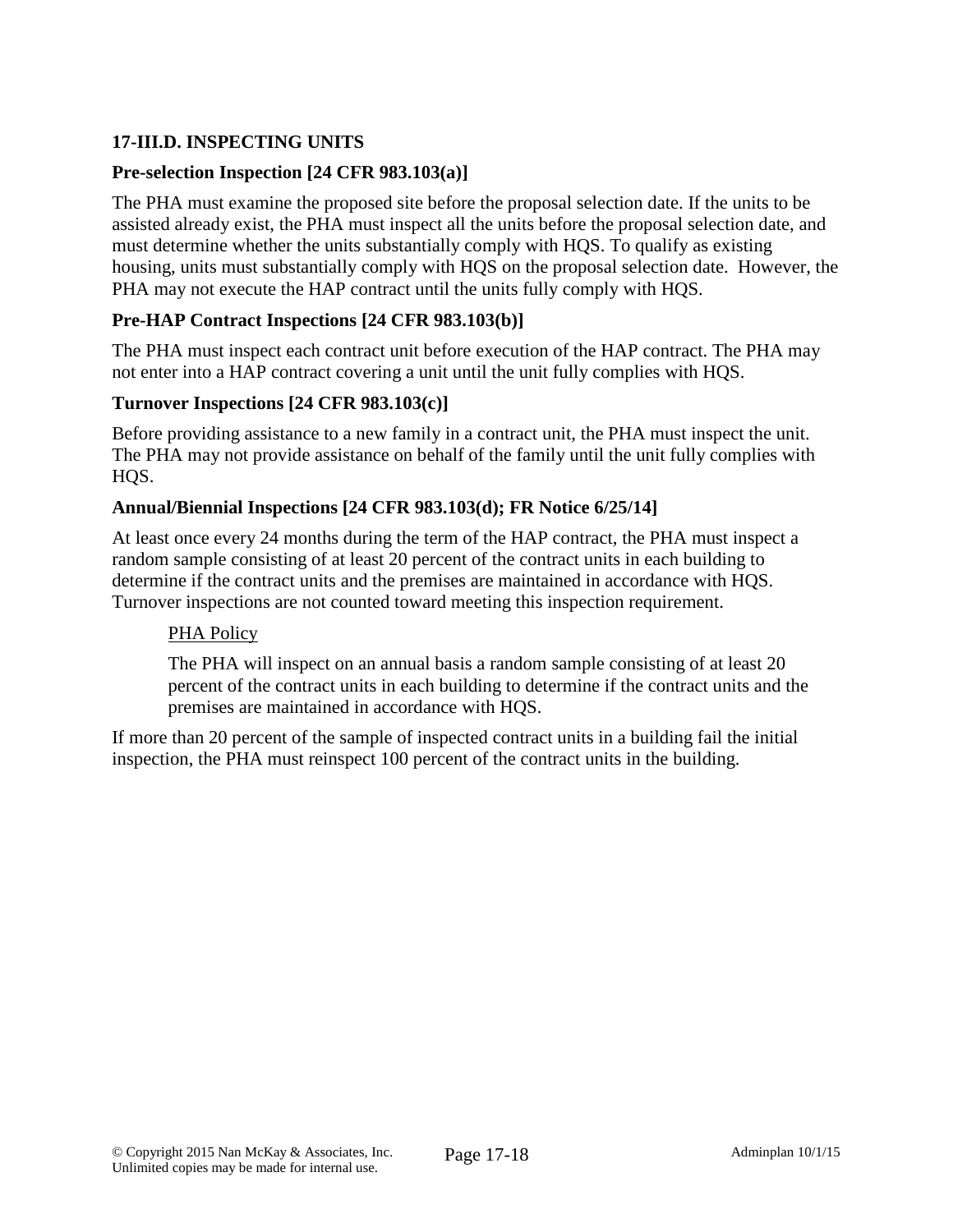## 17-III.D. INSPECTING UNITS

### Pre-selection Inspection [24 CFR 983.103(a)]

The PHA must examine the proposed site before the proposal selection date. If the units to be assisted already exist, the PHA must inspect all the units before the proposal selection date, and must determine whether the units substantially comply with HQS. To qualify as existing housing, units must substantially comply with HQS on the proposal selection date. However, the PHA may not execute the HAP contract until the units fully comply with HQS.

### Pre-HAP Contract Inspections [24 CFR 983.103(b)]

The PHA must inspect each contract unit before execution of the HAP contract. The PHA may not enter into a HAP contract covering a unit until the unit fully complies with HQS.

### Turnover Inspections [24 CFR 983.103(c)]

Before providing assistance to a new family in a contract unit, the PHA must inspect the unit. The PHA may not provide assistance on behalf of the family until the unit fully complies with HQS.

### Annual/Biennial Inspections [24 CFR 983.103(d); FR Notice 6/25/14]

At least once every 24 months during the term of the HAP contract, the PHA must inspect a random sample consisting of at least 20 percent of the contract units in each building to determine if the contract units and the premises are maintained in accordance with HQS. Turnover inspections are not counted toward meeting this inspection requirement.

> PHA Policy
>
> The PHA will inspect on an annual basis a random sample consisting of at least 20 percent of the contract units in each building to determine if the contract units and the premises are maintained in accordance with HQS.

If more than 20 percent of the sample of inspected contract units in a building fail the initial inspection, the PHA must reinspect 100 percent of the contract units in the building.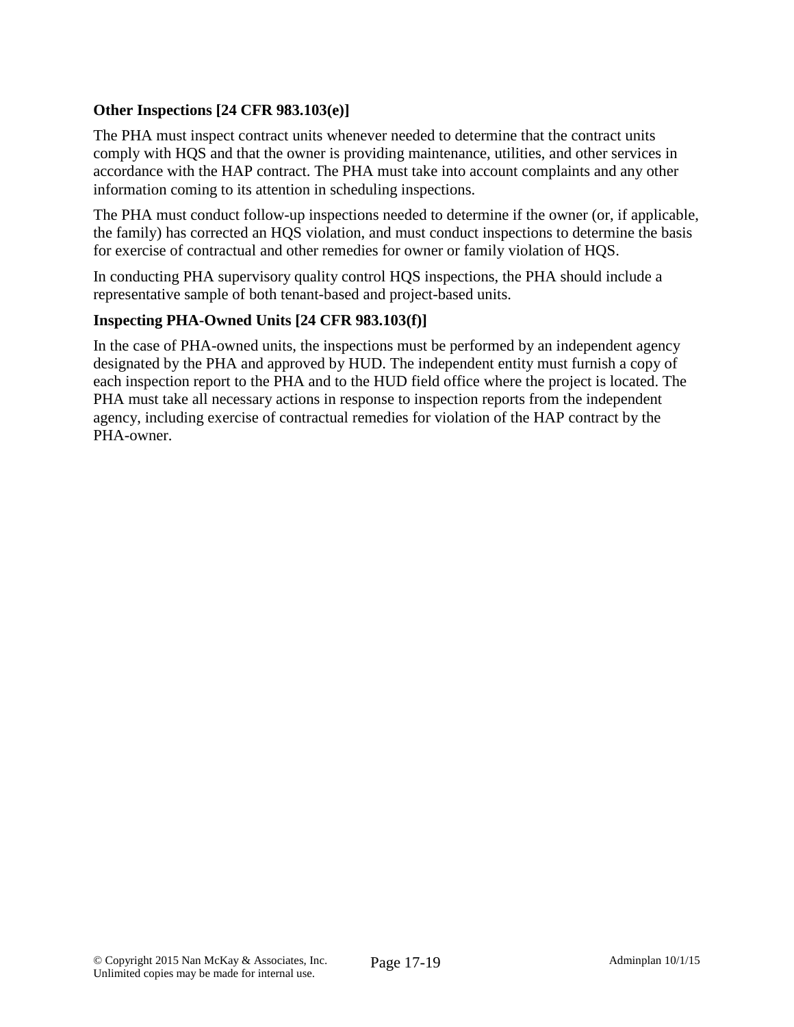**Other Inspections [24 CFR 983.103(e)]**

The PHA must inspect contract units whenever needed to determine that the contract units comply with HQS and that the owner is providing maintenance, utilities, and other services in accordance with the HAP contract. The PHA must take into account complaints and any other information coming to its attention in scheduling inspections.

The PHA must conduct follow-up inspections needed to determine if the owner (or, if applicable, the family) has corrected an HQS violation, and must conduct inspections to determine the basis for exercise of contractual and other remedies for owner or family violation of HQS.

In conducting PHA supervisory quality control HQS inspections, the PHA should include a representative sample of both tenant-based and project-based units.

**Inspecting PHA-Owned Units [24 CFR 983.103(f)]**

In the case of PHA-owned units, the inspections must be performed by an independent agency designated by the PHA and approved by HUD. The independent entity must furnish a copy of each inspection report to the PHA and to the HUD field office where the project is located. The PHA must take all necessary actions in response to inspection reports from the independent agency, including exercise of contractual remedies for violation of the HAP contract by the PHA-owner.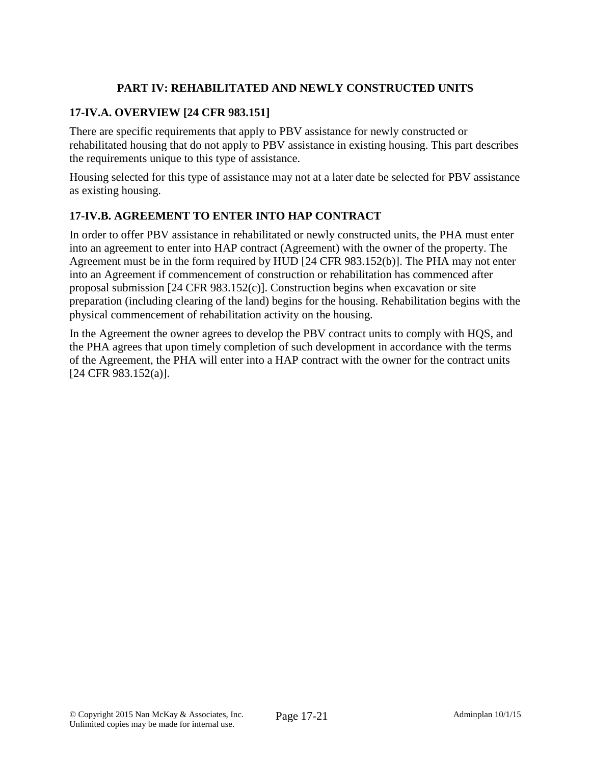## PART IV: REHABILITATED AND NEWLY CONSTRUCTED UNITS

### 17-IV.A. OVERVIEW [24 CFR 983.151]

There are specific requirements that apply to PBV assistance for newly constructed or rehabilitated housing that do not apply to PBV assistance in existing housing. This part describes the requirements unique to this type of assistance.

Housing selected for this type of assistance may not at a later date be selected for PBV assistance as existing housing.

### 17-IV.B. AGREEMENT TO ENTER INTO HAP CONTRACT

In order to offer PBV assistance in rehabilitated or newly constructed units, the PHA must enter into an agreement to enter into HAP contract (Agreement) with the owner of the property. The Agreement must be in the form required by HUD [24 CFR 983.152(b)]. The PHA may not enter into an Agreement if commencement of construction or rehabilitation has commenced after proposal submission [24 CFR 983.152(c)]. Construction begins when excavation or site preparation (including clearing of the land) begins for the housing. Rehabilitation begins with the physical commencement of rehabilitation activity on the housing.

In the Agreement the owner agrees to develop the PBV contract units to comply with HQS, and the PHA agrees that upon timely completion of such development in accordance with the terms of the Agreement, the PHA will enter into a HAP contract with the owner for the contract units [24 CFR 983.152(a)].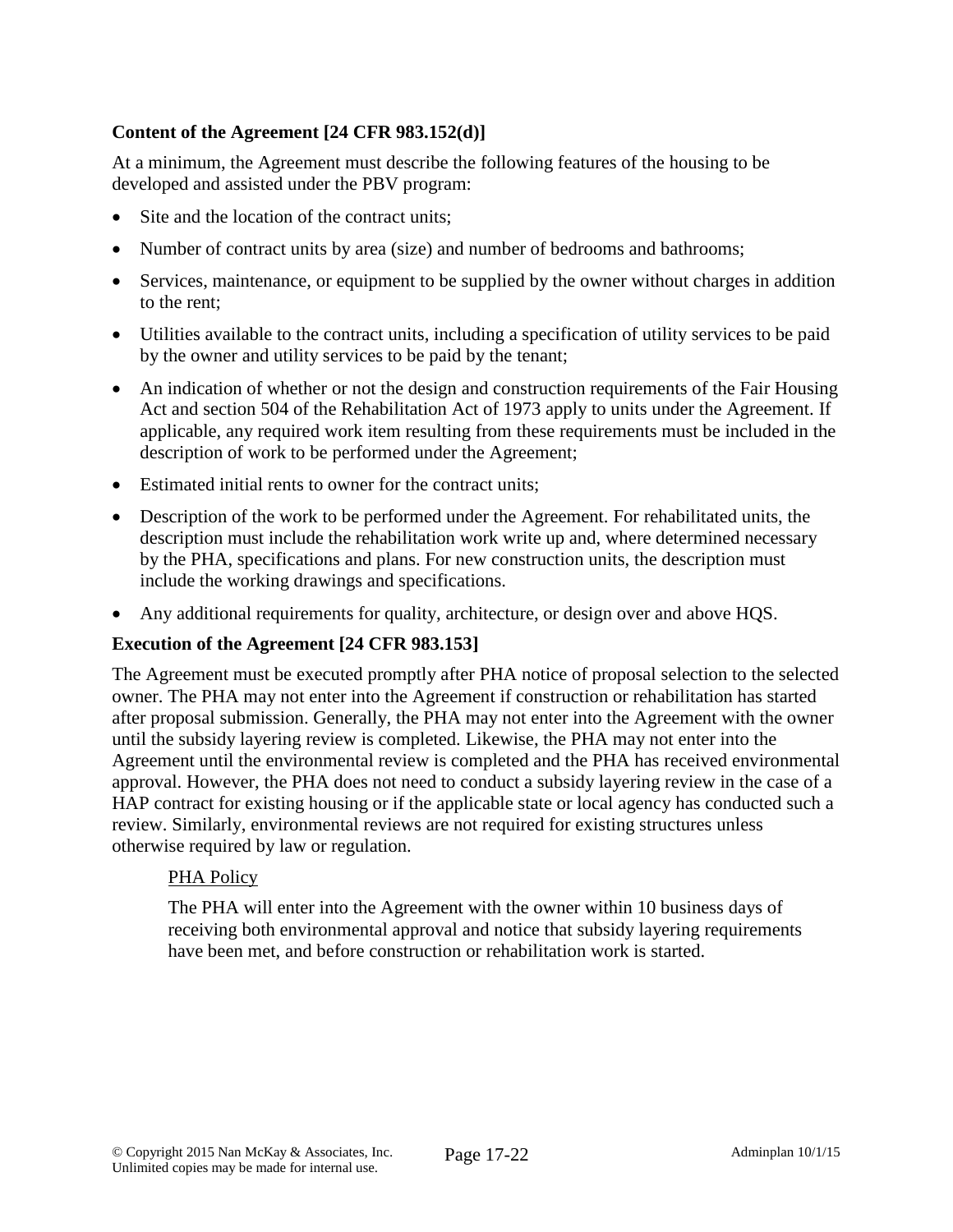**Content of the Agreement [24 CFR 983.152(d)]**

At a minimum, the Agreement must describe the following features of the housing to be developed and assisted under the PBV program:

- Site and the location of the contract units;
- Number of contract units by area (size) and number of bedrooms and bathrooms;
- Services, maintenance, or equipment to be supplied by the owner without charges in addition to the rent;
- Utilities available to the contract units, including a specification of utility services to be paid by the owner and utility services to be paid by the tenant;
- An indication of whether or not the design and construction requirements of the Fair Housing Act and section 504 of the Rehabilitation Act of 1973 apply to units under the Agreement. If applicable, any required work item resulting from these requirements must be included in the description of work to be performed under the Agreement;
- Estimated initial rents to owner for the contract units;
- Description of the work to be performed under the Agreement. For rehabilitated units, the description must include the rehabilitation work write up and, where determined necessary by the PHA, specifications and plans. For new construction units, the description must include the working drawings and specifications.
- Any additional requirements for quality, architecture, or design over and above HQS.

**Execution of the Agreement [24 CFR 983.153]**

The Agreement must be executed promptly after PHA notice of proposal selection to the selected owner. The PHA may not enter into the Agreement if construction or rehabilitation has started after proposal submission. Generally, the PHA may not enter into the Agreement with the owner until the subsidy layering review is completed. Likewise, the PHA may not enter into the Agreement until the environmental review is completed and the PHA has received environmental approval. However, the PHA does not need to conduct a subsidy layering review in the case of a HAP contract for existing housing or if the applicable state or local agency has conducted such a review. Similarly, environmental reviews are not required for existing structures unless otherwise required by law or regulation.

> PHA Policy
>
> The PHA will enter into the Agreement with the owner within 10 business days of receiving both environmental approval and notice that subsidy layering requirements have been met, and before construction or rehabilitation work is started.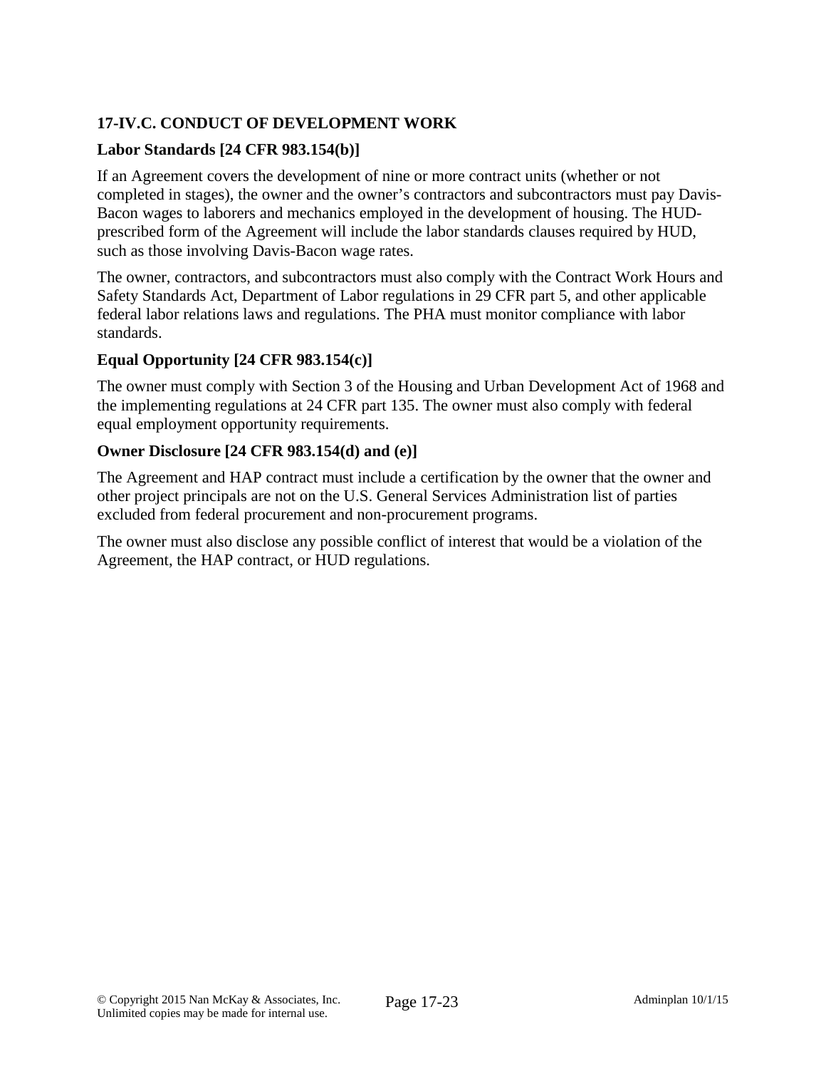## 17-IV.C. CONDUCT OF DEVELOPMENT WORK

### Labor Standards [24 CFR 983.154(b)]

If an Agreement covers the development of nine or more contract units (whether or not completed in stages), the owner and the owner's contractors and subcontractors must pay Davis-Bacon wages to laborers and mechanics employed in the development of housing. The HUD-prescribed form of the Agreement will include the labor standards clauses required by HUD, such as those involving Davis-Bacon wage rates.

The owner, contractors, and subcontractors must also comply with the Contract Work Hours and Safety Standards Act, Department of Labor regulations in 29 CFR part 5, and other applicable federal labor relations laws and regulations. The PHA must monitor compliance with labor standards.

### Equal Opportunity [24 CFR 983.154(c)]

The owner must comply with Section 3 of the Housing and Urban Development Act of 1968 and the implementing regulations at 24 CFR part 135. The owner must also comply with federal equal employment opportunity requirements.

### Owner Disclosure [24 CFR 983.154(d) and (e)]

The Agreement and HAP contract must include a certification by the owner that the owner and other project principals are not on the U.S. General Services Administration list of parties excluded from federal procurement and non-procurement programs.

The owner must also disclose any possible conflict of interest that would be a violation of the Agreement, the HAP contract, or HUD regulations.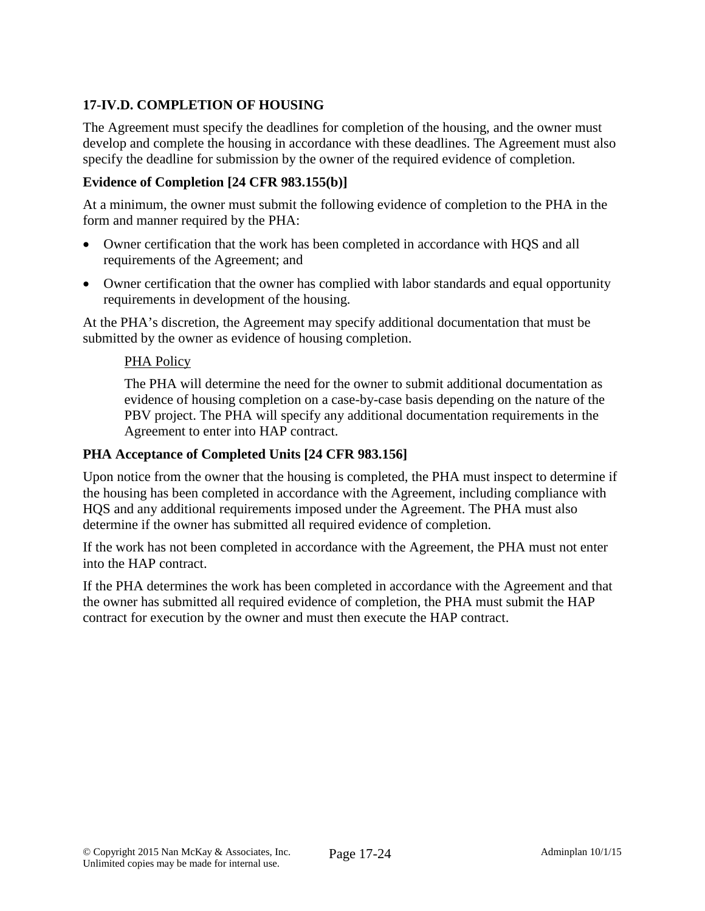## 17-IV.D. COMPLETION OF HOUSING

The Agreement must specify the deadlines for completion of the housing, and the owner must develop and complete the housing in accordance with these deadlines. The Agreement must also specify the deadline for submission by the owner of the required evidence of completion.

### Evidence of Completion [24 CFR 983.155(b)]

At a minimum, the owner must submit the following evidence of completion to the PHA in the form and manner required by the PHA:

- Owner certification that the work has been completed in accordance with HQS and all requirements of the Agreement; and
- Owner certification that the owner has complied with labor standards and equal opportunity requirements in development of the housing.

At the PHA's discretion, the Agreement may specify additional documentation that must be submitted by the owner as evidence of housing completion.

> PHA Policy
>
> The PHA will determine the need for the owner to submit additional documentation as evidence of housing completion on a case-by-case basis depending on the nature of the PBV project. The PHA will specify any additional documentation requirements in the Agreement to enter into HAP contract.

### PHA Acceptance of Completed Units [24 CFR 983.156]

Upon notice from the owner that the housing is completed, the PHA must inspect to determine if the housing has been completed in accordance with the Agreement, including compliance with HQS and any additional requirements imposed under the Agreement. The PHA must also determine if the owner has submitted all required evidence of completion.

If the work has not been completed in accordance with the Agreement, the PHA must not enter into the HAP contract.

If the PHA determines the work has been completed in accordance with the Agreement and that the owner has submitted all required evidence of completion, the PHA must submit the HAP contract for execution by the owner and must then execute the HAP contract.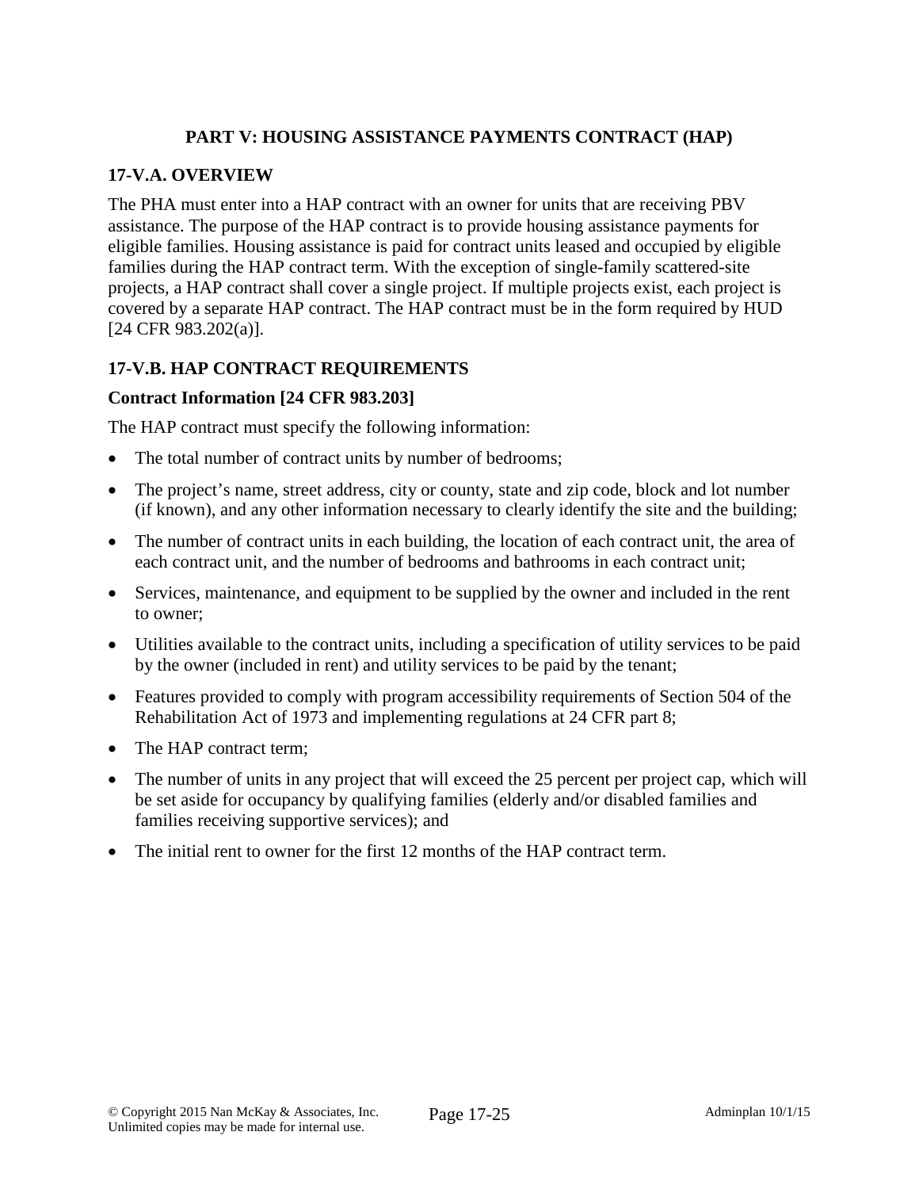## PART V: HOUSING ASSISTANCE PAYMENTS CONTRACT (HAP)

### 17-V.A. OVERVIEW

The PHA must enter into a HAP contract with an owner for units that are receiving PBV assistance. The purpose of the HAP contract is to provide housing assistance payments for eligible families. Housing assistance is paid for contract units leased and occupied by eligible families during the HAP contract term. With the exception of single-family scattered-site projects, a HAP contract shall cover a single project. If multiple projects exist, each project is covered by a separate HAP contract. The HAP contract must be in the form required by HUD [24 CFR 983.202(a)].

### 17-V.B. HAP CONTRACT REQUIREMENTS

**Contract Information [24 CFR 983.203]**

The HAP contract must specify the following information:

- The total number of contract units by number of bedrooms;
- The project's name, street address, city or county, state and zip code, block and lot number (if known), and any other information necessary to clearly identify the site and the building;
- The number of contract units in each building, the location of each contract unit, the area of each contract unit, and the number of bedrooms and bathrooms in each contract unit;
- Services, maintenance, and equipment to be supplied by the owner and included in the rent to owner;
- Utilities available to the contract units, including a specification of utility services to be paid by the owner (included in rent) and utility services to be paid by the tenant;
- Features provided to comply with program accessibility requirements of Section 504 of the Rehabilitation Act of 1973 and implementing regulations at 24 CFR part 8;
- The HAP contract term;
- The number of units in any project that will exceed the 25 percent per project cap, which will be set aside for occupancy by qualifying families (elderly and/or disabled families and families receiving supportive services); and
- The initial rent to owner for the first 12 months of the HAP contract term.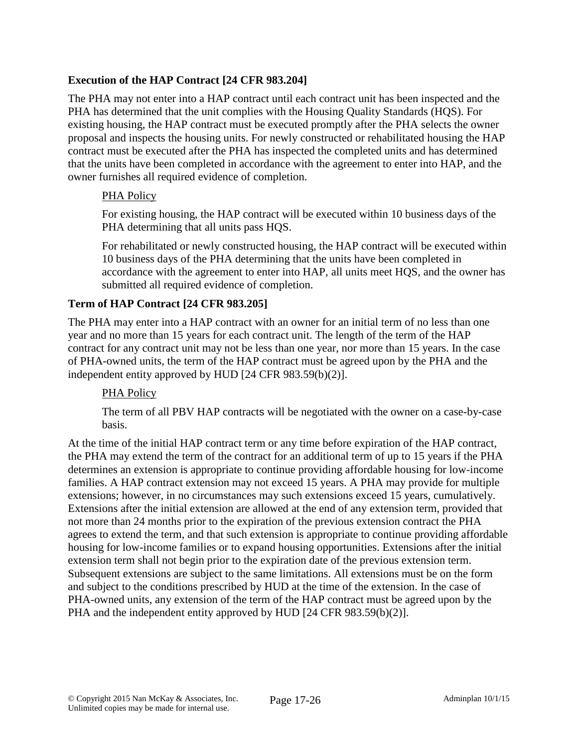### Execution of the HAP Contract [24 CFR 983.204]

The PHA may not enter into a HAP contract until each contract unit has been inspected and the PHA has determined that the unit complies with the Housing Quality Standards (HQS). For existing housing, the HAP contract must be executed promptly after the PHA selects the owner proposal and inspects the housing units. For newly constructed or rehabilitated housing the HAP contract must be executed after the PHA has inspected the completed units and has determined that the units have been completed in accordance with the agreement to enter into HAP, and the owner furnishes all required evidence of completion.

> PHA Policy
>
> For existing housing, the HAP contract will be executed within 10 business days of the PHA determining that all units pass HQS.
>
> For rehabilitated or newly constructed housing, the HAP contract will be executed within 10 business days of the PHA determining that the units have been completed in accordance with the agreement to enter into HAP, all units meet HQS, and the owner has submitted all required evidence of completion.

### Term of HAP Contract [24 CFR 983.205]

The PHA may enter into a HAP contract with an owner for an initial term of no less than one year and no more than 15 years for each contract unit. The length of the term of the HAP contract for any contract unit may not be less than one year, nor more than 15 years. In the case of PHA-owned units, the term of the HAP contract must be agreed upon by the PHA and the independent entity approved by HUD [24 CFR 983.59(b)(2)].

> PHA Policy
>
> The term of all PBV HAP contracts will be negotiated with the owner on a case-by-case basis.

At the time of the initial HAP contract term or any time before expiration of the HAP contract, the PHA may extend the term of the contract for an additional term of up to 15 years if the PHA determines an extension is appropriate to continue providing affordable housing for low-income families. A HAP contract extension may not exceed 15 years. A PHA may provide for multiple extensions; however, in no circumstances may such extensions exceed 15 years, cumulatively. Extensions after the initial extension are allowed at the end of any extension term, provided that not more than 24 months prior to the expiration of the previous extension contract the PHA agrees to extend the term, and that such extension is appropriate to continue providing affordable housing for low-income families or to expand housing opportunities. Extensions after the initial extension term shall not begin prior to the expiration date of the previous extension term. Subsequent extensions are subject to the same limitations. All extensions must be on the form and subject to the conditions prescribed by HUD at the time of the extension. In the case of PHA-owned units, any extension of the term of the HAP contract must be agreed upon by the PHA and the independent entity approved by HUD [24 CFR 983.59(b)(2)].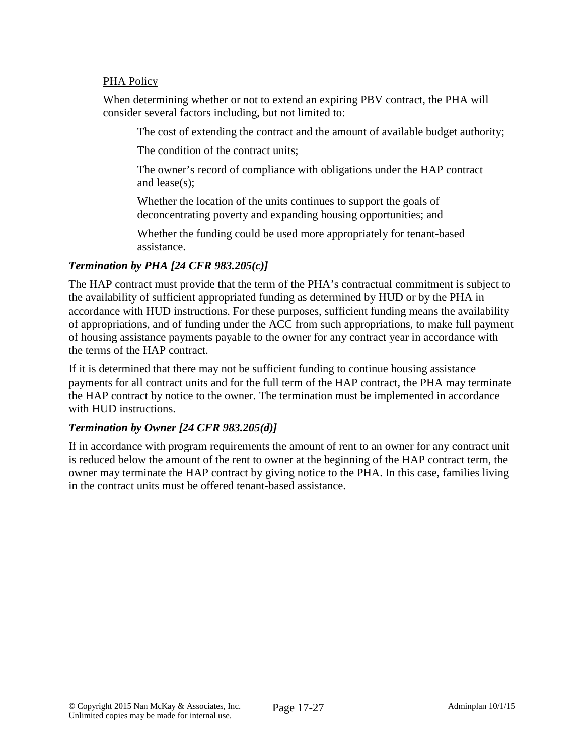<u>PHA Policy</u>

When determining whether or not to extend an expiring PBV contract, the PHA will consider several factors including, but not limited to:

The cost of extending the contract and the amount of available budget authority;

The condition of the contract units;

The owner's record of compliance with obligations under the HAP contract and lease(s);

Whether the location of the units continues to support the goals of deconcentrating poverty and expanding housing opportunities; and

Whether the funding could be used more appropriately for tenant-based assistance.

### *Termination by PHA [24 CFR 983.205(c)]*

The HAP contract must provide that the term of the PHA's contractual commitment is subject to the availability of sufficient appropriated funding as determined by HUD or by the PHA in accordance with HUD instructions. For these purposes, sufficient funding means the availability of appropriations, and of funding under the ACC from such appropriations, to make full payment of housing assistance payments payable to the owner for any contract year in accordance with the terms of the HAP contract.

If it is determined that there may not be sufficient funding to continue housing assistance payments for all contract units and for the full term of the HAP contract, the PHA may terminate the HAP contract by notice to the owner. The termination must be implemented in accordance with HUD instructions.

### *Termination by Owner [24 CFR 983.205(d)]*

If in accordance with program requirements the amount of rent to an owner for any contract unit is reduced below the amount of the rent to owner at the beginning of the HAP contract term, the owner may terminate the HAP contract by giving notice to the PHA. In this case, families living in the contract units must be offered tenant-based assistance.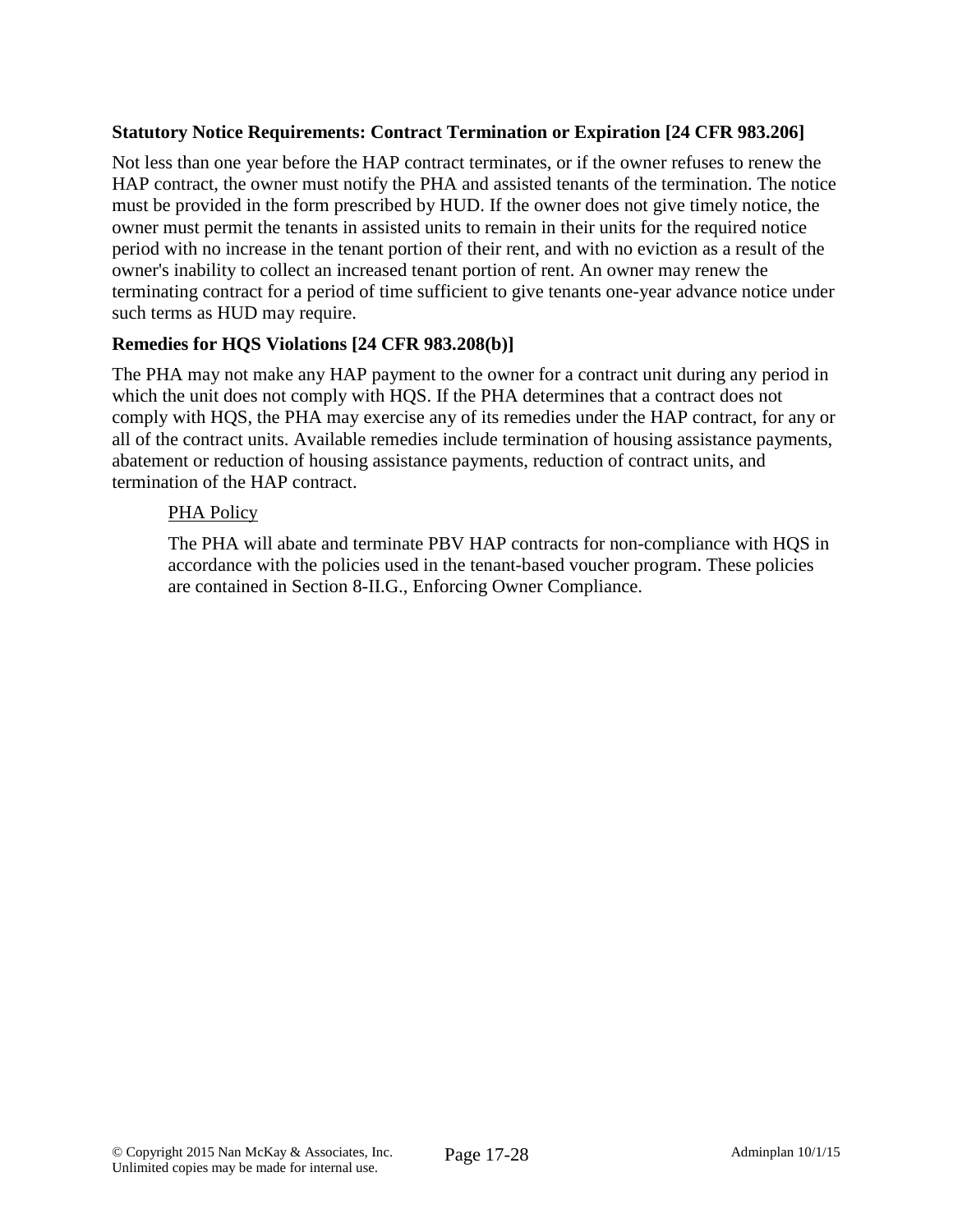### Statutory Notice Requirements: Contract Termination or Expiration [24 CFR 983.206]

Not less than one year before the HAP contract terminates, or if the owner refuses to renew the HAP contract, the owner must notify the PHA and assisted tenants of the termination. The notice must be provided in the form prescribed by HUD. If the owner does not give timely notice, the owner must permit the tenants in assisted units to remain in their units for the required notice period with no increase in the tenant portion of their rent, and with no eviction as a result of the owner's inability to collect an increased tenant portion of rent. An owner may renew the terminating contract for a period of time sufficient to give tenants one-year advance notice under such terms as HUD may require.

### Remedies for HQS Violations [24 CFR 983.208(b)]

The PHA may not make any HAP payment to the owner for a contract unit during any period in which the unit does not comply with HQS. If the PHA determines that a contract does not comply with HQS, the PHA may exercise any of its remedies under the HAP contract, for any or all of the contract units. Available remedies include termination of housing assistance payments, abatement or reduction of housing assistance payments, reduction of contract units, and termination of the HAP contract.

> PHA Policy
>
> The PHA will abate and terminate PBV HAP contracts for non-compliance with HQS in accordance with the policies used in the tenant-based voucher program. These policies are contained in Section 8-II.G., Enforcing Owner Compliance.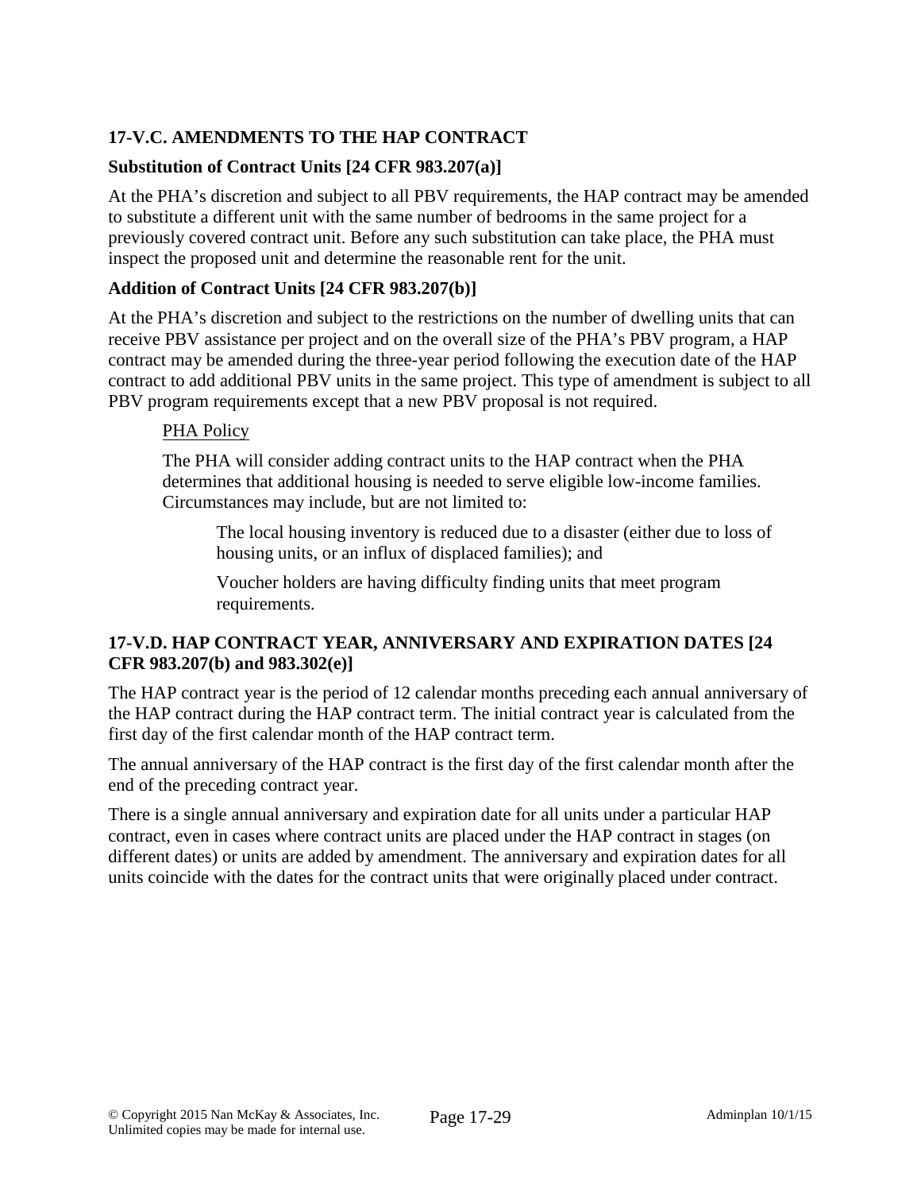### 17-V.C. AMENDMENTS TO THE HAP CONTRACT

**Substitution of Contract Units [24 CFR 983.207(a)]**

At the PHA's discretion and subject to all PBV requirements, the HAP contract may be amended to substitute a different unit with the same number of bedrooms in the same project for a previously covered contract unit. Before any such substitution can take place, the PHA must inspect the proposed unit and determine the reasonable rent for the unit.

**Addition of Contract Units [24 CFR 983.207(b)]**

At the PHA's discretion and subject to the restrictions on the number of dwelling units that can receive PBV assistance per project and on the overall size of the PHA's PBV program, a HAP contract may be amended during the three-year period following the execution date of the HAP contract to add additional PBV units in the same project. This type of amendment is subject to all PBV program requirements except that a new PBV proposal is not required.

> PHA Policy
>
> The PHA will consider adding contract units to the HAP contract when the PHA determines that additional housing is needed to serve eligible low-income families. Circumstances may include, but are not limited to:
>
> > The local housing inventory is reduced due to a disaster (either due to loss of housing units, or an influx of displaced families); and
> >
> > Voucher holders are having difficulty finding units that meet program requirements.

### 17-V.D. HAP CONTRACT YEAR, ANNIVERSARY AND EXPIRATION DATES [24 CFR 983.207(b) and 983.302(e)]

The HAP contract year is the period of 12 calendar months preceding each annual anniversary of the HAP contract during the HAP contract term. The initial contract year is calculated from the first day of the first calendar month of the HAP contract term.

The annual anniversary of the HAP contract is the first day of the first calendar month after the end of the preceding contract year.

There is a single annual anniversary and expiration date for all units under a particular HAP contract, even in cases where contract units are placed under the HAP contract in stages (on different dates) or units are added by amendment. The anniversary and expiration dates for all units coincide with the dates for the contract units that were originally placed under contract.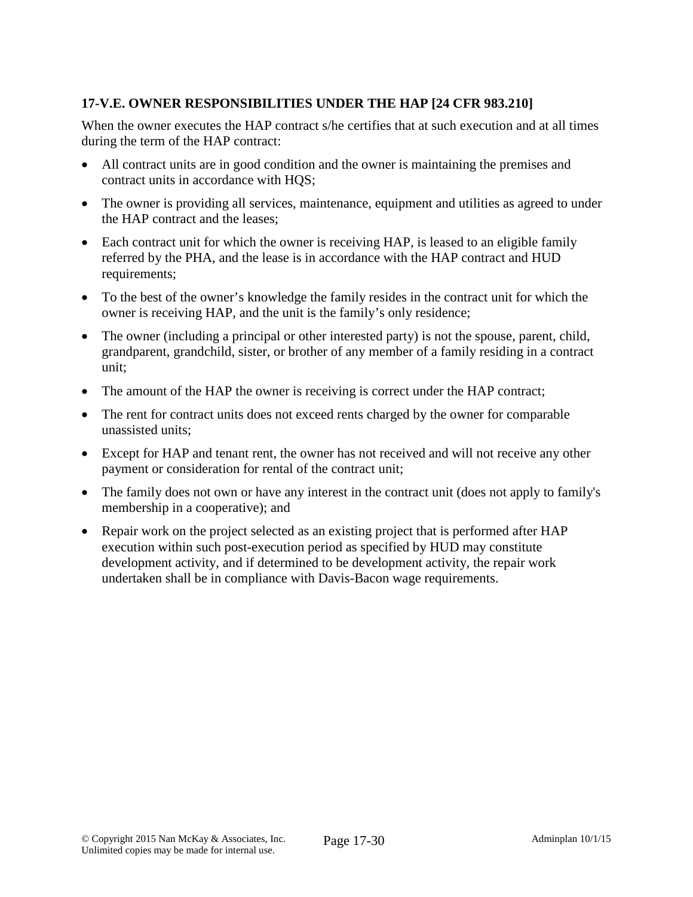### 17-V.E. OWNER RESPONSIBILITIES UNDER THE HAP [24 CFR 983.210]

When the owner executes the HAP contract s/he certifies that at such execution and at all times during the term of the HAP contract:

- All contract units are in good condition and the owner is maintaining the premises and contract units in accordance with HQS;
- The owner is providing all services, maintenance, equipment and utilities as agreed to under the HAP contract and the leases;
- Each contract unit for which the owner is receiving HAP, is leased to an eligible family referred by the PHA, and the lease is in accordance with the HAP contract and HUD requirements;
- To the best of the owner's knowledge the family resides in the contract unit for which the owner is receiving HAP, and the unit is the family's only residence;
- The owner (including a principal or other interested party) is not the spouse, parent, child, grandparent, grandchild, sister, or brother of any member of a family residing in a contract unit;
- The amount of the HAP the owner is receiving is correct under the HAP contract;
- The rent for contract units does not exceed rents charged by the owner for comparable unassisted units;
- Except for HAP and tenant rent, the owner has not received and will not receive any other payment or consideration for rental of the contract unit;
- The family does not own or have any interest in the contract unit (does not apply to family's membership in a cooperative); and
- Repair work on the project selected as an existing project that is performed after HAP execution within such post-execution period as specified by HUD may constitute development activity, and if determined to be development activity, the repair work undertaken shall be in compliance with Davis-Bacon wage requirements.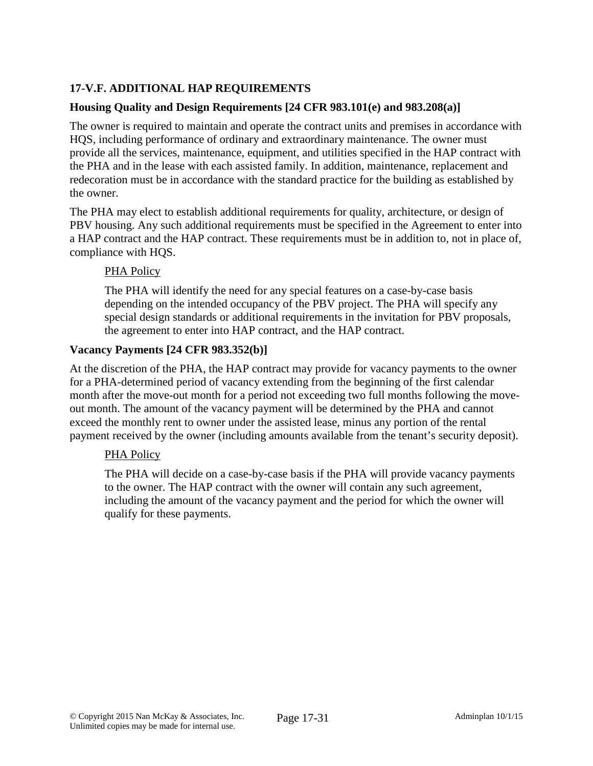### 17-V.F. ADDITIONAL HAP REQUIREMENTS

**Housing Quality and Design Requirements [24 CFR 983.101(e) and 983.208(a)]**

The owner is required to maintain and operate the contract units and premises in accordance with HQS, including performance of ordinary and extraordinary maintenance. The owner must provide all the services, maintenance, equipment, and utilities specified in the HAP contract with the PHA and in the lease with each assisted family. In addition, maintenance, replacement and redecoration must be in accordance with the standard practice for the building as established by the owner.

The PHA may elect to establish additional requirements for quality, architecture, or design of PBV housing. Any such additional requirements must be specified in the Agreement to enter into a HAP contract and the HAP contract. These requirements must be in addition to, not in place of, compliance with HQS.

> PHA Policy
>
> The PHA will identify the need for any special features on a case-by-case basis depending on the intended occupancy of the PBV project. The PHA will specify any special design standards or additional requirements in the invitation for PBV proposals, the agreement to enter into HAP contract, and the HAP contract.

**Vacancy Payments [24 CFR 983.352(b)]**

At the discretion of the PHA, the HAP contract may provide for vacancy payments to the owner for a PHA-determined period of vacancy extending from the beginning of the first calendar month after the move-out month for a period not exceeding two full months following the move-out month. The amount of the vacancy payment will be determined by the PHA and cannot exceed the monthly rent to owner under the assisted lease, minus any portion of the rental payment received by the owner (including amounts available from the tenant's security deposit).

> PHA Policy
>
> The PHA will decide on a case-by-case basis if the PHA will provide vacancy payments to the owner. The HAP contract with the owner will contain any such agreement, including the amount of the vacancy payment and the period for which the owner will qualify for these payments.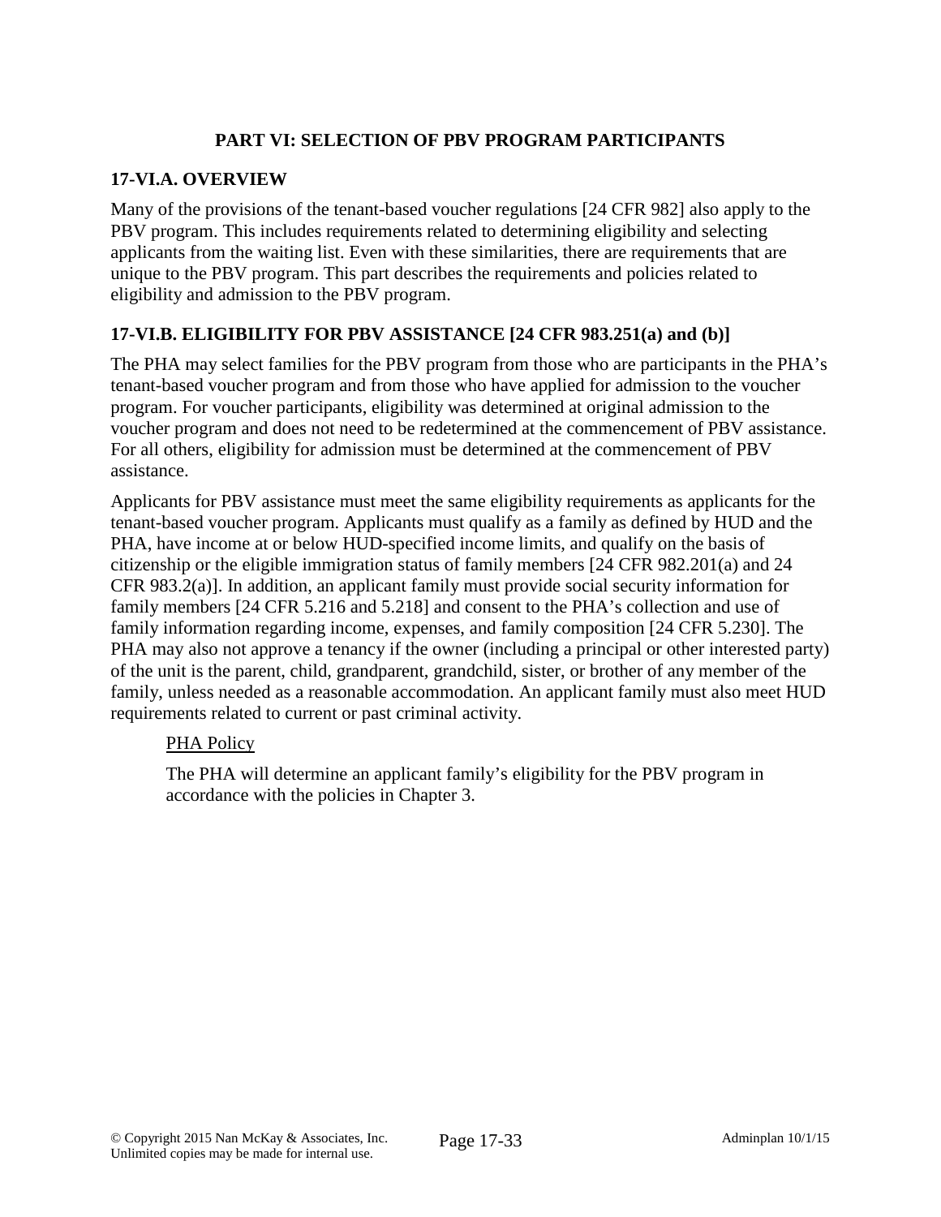## PART VI: SELECTION OF PBV PROGRAM PARTICIPANTS

### 17-VI.A. OVERVIEW

Many of the provisions of the tenant-based voucher regulations [24 CFR 982] also apply to the PBV program. This includes requirements related to determining eligibility and selecting applicants from the waiting list. Even with these similarities, there are requirements that are unique to the PBV program. This part describes the requirements and policies related to eligibility and admission to the PBV program.

### 17-VI.B. ELIGIBILITY FOR PBV ASSISTANCE [24 CFR 983.251(a) and (b)]

The PHA may select families for the PBV program from those who are participants in the PHA's tenant-based voucher program and from those who have applied for admission to the voucher program. For voucher participants, eligibility was determined at original admission to the voucher program and does not need to be redetermined at the commencement of PBV assistance. For all others, eligibility for admission must be determined at the commencement of PBV assistance.

Applicants for PBV assistance must meet the same eligibility requirements as applicants for the tenant-based voucher program. Applicants must qualify as a family as defined by HUD and the PHA, have income at or below HUD-specified income limits, and qualify on the basis of citizenship or the eligible immigration status of family members [24 CFR 982.201(a) and 24 CFR 983.2(a)]. In addition, an applicant family must provide social security information for family members [24 CFR 5.216 and 5.218] and consent to the PHA's collection and use of family information regarding income, expenses, and family composition [24 CFR 5.230]. The PHA may also not approve a tenancy if the owner (including a principal or other interested party) of the unit is the parent, child, grandparent, grandchild, sister, or brother of any member of the family, unless needed as a reasonable accommodation. An applicant family must also meet HUD requirements related to current or past criminal activity.

> <u>PHA Policy</u>
>
> The PHA will determine an applicant family's eligibility for the PBV program in accordance with the policies in Chapter 3.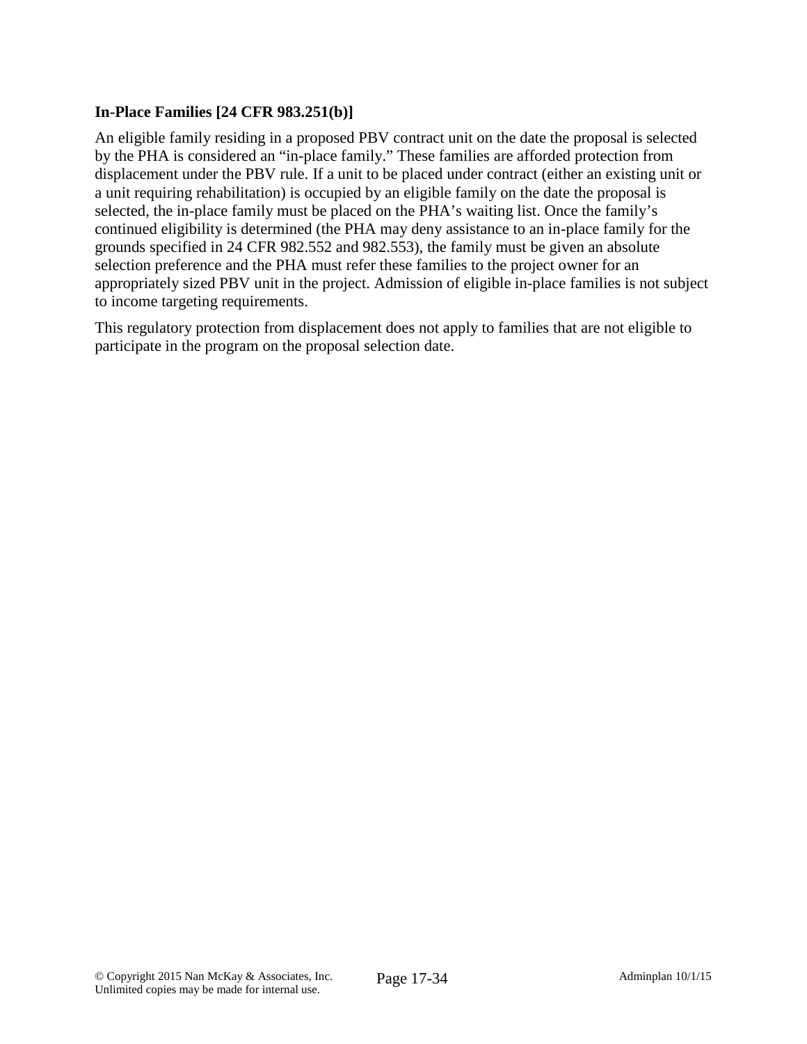### In-Place Families [24 CFR 983.251(b)]

An eligible family residing in a proposed PBV contract unit on the date the proposal is selected by the PHA is considered an "in-place family." These families are afforded protection from displacement under the PBV rule. If a unit to be placed under contract (either an existing unit or a unit requiring rehabilitation) is occupied by an eligible family on the date the proposal is selected, the in-place family must be placed on the PHA's waiting list. Once the family's continued eligibility is determined (the PHA may deny assistance to an in-place family for the grounds specified in 24 CFR 982.552 and 982.553), the family must be given an absolute selection preference and the PHA must refer these families to the project owner for an appropriately sized PBV unit in the project. Admission of eligible in-place families is not subject to income targeting requirements.

This regulatory protection from displacement does not apply to families that are not eligible to participate in the program on the proposal selection date.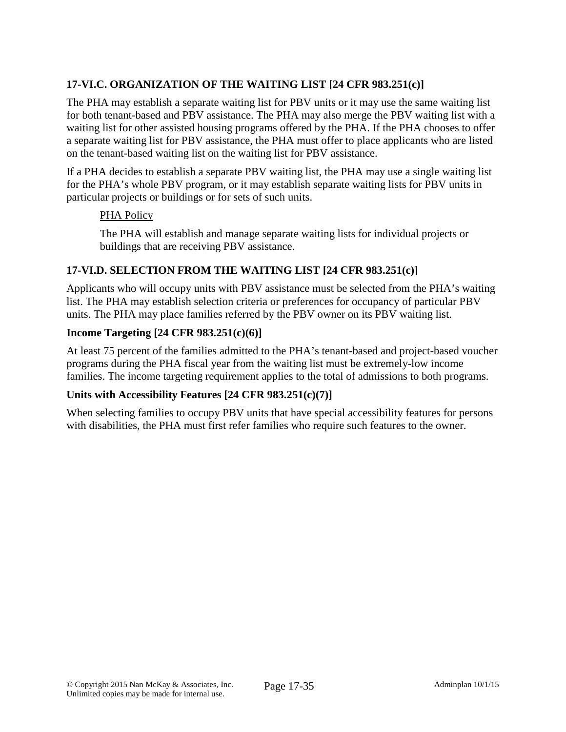### 17-VI.C. ORGANIZATION OF THE WAITING LIST [24 CFR 983.251(c)]

The PHA may establish a separate waiting list for PBV units or it may use the same waiting list for both tenant-based and PBV assistance. The PHA may also merge the PBV waiting list with a waiting list for other assisted housing programs offered by the PHA. If the PHA chooses to offer a separate waiting list for PBV assistance, the PHA must offer to place applicants who are listed on the tenant-based waiting list on the waiting list for PBV assistance.

If a PHA decides to establish a separate PBV waiting list, the PHA may use a single waiting list for the PHA's whole PBV program, or it may establish separate waiting lists for PBV units in particular projects or buildings or for sets of such units.

> PHA Policy
>
> The PHA will establish and manage separate waiting lists for individual projects or buildings that are receiving PBV assistance.

### 17-VI.D. SELECTION FROM THE WAITING LIST [24 CFR 983.251(c)]

Applicants who will occupy units with PBV assistance must be selected from the PHA's waiting list. The PHA may establish selection criteria or preferences for occupancy of particular PBV units. The PHA may place families referred by the PBV owner on its PBV waiting list.

**Income Targeting [24 CFR 983.251(c)(6)]**

At least 75 percent of the families admitted to the PHA's tenant-based and project-based voucher programs during the PHA fiscal year from the waiting list must be extremely-low income families. The income targeting requirement applies to the total of admissions to both programs.

**Units with Accessibility Features [24 CFR 983.251(c)(7)]**

When selecting families to occupy PBV units that have special accessibility features for persons with disabilities, the PHA must first refer families who require such features to the owner.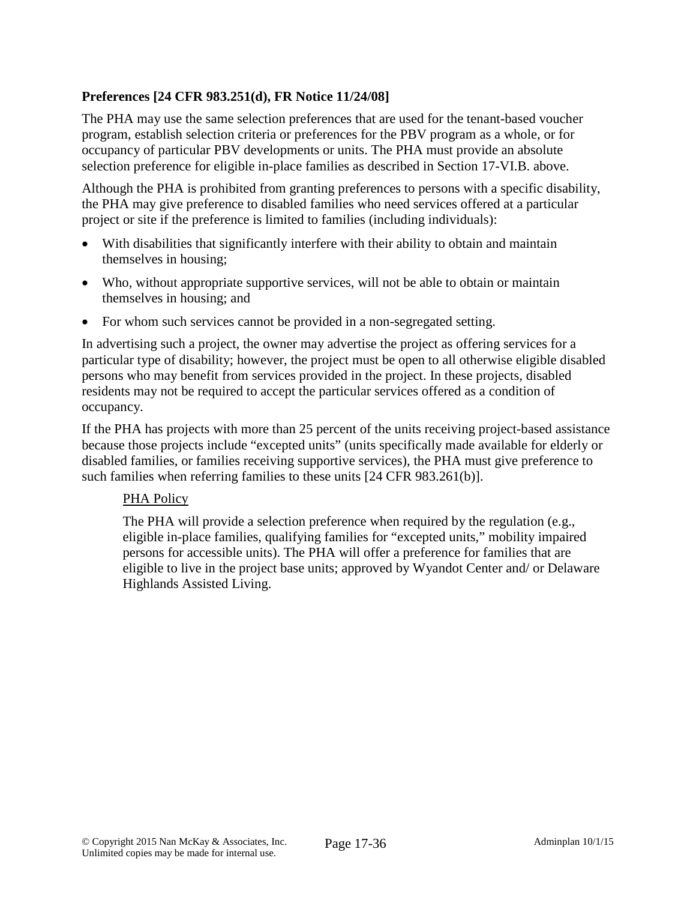**Preferences [24 CFR 983.251(d), FR Notice 11/24/08]**

The PHA may use the same selection preferences that are used for the tenant-based voucher program, establish selection criteria or preferences for the PBV program as a whole, or for occupancy of particular PBV developments or units. The PHA must provide an absolute selection preference for eligible in-place families as described in Section 17-VI.B. above.

Although the PHA is prohibited from granting preferences to persons with a specific disability, the PHA may give preference to disabled families who need services offered at a particular project or site if the preference is limited to families (including individuals):

- With disabilities that significantly interfere with their ability to obtain and maintain themselves in housing;
- Who, without appropriate supportive services, will not be able to obtain or maintain themselves in housing; and
- For whom such services cannot be provided in a non-segregated setting.

In advertising such a project, the owner may advertise the project as offering services for a particular type of disability; however, the project must be open to all otherwise eligible disabled persons who may benefit from services provided in the project. In these projects, disabled residents may not be required to accept the particular services offered as a condition of occupancy.

If the PHA has projects with more than 25 percent of the units receiving project-based assistance because those projects include "excepted units" (units specifically made available for elderly or disabled families, or families receiving supportive services), the PHA must give preference to such families when referring families to these units [24 CFR 983.261(b)].

> PHA Policy
>
> The PHA will provide a selection preference when required by the regulation (e.g., eligible in-place families, qualifying families for "excepted units," mobility impaired persons for accessible units). The PHA will offer a preference for families that are eligible to live in the project base units; approved by Wyandot Center and/ or Delaware Highlands Assisted Living.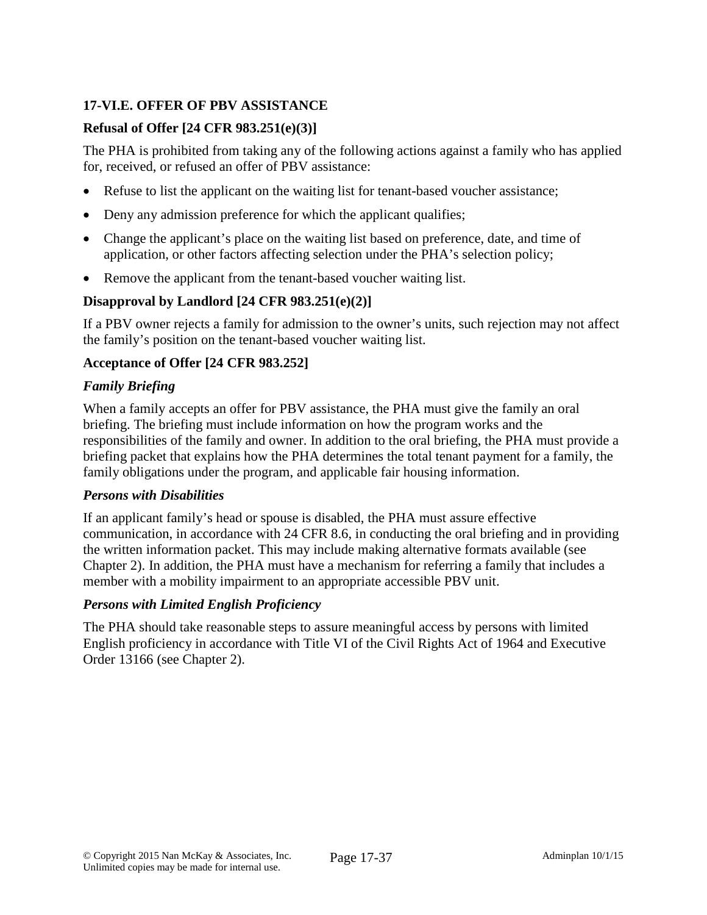## 17-VI.E. OFFER OF PBV ASSISTANCE

### Refusal of Offer [24 CFR 983.251(e)(3)]

The PHA is prohibited from taking any of the following actions against a family who has applied for, received, or refused an offer of PBV assistance:

- Refuse to list the applicant on the waiting list for tenant-based voucher assistance;
- Deny any admission preference for which the applicant qualifies;
- Change the applicant's place on the waiting list based on preference, date, and time of application, or other factors affecting selection under the PHA's selection policy;
- Remove the applicant from the tenant-based voucher waiting list.

### Disapproval by Landlord [24 CFR 983.251(e)(2)]

If a PBV owner rejects a family for admission to the owner's units, such rejection may not affect the family's position on the tenant-based voucher waiting list.

### Acceptance of Offer [24 CFR 983.252]

***Family Briefing***

When a family accepts an offer for PBV assistance, the PHA must give the family an oral briefing. The briefing must include information on how the program works and the responsibilities of the family and owner. In addition to the oral briefing, the PHA must provide a briefing packet that explains how the PHA determines the total tenant payment for a family, the family obligations under the program, and applicable fair housing information.

***Persons with Disabilities***

If an applicant family's head or spouse is disabled, the PHA must assure effective communication, in accordance with 24 CFR 8.6, in conducting the oral briefing and in providing the written information packet. This may include making alternative formats available (see Chapter 2). In addition, the PHA must have a mechanism for referring a family that includes a member with a mobility impairment to an appropriate accessible PBV unit.

***Persons with Limited English Proficiency***

The PHA should take reasonable steps to assure meaningful access by persons with limited English proficiency in accordance with Title VI of the Civil Rights Act of 1964 and Executive Order 13166 (see Chapter 2).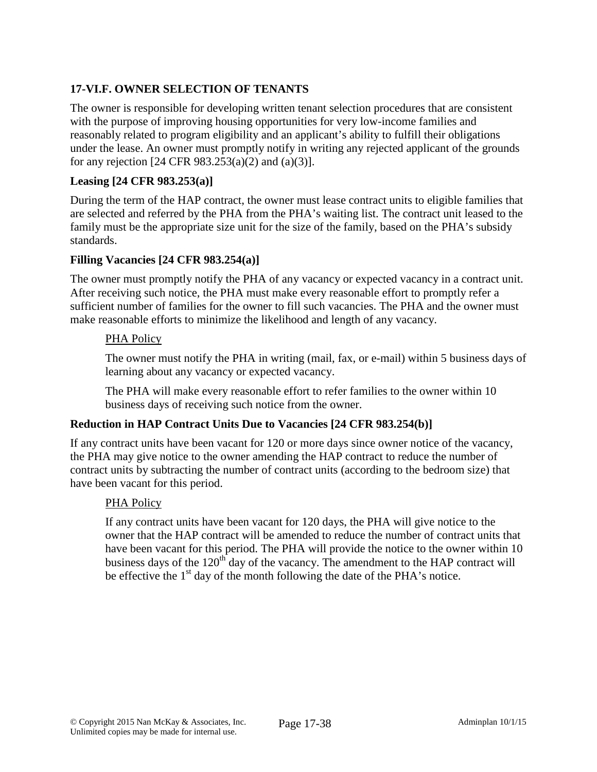## 17-VI.F. OWNER SELECTION OF TENANTS

The owner is responsible for developing written tenant selection procedures that are consistent with the purpose of improving housing opportunities for very low-income families and reasonably related to program eligibility and an applicant's ability to fulfill their obligations under the lease. An owner must promptly notify in writing any rejected applicant of the grounds for any rejection [24 CFR 983.253(a)(2) and (a)(3)].

### Leasing [24 CFR 983.253(a)]

During the term of the HAP contract, the owner must lease contract units to eligible families that are selected and referred by the PHA from the PHA's waiting list. The contract unit leased to the family must be the appropriate size unit for the size of the family, based on the PHA's subsidy standards.

### Filling Vacancies [24 CFR 983.254(a)]

The owner must promptly notify the PHA of any vacancy or expected vacancy in a contract unit. After receiving such notice, the PHA must make every reasonable effort to promptly refer a sufficient number of families for the owner to fill such vacancies. The PHA and the owner must make reasonable efforts to minimize the likelihood and length of any vacancy.

> PHA Policy
>
> The owner must notify the PHA in writing (mail, fax, or e-mail) within 5 business days of learning about any vacancy or expected vacancy.
>
> The PHA will make every reasonable effort to refer families to the owner within 10 business days of receiving such notice from the owner.

### Reduction in HAP Contract Units Due to Vacancies [24 CFR 983.254(b)]

If any contract units have been vacant for 120 or more days since owner notice of the vacancy, the PHA may give notice to the owner amending the HAP contract to reduce the number of contract units by subtracting the number of contract units (according to the bedroom size) that have been vacant for this period.

> PHA Policy
>
> If any contract units have been vacant for 120 days, the PHA will give notice to the owner that the HAP contract will be amended to reduce the number of contract units that have been vacant for this period. The PHA will provide the notice to the owner within 10 business days of the 120th day of the vacancy. The amendment to the HAP contract will be effective the 1st day of the month following the date of the PHA's notice.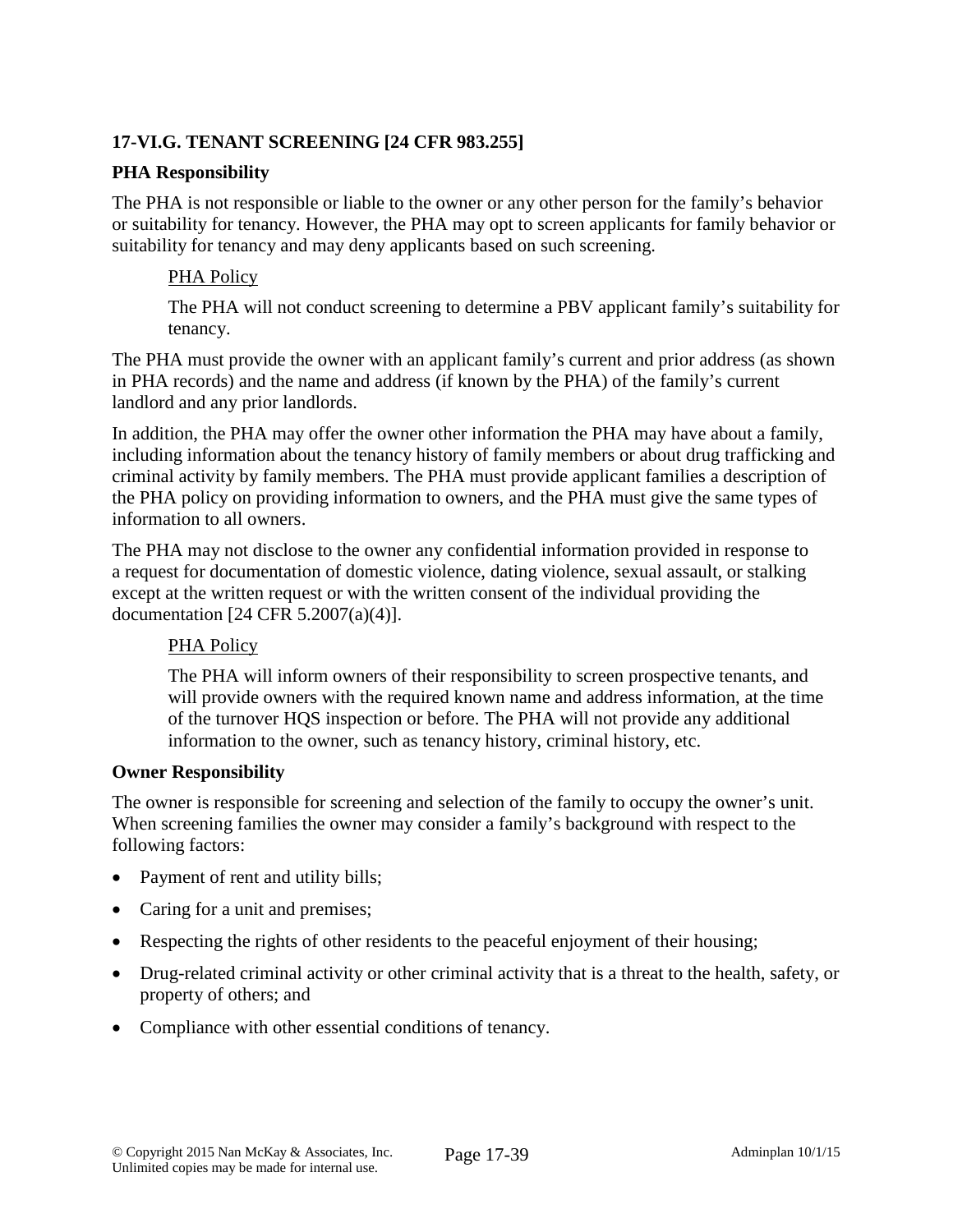### 17-VI.G. TENANT SCREENING [24 CFR 983.255]

**PHA Responsibility**

The PHA is not responsible or liable to the owner or any other person for the family's behavior or suitability for tenancy. However, the PHA may opt to screen applicants for family behavior or suitability for tenancy and may deny applicants based on such screening.

> PHA Policy
>
> The PHA will not conduct screening to determine a PBV applicant family's suitability for tenancy.

The PHA must provide the owner with an applicant family's current and prior address (as shown in PHA records) and the name and address (if known by the PHA) of the family's current landlord and any prior landlords.

In addition, the PHA may offer the owner other information the PHA may have about a family, including information about the tenancy history of family members or about drug trafficking and criminal activity by family members. The PHA must provide applicant families a description of the PHA policy on providing information to owners, and the PHA must give the same types of information to all owners.

The PHA may not disclose to the owner any confidential information provided in response to a request for documentation of domestic violence, dating violence, sexual assault, or stalking except at the written request or with the written consent of the individual providing the documentation [24 CFR 5.2007(a)(4)].

> PHA Policy
>
> The PHA will inform owners of their responsibility to screen prospective tenants, and will provide owners with the required known name and address information, at the time of the turnover HQS inspection or before. The PHA will not provide any additional information to the owner, such as tenancy history, criminal history, etc.

**Owner Responsibility**

The owner is responsible for screening and selection of the family to occupy the owner's unit. When screening families the owner may consider a family's background with respect to the following factors:

- Payment of rent and utility bills;
- Caring for a unit and premises;
- Respecting the rights of other residents to the peaceful enjoyment of their housing;
- Drug-related criminal activity or other criminal activity that is a threat to the health, safety, or property of others; and
- Compliance with other essential conditions of tenancy.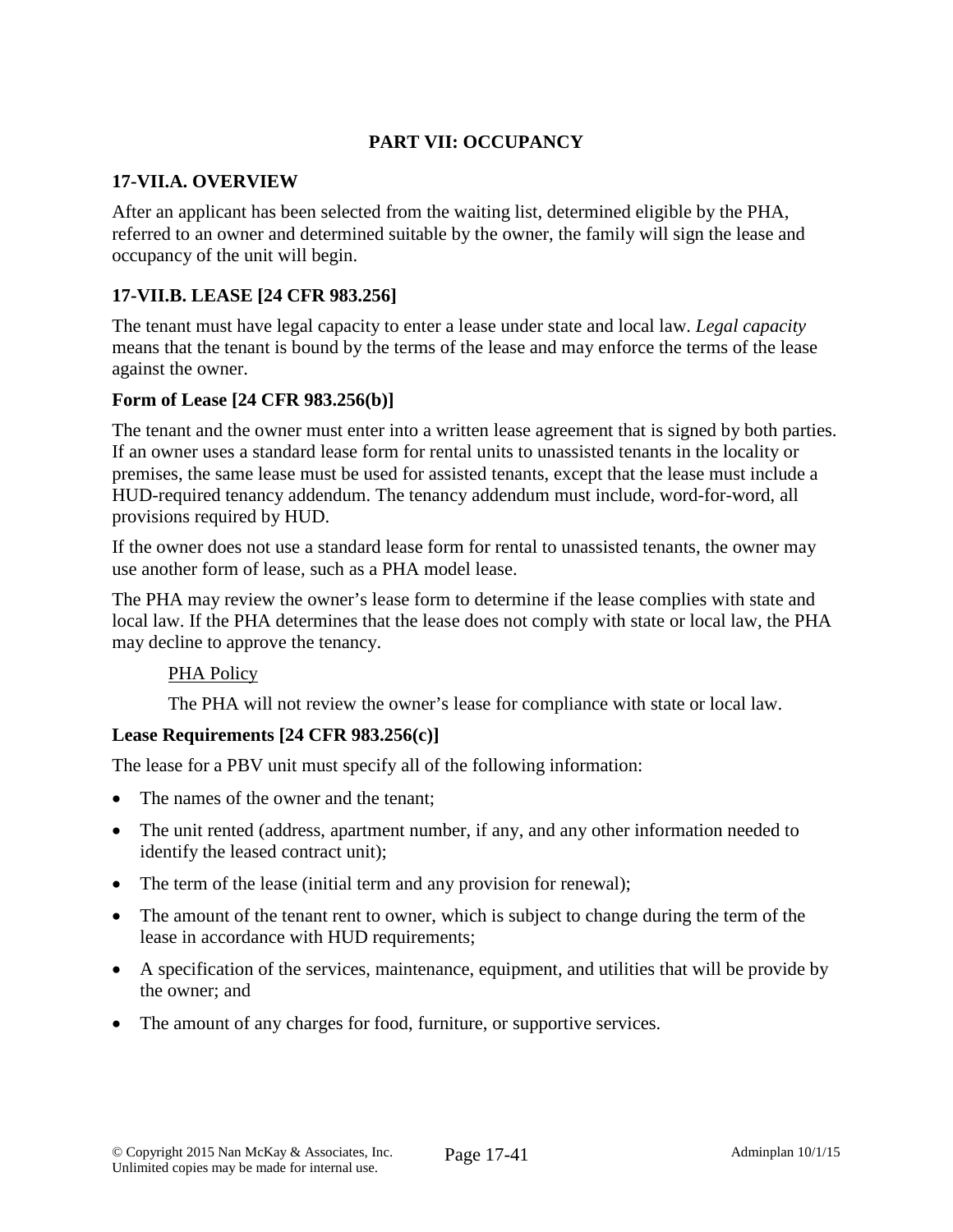## PART VII: OCCUPANCY

### 17-VII.A. OVERVIEW

After an applicant has been selected from the waiting list, determined eligible by the PHA, referred to an owner and determined suitable by the owner, the family will sign the lease and occupancy of the unit will begin.

### 17-VII.B. LEASE [24 CFR 983.256]

The tenant must have legal capacity to enter a lease under state and local law. *Legal capacity* means that the tenant is bound by the terms of the lease and may enforce the terms of the lease against the owner.

**Form of Lease [24 CFR 983.256(b)]**

The tenant and the owner must enter into a written lease agreement that is signed by both parties. If an owner uses a standard lease form for rental units to unassisted tenants in the locality or premises, the same lease must be used for assisted tenants, except that the lease must include a HUD-required tenancy addendum. The tenancy addendum must include, word-for-word, all provisions required by HUD.

If the owner does not use a standard lease form for rental to unassisted tenants, the owner may use another form of lease, such as a PHA model lease.

The PHA may review the owner's lease form to determine if the lease complies with state and local law. If the PHA determines that the lease does not comply with state or local law, the PHA may decline to approve the tenancy.

> PHA Policy
>
> The PHA will not review the owner's lease for compliance with state or local law.

**Lease Requirements [24 CFR 983.256(c)]**

The lease for a PBV unit must specify all of the following information:

- The names of the owner and the tenant;
- The unit rented (address, apartment number, if any, and any other information needed to identify the leased contract unit);
- The term of the lease (initial term and any provision for renewal);
- The amount of the tenant rent to owner, which is subject to change during the term of the lease in accordance with HUD requirements;
- A specification of the services, maintenance, equipment, and utilities that will be provide by the owner; and
- The amount of any charges for food, furniture, or supportive services.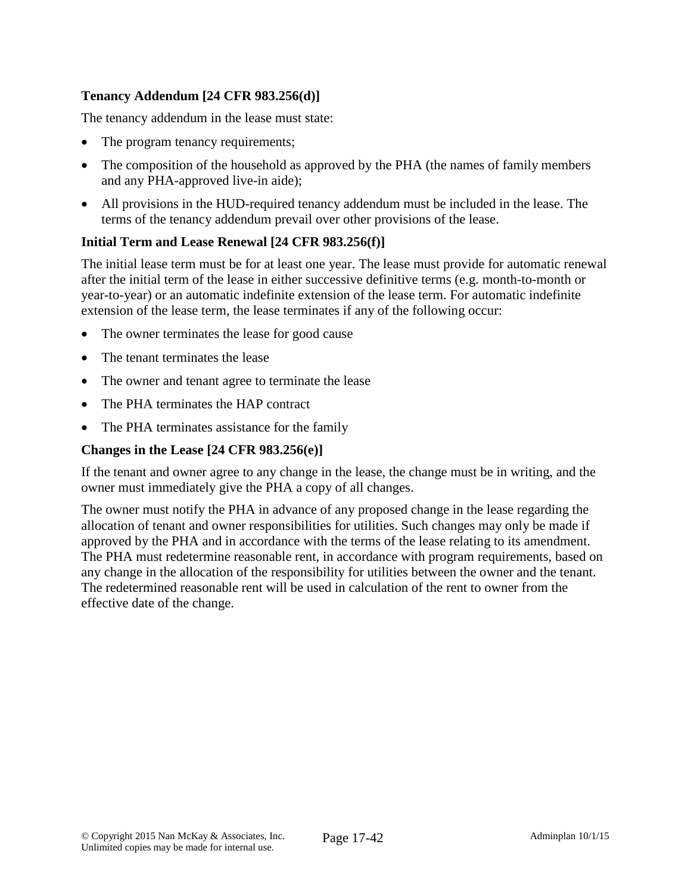**Tenancy Addendum [24 CFR 983.256(d)]**

The tenancy addendum in the lease must state:

- The program tenancy requirements;
- The composition of the household as approved by the PHA (the names of family members and any PHA-approved live-in aide);
- All provisions in the HUD-required tenancy addendum must be included in the lease. The terms of the tenancy addendum prevail over other provisions of the lease.

**Initial Term and Lease Renewal [24 CFR 983.256(f)]**

The initial lease term must be for at least one year. The lease must provide for automatic renewal after the initial term of the lease in either successive definitive terms (e.g. month-to-month or year-to-year) or an automatic indefinite extension of the lease term. For automatic indefinite extension of the lease term, the lease terminates if any of the following occur:

- The owner terminates the lease for good cause
- The tenant terminates the lease
- The owner and tenant agree to terminate the lease
- The PHA terminates the HAP contract
- The PHA terminates assistance for the family

**Changes in the Lease [24 CFR 983.256(e)]**

If the tenant and owner agree to any change in the lease, the change must be in writing, and the owner must immediately give the PHA a copy of all changes.

The owner must notify the PHA in advance of any proposed change in the lease regarding the allocation of tenant and owner responsibilities for utilities. Such changes may only be made if approved by the PHA and in accordance with the terms of the lease relating to its amendment. The PHA must redetermine reasonable rent, in accordance with program requirements, based on any change in the allocation of the responsibility for utilities between the owner and the tenant. The redetermined reasonable rent will be used in calculation of the rent to owner from the effective date of the change.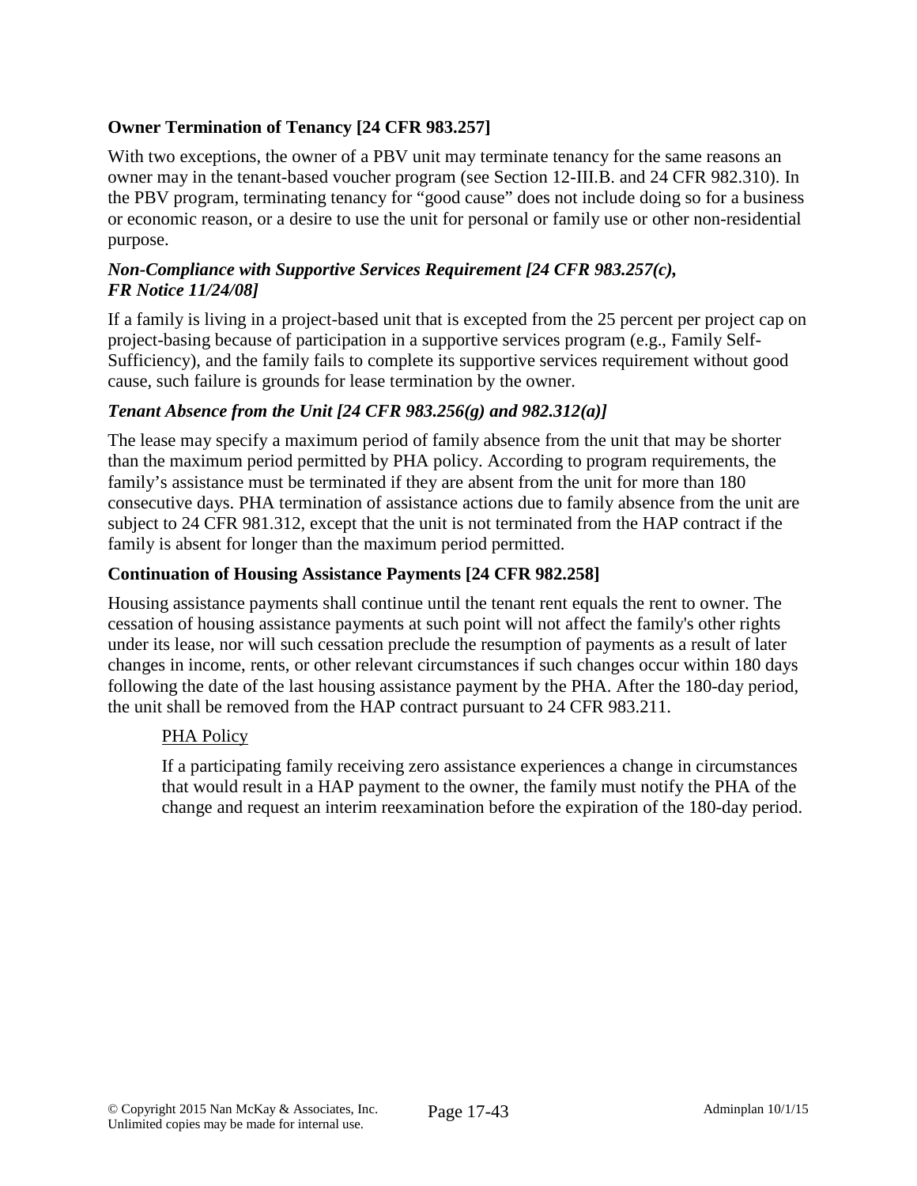**Owner Termination of Tenancy [24 CFR 983.257]**

With two exceptions, the owner of a PBV unit may terminate tenancy for the same reasons an owner may in the tenant-based voucher program (see Section 12-III.B. and 24 CFR 982.310). In the PBV program, terminating tenancy for "good cause" does not include doing so for a business or economic reason, or a desire to use the unit for personal or family use or other non-residential purpose.

***Non-Compliance with Supportive Services Requirement [24 CFR 983.257(c), FR Notice 11/24/08]***

If a family is living in a project-based unit that is excepted from the 25 percent per project cap on project-basing because of participation in a supportive services program (e.g., Family Self-Sufficiency), and the family fails to complete its supportive services requirement without good cause, such failure is grounds for lease termination by the owner.

***Tenant Absence from the Unit [24 CFR 983.256(g) and 982.312(a)]***

The lease may specify a maximum period of family absence from the unit that may be shorter than the maximum period permitted by PHA policy. According to program requirements, the family's assistance must be terminated if they are absent from the unit for more than 180 consecutive days. PHA termination of assistance actions due to family absence from the unit are subject to 24 CFR 981.312, except that the unit is not terminated from the HAP contract if the family is absent for longer than the maximum period permitted.

**Continuation of Housing Assistance Payments [24 CFR 982.258]**

Housing assistance payments shall continue until the tenant rent equals the rent to owner. The cessation of housing assistance payments at such point will not affect the family's other rights under its lease, nor will such cessation preclude the resumption of payments as a result of later changes in income, rents, or other relevant circumstances if such changes occur within 180 days following the date of the last housing assistance payment by the PHA. After the 180-day period, the unit shall be removed from the HAP contract pursuant to 24 CFR 983.211.

> <u>PHA Policy</u>
>
> If a participating family receiving zero assistance experiences a change in circumstances that would result in a HAP payment to the owner, the family must notify the PHA of the change and request an interim reexamination before the expiration of the 180-day period.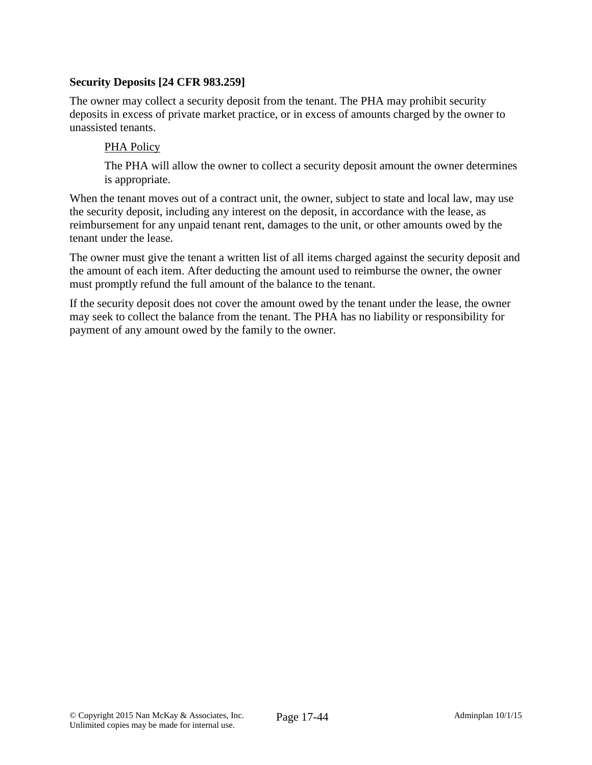**Security Deposits [24 CFR 983.259]**

The owner may collect a security deposit from the tenant. The PHA may prohibit security deposits in excess of private market practice, or in excess of amounts charged by the owner to unassisted tenants.

> PHA Policy
>
> The PHA will allow the owner to collect a security deposit amount the owner determines is appropriate.

When the tenant moves out of a contract unit, the owner, subject to state and local law, may use the security deposit, including any interest on the deposit, in accordance with the lease, as reimbursement for any unpaid tenant rent, damages to the unit, or other amounts owed by the tenant under the lease.

The owner must give the tenant a written list of all items charged against the security deposit and the amount of each item. After deducting the amount used to reimburse the owner, the owner must promptly refund the full amount of the balance to the tenant.

If the security deposit does not cover the amount owed by the tenant under the lease, the owner may seek to collect the balance from the tenant. The PHA has no liability or responsibility for payment of any amount owed by the family to the owner.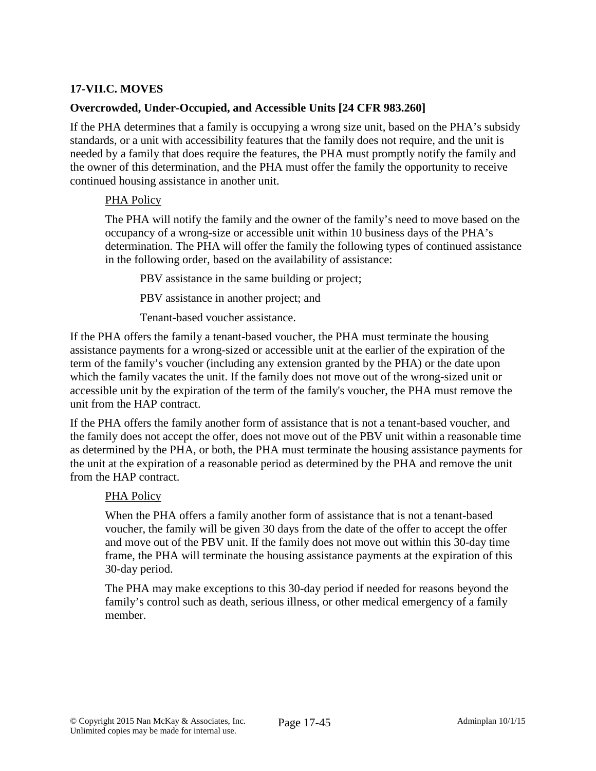### 17-VII.C. MOVES

**Overcrowded, Under-Occupied, and Accessible Units [24 CFR 983.260]**

If the PHA determines that a family is occupying a wrong size unit, based on the PHA's subsidy standards, or a unit with accessibility features that the family does not require, and the unit is needed by a family that does require the features, the PHA must promptly notify the family and the owner of this determination, and the PHA must offer the family the opportunity to receive continued housing assistance in another unit.

PHA Policy

The PHA will notify the family and the owner of the family's need to move based on the occupancy of a wrong-size or accessible unit within 10 business days of the PHA's determination. The PHA will offer the family the following types of continued assistance in the following order, based on the availability of assistance:

PBV assistance in the same building or project;

PBV assistance in another project; and

Tenant-based voucher assistance.

If the PHA offers the family a tenant-based voucher, the PHA must terminate the housing assistance payments for a wrong-sized or accessible unit at the earlier of the expiration of the term of the family's voucher (including any extension granted by the PHA) or the date upon which the family vacates the unit. If the family does not move out of the wrong-sized unit or accessible unit by the expiration of the term of the family's voucher, the PHA must remove the unit from the HAP contract.

If the PHA offers the family another form of assistance that is not a tenant-based voucher, and the family does not accept the offer, does not move out of the PBV unit within a reasonable time as determined by the PHA, or both, the PHA must terminate the housing assistance payments for the unit at the expiration of a reasonable period as determined by the PHA and remove the unit from the HAP contract.

PHA Policy

When the PHA offers a family another form of assistance that is not a tenant-based voucher, the family will be given 30 days from the date of the offer to accept the offer and move out of the PBV unit. If the family does not move out within this 30-day time frame, the PHA will terminate the housing assistance payments at the expiration of this 30-day period.

The PHA may make exceptions to this 30-day period if needed for reasons beyond the family's control such as death, serious illness, or other medical emergency of a family member.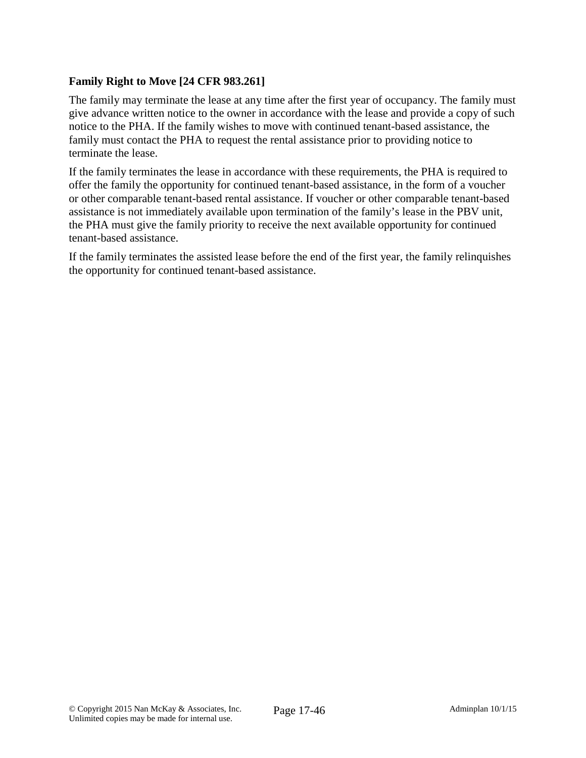**Family Right to Move [24 CFR 983.261]**

The family may terminate the lease at any time after the first year of occupancy. The family must give advance written notice to the owner in accordance with the lease and provide a copy of such notice to the PHA. If the family wishes to move with continued tenant-based assistance, the family must contact the PHA to request the rental assistance prior to providing notice to terminate the lease.

If the family terminates the lease in accordance with these requirements, the PHA is required to offer the family the opportunity for continued tenant-based assistance, in the form of a voucher or other comparable tenant-based rental assistance. If voucher or other comparable tenant-based assistance is not immediately available upon termination of the family's lease in the PBV unit, the PHA must give the family priority to receive the next available opportunity for continued tenant-based assistance.

If the family terminates the assisted lease before the end of the first year, the family relinquishes the opportunity for continued tenant-based assistance.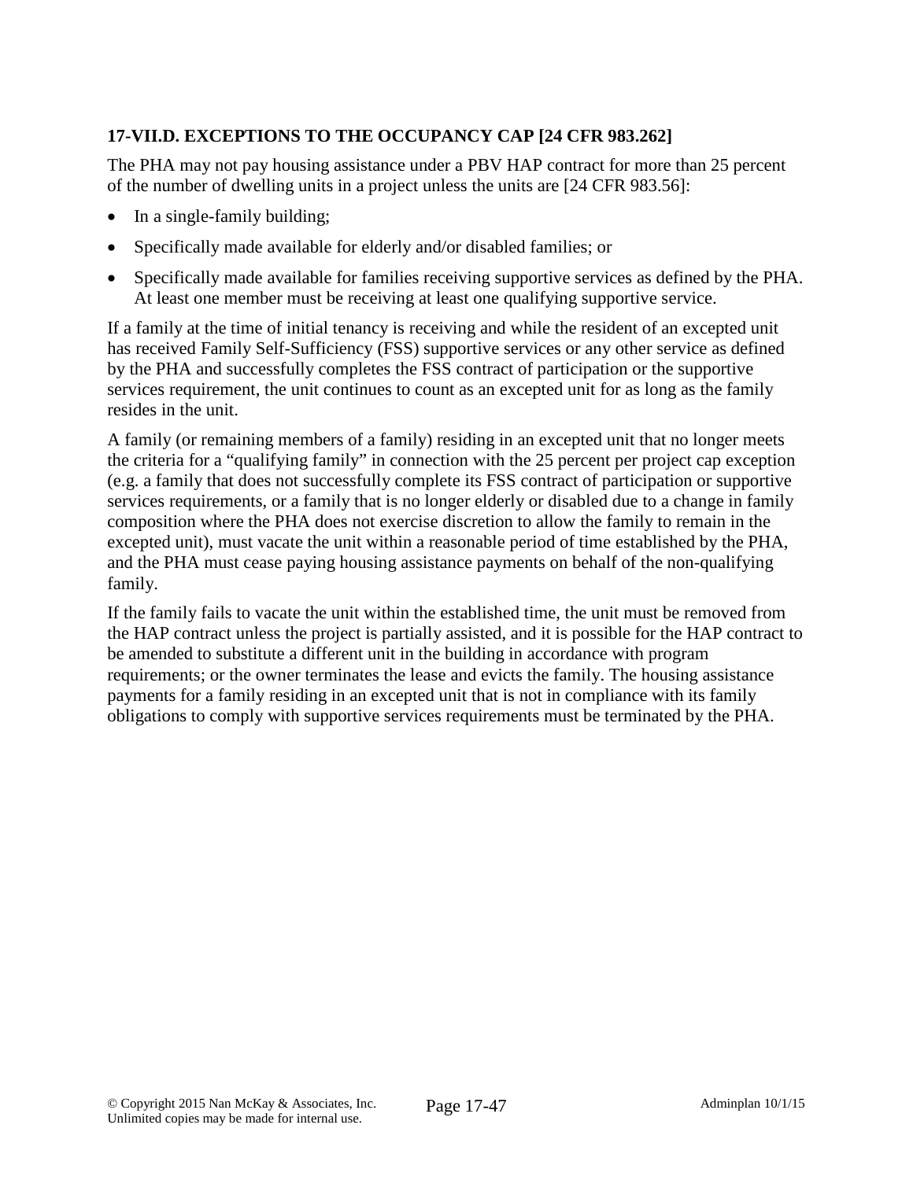### 17-VII.D. EXCEPTIONS TO THE OCCUPANCY CAP [24 CFR 983.262]

The PHA may not pay housing assistance under a PBV HAP contract for more than 25 percent of the number of dwelling units in a project unless the units are [24 CFR 983.56]:

- In a single-family building;
- Specifically made available for elderly and/or disabled families; or
- Specifically made available for families receiving supportive services as defined by the PHA. At least one member must be receiving at least one qualifying supportive service.

If a family at the time of initial tenancy is receiving and while the resident of an excepted unit has received Family Self-Sufficiency (FSS) supportive services or any other service as defined by the PHA and successfully completes the FSS contract of participation or the supportive services requirement, the unit continues to count as an excepted unit for as long as the family resides in the unit.

A family (or remaining members of a family) residing in an excepted unit that no longer meets the criteria for a "qualifying family" in connection with the 25 percent per project cap exception (e.g. a family that does not successfully complete its FSS contract of participation or supportive services requirements, or a family that is no longer elderly or disabled due to a change in family composition where the PHA does not exercise discretion to allow the family to remain in the excepted unit), must vacate the unit within a reasonable period of time established by the PHA, and the PHA must cease paying housing assistance payments on behalf of the non-qualifying family.

If the family fails to vacate the unit within the established time, the unit must be removed from the HAP contract unless the project is partially assisted, and it is possible for the HAP contract to be amended to substitute a different unit in the building in accordance with program requirements; or the owner terminates the lease and evicts the family. The housing assistance payments for a family residing in an excepted unit that is not in compliance with its family obligations to comply with supportive services requirements must be terminated by the PHA.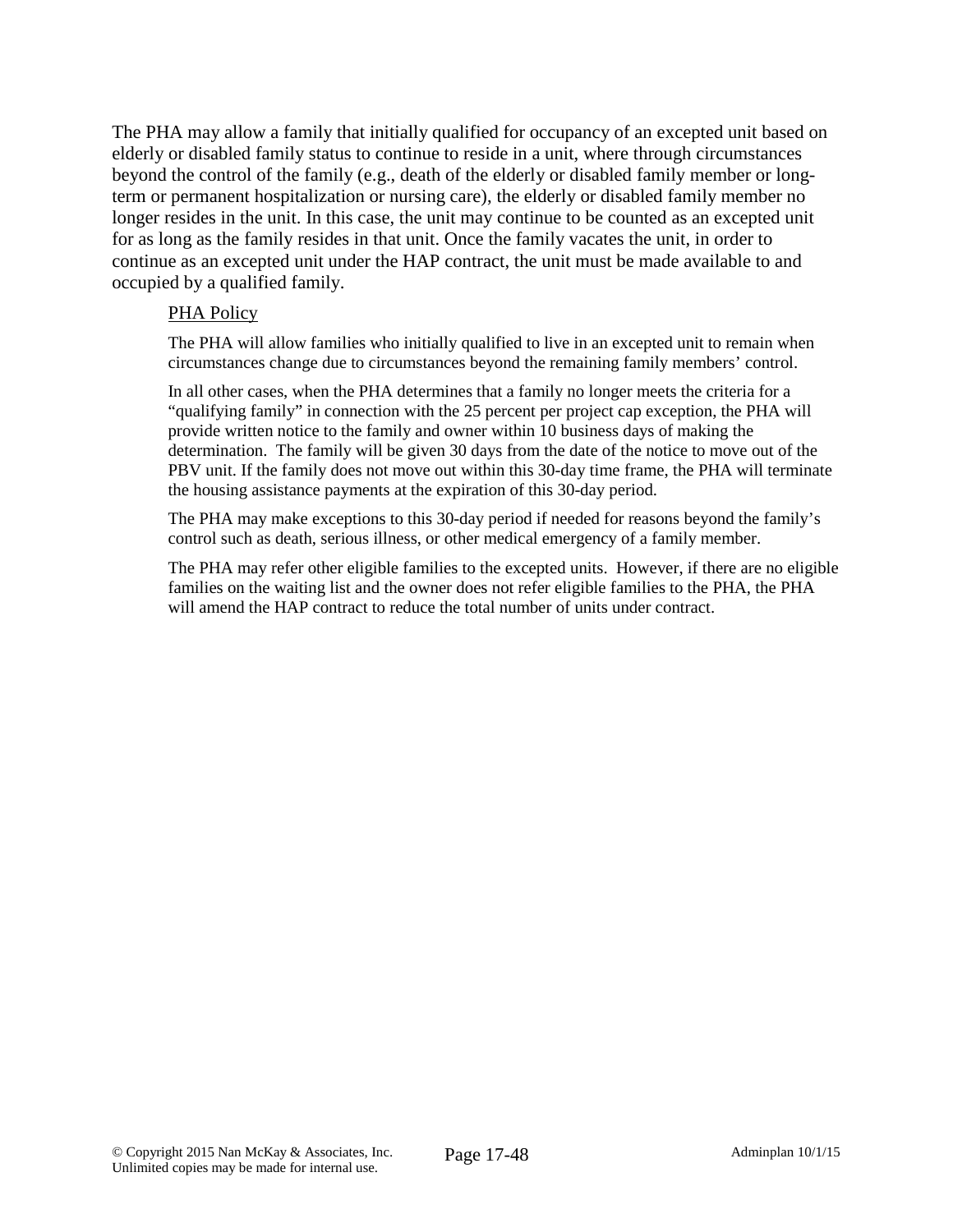The PHA may allow a family that initially qualified for occupancy of an excepted unit based on elderly or disabled family status to continue to reside in a unit, where through circumstances beyond the control of the family (e.g., death of the elderly or disabled family member or long-term or permanent hospitalization or nursing care), the elderly or disabled family member no longer resides in the unit. In this case, the unit may continue to be counted as an excepted unit for as long as the family resides in that unit. Once the family vacates the unit, in order to continue as an excepted unit under the HAP contract, the unit must be made available to and occupied by a qualified family.

PHA Policy

The PHA will allow families who initially qualified to live in an excepted unit to remain when circumstances change due to circumstances beyond the remaining family members' control.

In all other cases, when the PHA determines that a family no longer meets the criteria for a "qualifying family" in connection with the 25 percent per project cap exception, the PHA will provide written notice to the family and owner within 10 business days of making the determination. The family will be given 30 days from the date of the notice to move out of the PBV unit. If the family does not move out within this 30-day time frame, the PHA will terminate the housing assistance payments at the expiration of this 30-day period.

The PHA may make exceptions to this 30-day period if needed for reasons beyond the family's control such as death, serious illness, or other medical emergency of a family member.

The PHA may refer other eligible families to the excepted units. However, if there are no eligible families on the waiting list and the owner does not refer eligible families to the PHA, the PHA will amend the HAP contract to reduce the total number of units under contract.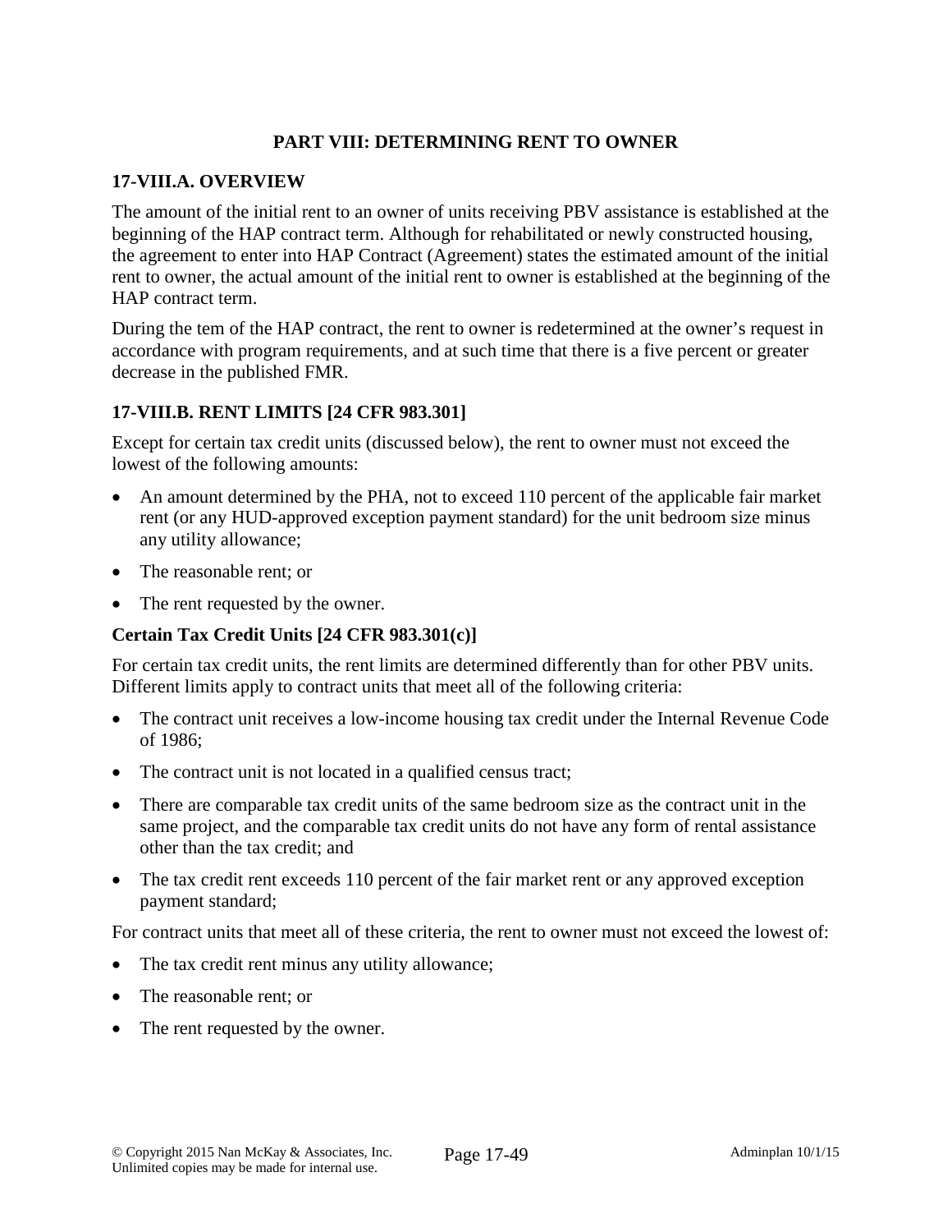## PART VIII: DETERMINING RENT TO OWNER

### 17-VIII.A. OVERVIEW

The amount of the initial rent to an owner of units receiving PBV assistance is established at the beginning of the HAP contract term. Although for rehabilitated or newly constructed housing, the agreement to enter into HAP Contract (Agreement) states the estimated amount of the initial rent to owner, the actual amount of the initial rent to owner is established at the beginning of the HAP contract term.

During the tem of the HAP contract, the rent to owner is redetermined at the owner's request in accordance with program requirements, and at such time that there is a five percent or greater decrease in the published FMR.

### 17-VIII.B. RENT LIMITS [24 CFR 983.301]

Except for certain tax credit units (discussed below), the rent to owner must not exceed the lowest of the following amounts:

- An amount determined by the PHA, not to exceed 110 percent of the applicable fair market rent (or any HUD-approved exception payment standard) for the unit bedroom size minus any utility allowance;
- The reasonable rent; or
- The rent requested by the owner.

**Certain Tax Credit Units [24 CFR 983.301(c)]**

For certain tax credit units, the rent limits are determined differently than for other PBV units. Different limits apply to contract units that meet all of the following criteria:

- The contract unit receives a low-income housing tax credit under the Internal Revenue Code of 1986;
- The contract unit is not located in a qualified census tract;
- There are comparable tax credit units of the same bedroom size as the contract unit in the same project, and the comparable tax credit units do not have any form of rental assistance other than the tax credit; and
- The tax credit rent exceeds 110 percent of the fair market rent or any approved exception payment standard;

For contract units that meet all of these criteria, the rent to owner must not exceed the lowest of:

- The tax credit rent minus any utility allowance;
- The reasonable rent; or
- The rent requested by the owner.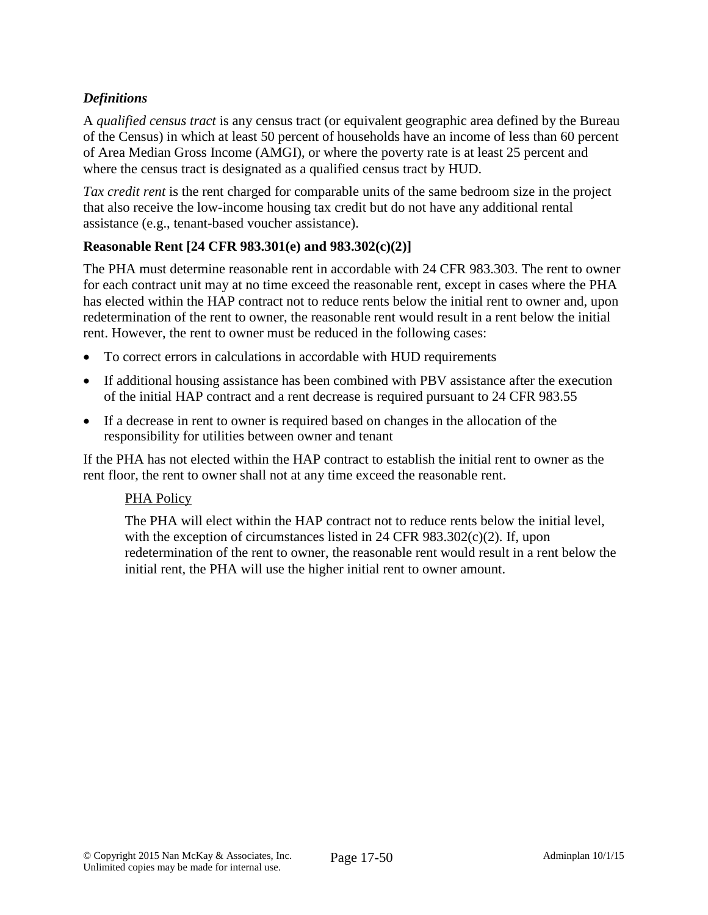***Definitions***

A *qualified census tract* is any census tract (or equivalent geographic area defined by the Bureau of the Census) in which at least 50 percent of households have an income of less than 60 percent of Area Median Gross Income (AMGI), or where the poverty rate is at least 25 percent and where the census tract is designated as a qualified census tract by HUD.

*Tax credit rent* is the rent charged for comparable units of the same bedroom size in the project that also receive the low-income housing tax credit but do not have any additional rental assistance (e.g., tenant-based voucher assistance).

**Reasonable Rent [24 CFR 983.301(e) and 983.302(c)(2)]**

The PHA must determine reasonable rent in accordable with 24 CFR 983.303. The rent to owner for each contract unit may at no time exceed the reasonable rent, except in cases where the PHA has elected within the HAP contract not to reduce rents below the initial rent to owner and, upon redetermination of the rent to owner, the reasonable rent would result in a rent below the initial rent. However, the rent to owner must be reduced in the following cases:

- To correct errors in calculations in accordable with HUD requirements
- If additional housing assistance has been combined with PBV assistance after the execution of the initial HAP contract and a rent decrease is required pursuant to 24 CFR 983.55
- If a decrease in rent to owner is required based on changes in the allocation of the responsibility for utilities between owner and tenant

If the PHA has not elected within the HAP contract to establish the initial rent to owner as the rent floor, the rent to owner shall not at any time exceed the reasonable rent.

> PHA Policy
>
> The PHA will elect within the HAP contract not to reduce rents below the initial level, with the exception of circumstances listed in 24 CFR 983.302(c)(2). If, upon redetermination of the rent to owner, the reasonable rent would result in a rent below the initial rent, the PHA will use the higher initial rent to owner amount.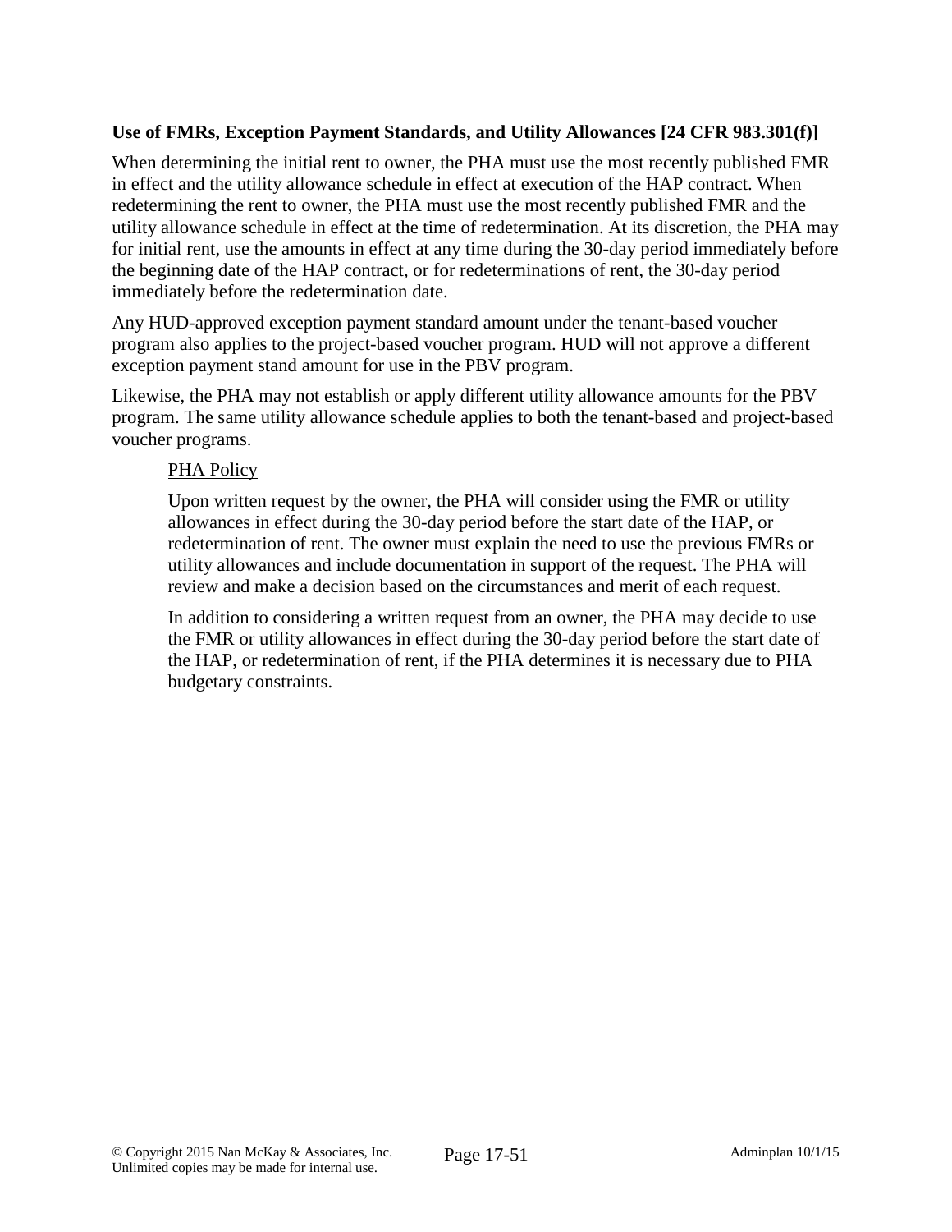**Use of FMRs, Exception Payment Standards, and Utility Allowances [24 CFR 983.301(f)]**

When determining the initial rent to owner, the PHA must use the most recently published FMR in effect and the utility allowance schedule in effect at execution of the HAP contract. When redetermining the rent to owner, the PHA must use the most recently published FMR and the utility allowance schedule in effect at the time of redetermination. At its discretion, the PHA may for initial rent, use the amounts in effect at any time during the 30-day period immediately before the beginning date of the HAP contract, or for redeterminations of rent, the 30-day period immediately before the redetermination date.

Any HUD-approved exception payment standard amount under the tenant-based voucher program also applies to the project-based voucher program. HUD will not approve a different exception payment stand amount for use in the PBV program.

Likewise, the PHA may not establish or apply different utility allowance amounts for the PBV program. The same utility allowance schedule applies to both the tenant-based and project-based voucher programs.

> PHA Policy
>
> Upon written request by the owner, the PHA will consider using the FMR or utility allowances in effect during the 30-day period before the start date of the HAP, or redetermination of rent. The owner must explain the need to use the previous FMRs or utility allowances and include documentation in support of the request. The PHA will review and make a decision based on the circumstances and merit of each request.
>
> In addition to considering a written request from an owner, the PHA may decide to use the FMR or utility allowances in effect during the 30-day period before the start date of the HAP, or redetermination of rent, if the PHA determines it is necessary due to PHA budgetary constraints.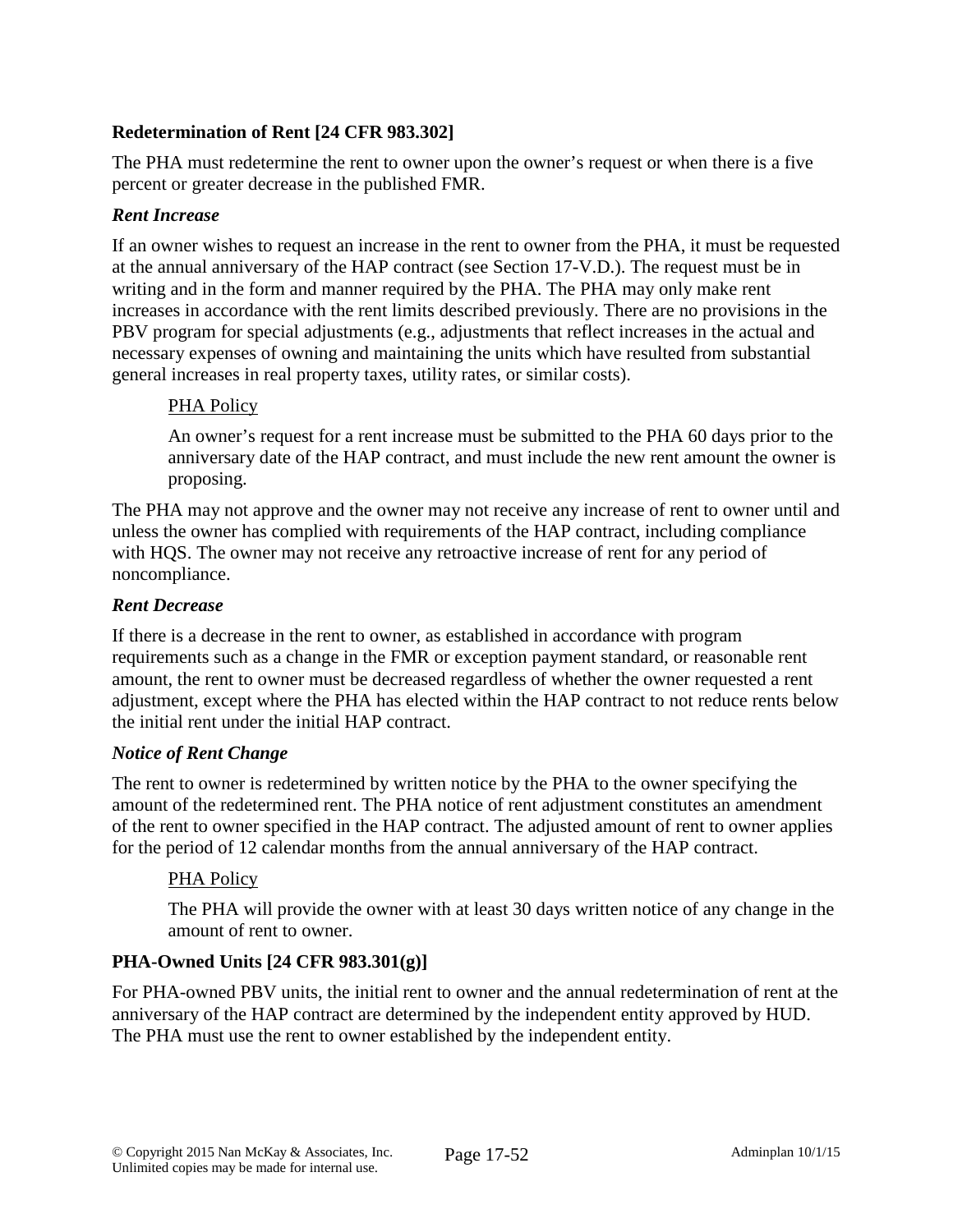**Redetermination of Rent [24 CFR 983.302]**

The PHA must redetermine the rent to owner upon the owner's request or when there is a five percent or greater decrease in the published FMR.

***Rent Increase***

If an owner wishes to request an increase in the rent to owner from the PHA, it must be requested at the annual anniversary of the HAP contract (see Section 17-V.D.). The request must be in writing and in the form and manner required by the PHA. The PHA may only make rent increases in accordance with the rent limits described previously. There are no provisions in the PBV program for special adjustments (e.g., adjustments that reflect increases in the actual and necessary expenses of owning and maintaining the units which have resulted from substantial general increases in real property taxes, utility rates, or similar costs).

> PHA Policy
>
> An owner's request for a rent increase must be submitted to the PHA 60 days prior to the anniversary date of the HAP contract, and must include the new rent amount the owner is proposing.

The PHA may not approve and the owner may not receive any increase of rent to owner until and unless the owner has complied with requirements of the HAP contract, including compliance with HQS. The owner may not receive any retroactive increase of rent for any period of noncompliance.

***Rent Decrease***

If there is a decrease in the rent to owner, as established in accordance with program requirements such as a change in the FMR or exception payment standard, or reasonable rent amount, the rent to owner must be decreased regardless of whether the owner requested a rent adjustment, except where the PHA has elected within the HAP contract to not reduce rents below the initial rent under the initial HAP contract.

***Notice of Rent Change***

The rent to owner is redetermined by written notice by the PHA to the owner specifying the amount of the redetermined rent. The PHA notice of rent adjustment constitutes an amendment of the rent to owner specified in the HAP contract. The adjusted amount of rent to owner applies for the period of 12 calendar months from the annual anniversary of the HAP contract.

> PHA Policy
>
> The PHA will provide the owner with at least 30 days written notice of any change in the amount of rent to owner.

**PHA-Owned Units [24 CFR 983.301(g)]**

For PHA-owned PBV units, the initial rent to owner and the annual redetermination of rent at the anniversary of the HAP contract are determined by the independent entity approved by HUD. The PHA must use the rent to owner established by the independent entity.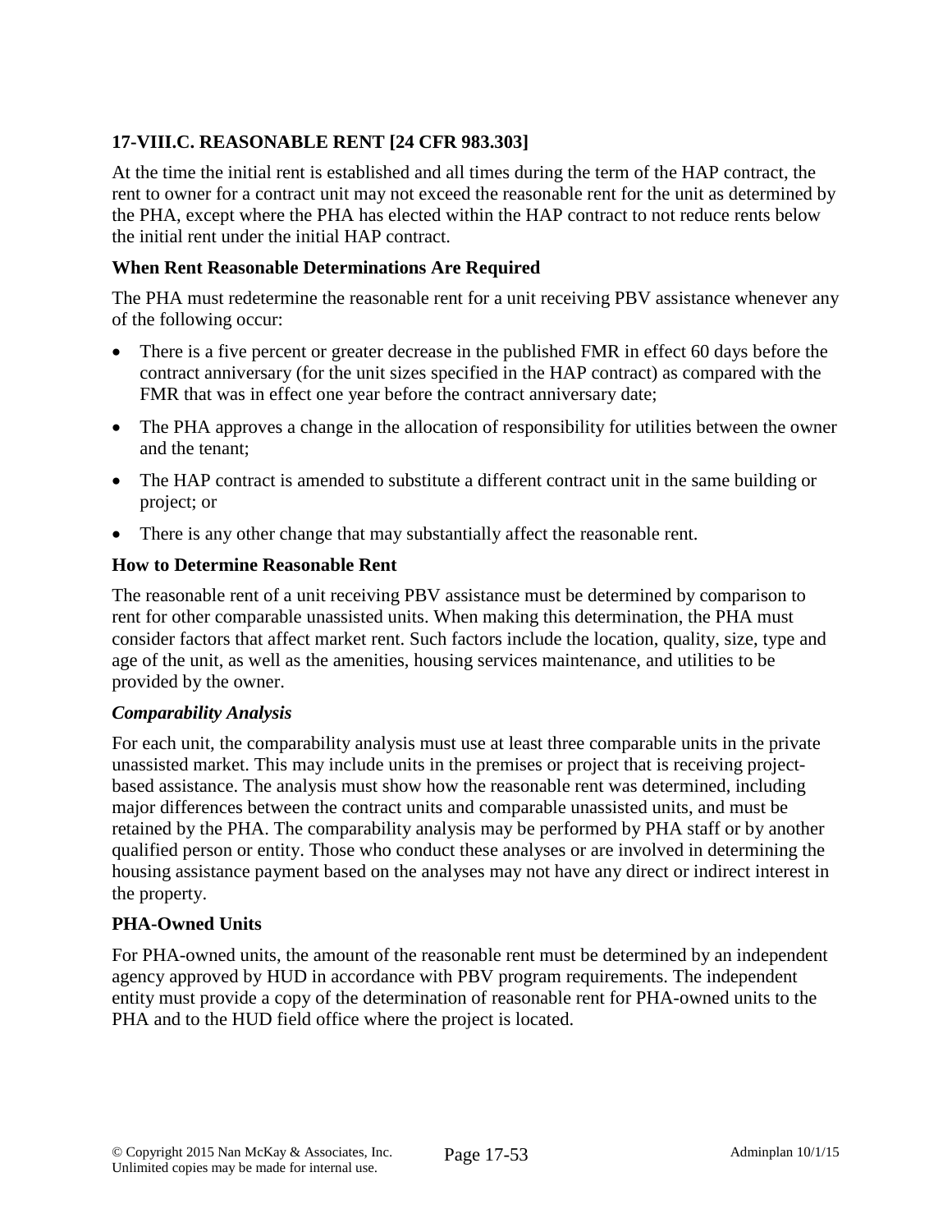## 17-VIII.C. REASONABLE RENT [24 CFR 983.303]

At the time the initial rent is established and all times during the term of the HAP contract, the rent to owner for a contract unit may not exceed the reasonable rent for the unit as determined by the PHA, except where the PHA has elected within the HAP contract to not reduce rents below the initial rent under the initial HAP contract.

### When Rent Reasonable Determinations Are Required

The PHA must redetermine the reasonable rent for a unit receiving PBV assistance whenever any of the following occur:

- There is a five percent or greater decrease in the published FMR in effect 60 days before the contract anniversary (for the unit sizes specified in the HAP contract) as compared with the FMR that was in effect one year before the contract anniversary date;
- The PHA approves a change in the allocation of responsibility for utilities between the owner and the tenant;
- The HAP contract is amended to substitute a different contract unit in the same building or project; or
- There is any other change that may substantially affect the reasonable rent.

### How to Determine Reasonable Rent

The reasonable rent of a unit receiving PBV assistance must be determined by comparison to rent for other comparable unassisted units. When making this determination, the PHA must consider factors that affect market rent. Such factors include the location, quality, size, type and age of the unit, as well as the amenities, housing services maintenance, and utilities to be provided by the owner.

#### *Comparability Analysis*

For each unit, the comparability analysis must use at least three comparable units in the private unassisted market. This may include units in the premises or project that is receiving project-based assistance. The analysis must show how the reasonable rent was determined, including major differences between the contract units and comparable unassisted units, and must be retained by the PHA. The comparability analysis may be performed by PHA staff or by another qualified person or entity. Those who conduct these analyses or are involved in determining the housing assistance payment based on the analyses may not have any direct or indirect interest in the property.

### PHA-Owned Units

For PHA-owned units, the amount of the reasonable rent must be determined by an independent agency approved by HUD in accordance with PBV program requirements. The independent entity must provide a copy of the determination of reasonable rent for PHA-owned units to the PHA and to the HUD field office where the project is located.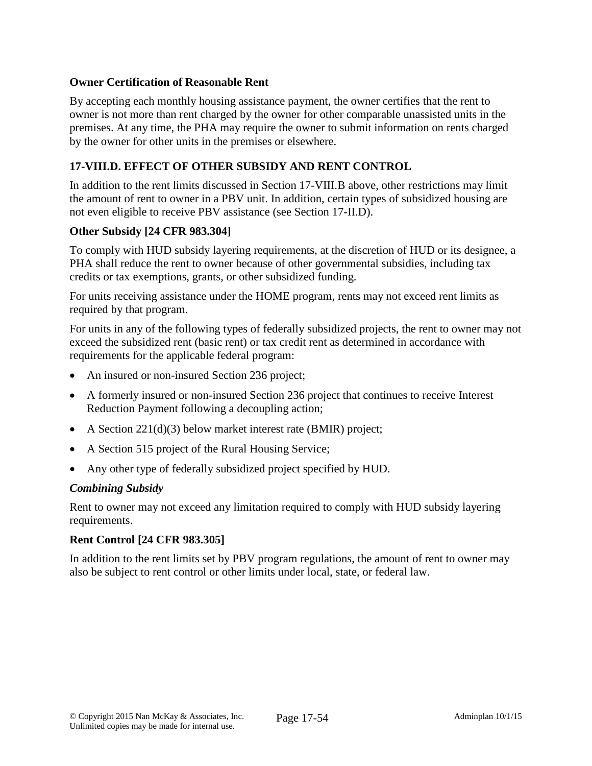**Owner Certification of Reasonable Rent**

By accepting each monthly housing assistance payment, the owner certifies that the rent to owner is not more than rent charged by the owner for other comparable unassisted units in the premises. At any time, the PHA may require the owner to submit information on rents charged by the owner for other units in the premises or elsewhere.

## 17-VIII.D. EFFECT OF OTHER SUBSIDY AND RENT CONTROL

In addition to the rent limits discussed in Section 17-VIII.B above, other restrictions may limit the amount of rent to owner in a PBV unit. In addition, certain types of subsidized housing are not even eligible to receive PBV assistance (see Section 17-II.D).

### Other Subsidy [24 CFR 983.304]

To comply with HUD subsidy layering requirements, at the discretion of HUD or its designee, a PHA shall reduce the rent to owner because of other governmental subsidies, including tax credits or tax exemptions, grants, or other subsidized funding.

For units receiving assistance under the HOME program, rents may not exceed rent limits as required by that program.

For units in any of the following types of federally subsidized projects, the rent to owner may not exceed the subsidized rent (basic rent) or tax credit rent as determined in accordance with requirements for the applicable federal program:

- An insured or non-insured Section 236 project;
- A formerly insured or non-insured Section 236 project that continues to receive Interest Reduction Payment following a decoupling action;
- A Section 221(d)(3) below market interest rate (BMIR) project;
- A Section 515 project of the Rural Housing Service;
- Any other type of federally subsidized project specified by HUD.

*Combining Subsidy*

Rent to owner may not exceed any limitation required to comply with HUD subsidy layering requirements.

### Rent Control [24 CFR 983.305]

In addition to the rent limits set by PBV program regulations, the amount of rent to owner may also be subject to rent control or other limits under local, state, or federal law.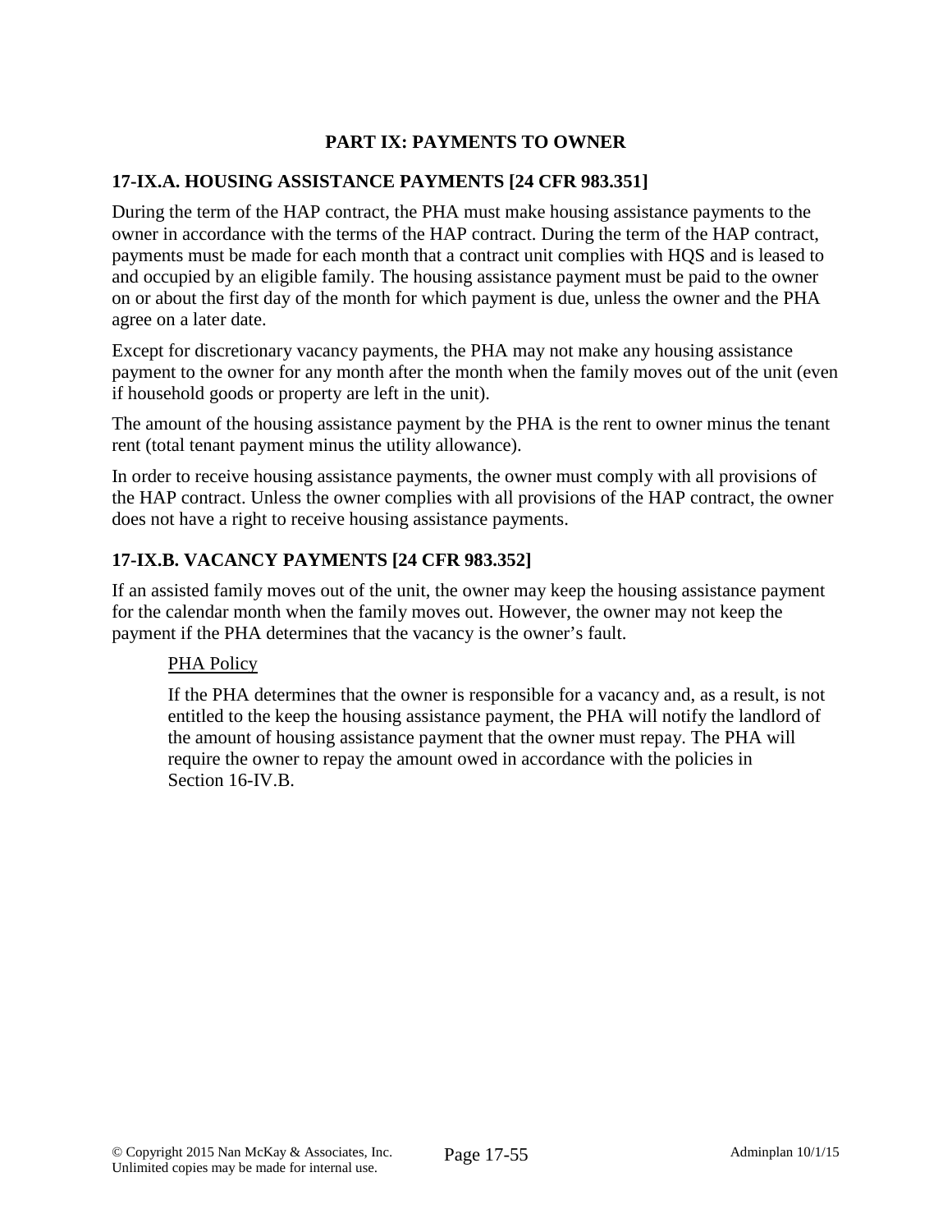## PART IX: PAYMENTS TO OWNER

### 17-IX.A. HOUSING ASSISTANCE PAYMENTS [24 CFR 983.351]

During the term of the HAP contract, the PHA must make housing assistance payments to the owner in accordance with the terms of the HAP contract. During the term of the HAP contract, payments must be made for each month that a contract unit complies with HQS and is leased to and occupied by an eligible family. The housing assistance payment must be paid to the owner on or about the first day of the month for which payment is due, unless the owner and the PHA agree on a later date.

Except for discretionary vacancy payments, the PHA may not make any housing assistance payment to the owner for any month after the month when the family moves out of the unit (even if household goods or property are left in the unit).

The amount of the housing assistance payment by the PHA is the rent to owner minus the tenant rent (total tenant payment minus the utility allowance).

In order to receive housing assistance payments, the owner must comply with all provisions of the HAP contract. Unless the owner complies with all provisions of the HAP contract, the owner does not have a right to receive housing assistance payments.

### 17-IX.B. VACANCY PAYMENTS [24 CFR 983.352]

If an assisted family moves out of the unit, the owner may keep the housing assistance payment for the calendar month when the family moves out. However, the owner may not keep the payment if the PHA determines that the vacancy is the owner's fault.

> PHA Policy
>
> If the PHA determines that the owner is responsible for a vacancy and, as a result, is not entitled to the keep the housing assistance payment, the PHA will notify the landlord of the amount of housing assistance payment that the owner must repay. The PHA will require the owner to repay the amount owed in accordance with the policies in Section 16-IV.B.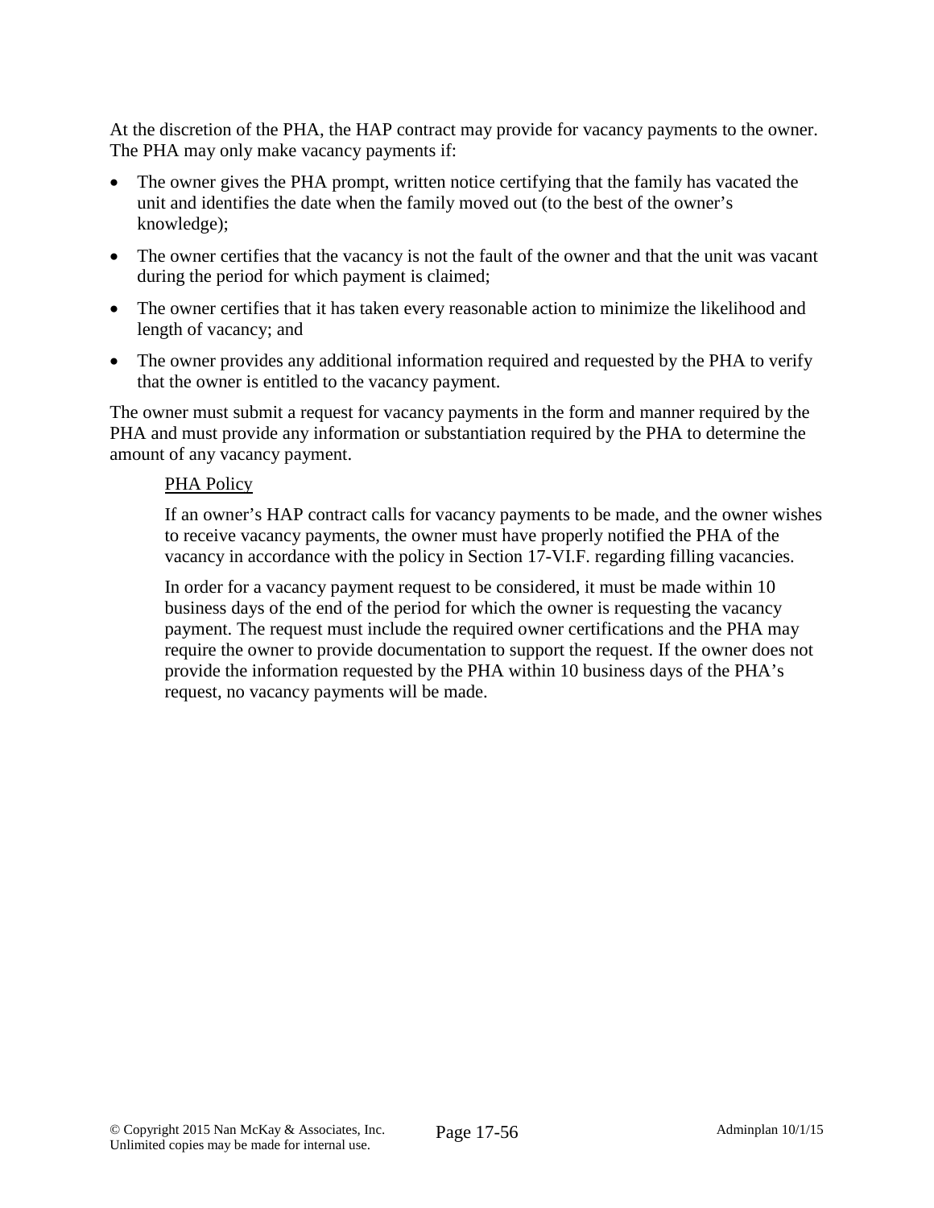At the discretion of the PHA, the HAP contract may provide for vacancy payments to the owner. The PHA may only make vacancy payments if:

- The owner gives the PHA prompt, written notice certifying that the family has vacated the unit and identifies the date when the family moved out (to the best of the owner's knowledge);
- The owner certifies that the vacancy is not the fault of the owner and that the unit was vacant during the period for which payment is claimed;
- The owner certifies that it has taken every reasonable action to minimize the likelihood and length of vacancy; and
- The owner provides any additional information required and requested by the PHA to verify that the owner is entitled to the vacancy payment.

The owner must submit a request for vacancy payments in the form and manner required by the PHA and must provide any information or substantiation required by the PHA to determine the amount of any vacancy payment.

> PHA Policy
>
> If an owner's HAP contract calls for vacancy payments to be made, and the owner wishes to receive vacancy payments, the owner must have properly notified the PHA of the vacancy in accordance with the policy in Section 17-VI.F. regarding filling vacancies.
>
> In order for a vacancy payment request to be considered, it must be made within 10 business days of the end of the period for which the owner is requesting the vacancy payment. The request must include the required owner certifications and the PHA may require the owner to provide documentation to support the request. If the owner does not provide the information requested by the PHA within 10 business days of the PHA's request, no vacancy payments will be made.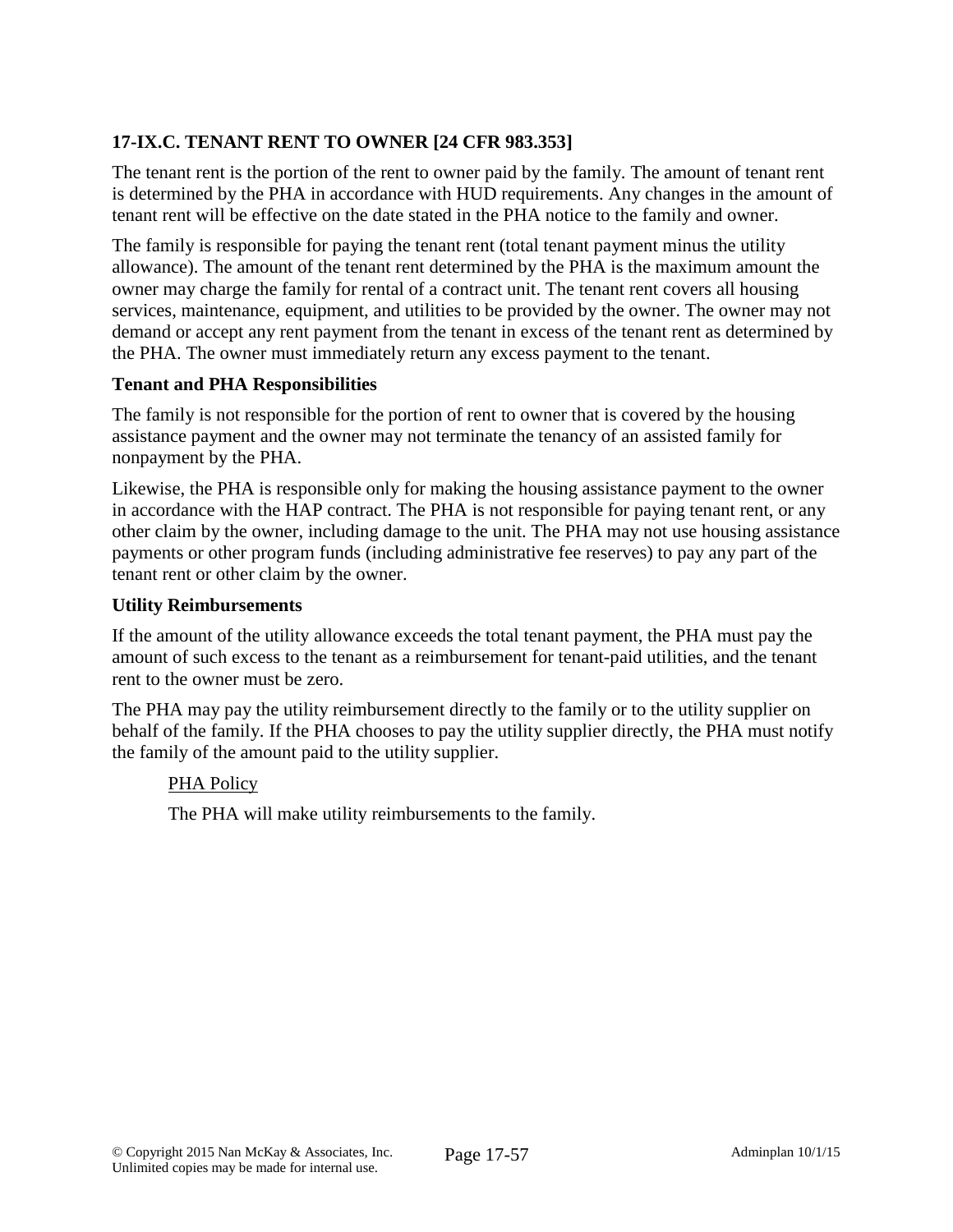### 17-IX.C. TENANT RENT TO OWNER [24 CFR 983.353]

The tenant rent is the portion of the rent to owner paid by the family. The amount of tenant rent is determined by the PHA in accordance with HUD requirements. Any changes in the amount of tenant rent will be effective on the date stated in the PHA notice to the family and owner.

The family is responsible for paying the tenant rent (total tenant payment minus the utility allowance). The amount of the tenant rent determined by the PHA is the maximum amount the owner may charge the family for rental of a contract unit. The tenant rent covers all housing services, maintenance, equipment, and utilities to be provided by the owner. The owner may not demand or accept any rent payment from the tenant in excess of the tenant rent as determined by the PHA. The owner must immediately return any excess payment to the tenant.

#### Tenant and PHA Responsibilities

The family is not responsible for the portion of rent to owner that is covered by the housing assistance payment and the owner may not terminate the tenancy of an assisted family for nonpayment by the PHA.

Likewise, the PHA is responsible only for making the housing assistance payment to the owner in accordance with the HAP contract. The PHA is not responsible for paying tenant rent, or any other claim by the owner, including damage to the unit. The PHA may not use housing assistance payments or other program funds (including administrative fee reserves) to pay any part of the tenant rent or other claim by the owner.

#### Utility Reimbursements

If the amount of the utility allowance exceeds the total tenant payment, the PHA must pay the amount of such excess to the tenant as a reimbursement for tenant-paid utilities, and the tenant rent to the owner must be zero.

The PHA may pay the utility reimbursement directly to the family or to the utility supplier on behalf of the family. If the PHA chooses to pay the utility supplier directly, the PHA must notify the family of the amount paid to the utility supplier.

> PHA Policy
>
> The PHA will make utility reimbursements to the family.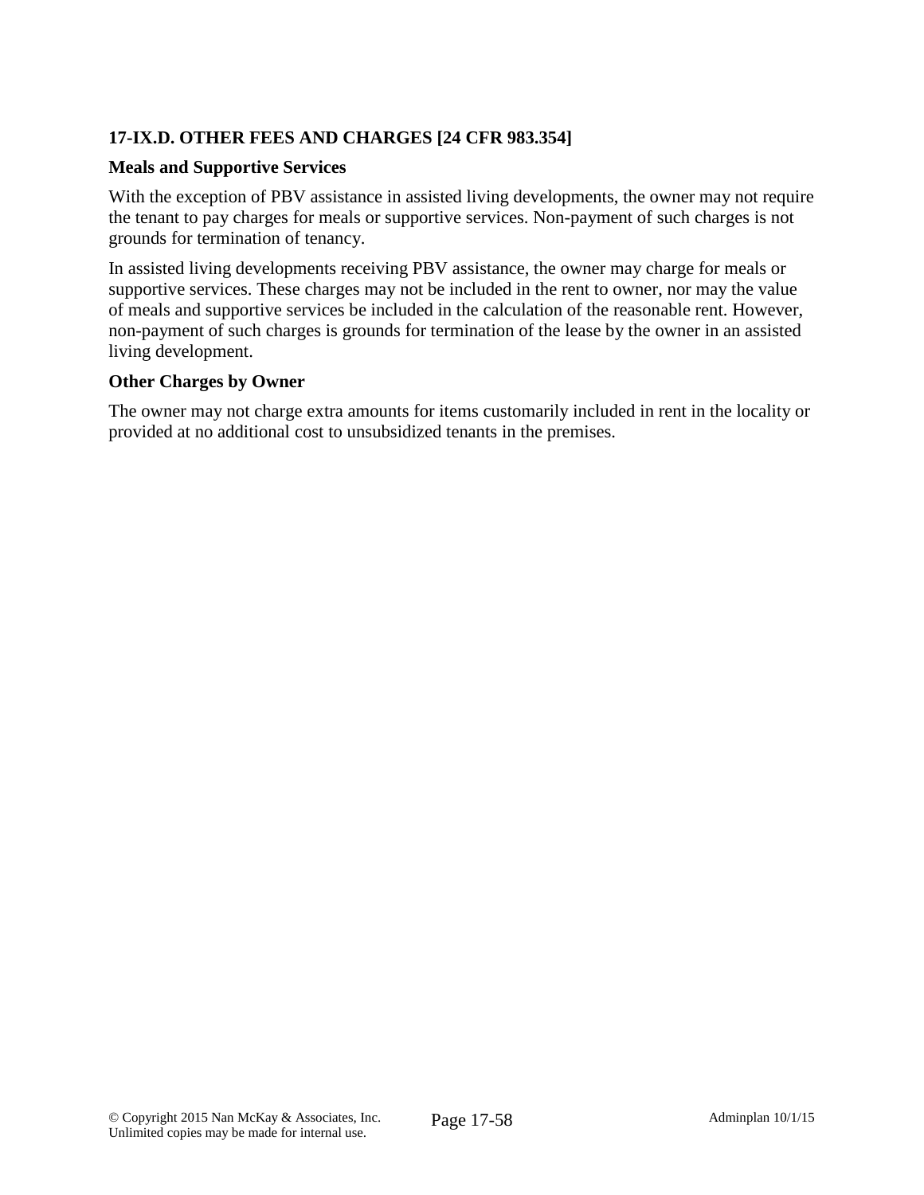### 17-IX.D. OTHER FEES AND CHARGES [24 CFR 983.354]

**Meals and Supportive Services**

With the exception of PBV assistance in assisted living developments, the owner may not require the tenant to pay charges for meals or supportive services. Non-payment of such charges is not grounds for termination of tenancy.

In assisted living developments receiving PBV assistance, the owner may charge for meals or supportive services. These charges may not be included in the rent to owner, nor may the value of meals and supportive services be included in the calculation of the reasonable rent. However, non-payment of such charges is grounds for termination of the lease by the owner in an assisted living development.

**Other Charges by Owner**

The owner may not charge extra amounts for items customarily included in rent in the locality or provided at no additional cost to unsubsidized tenants in the premises.